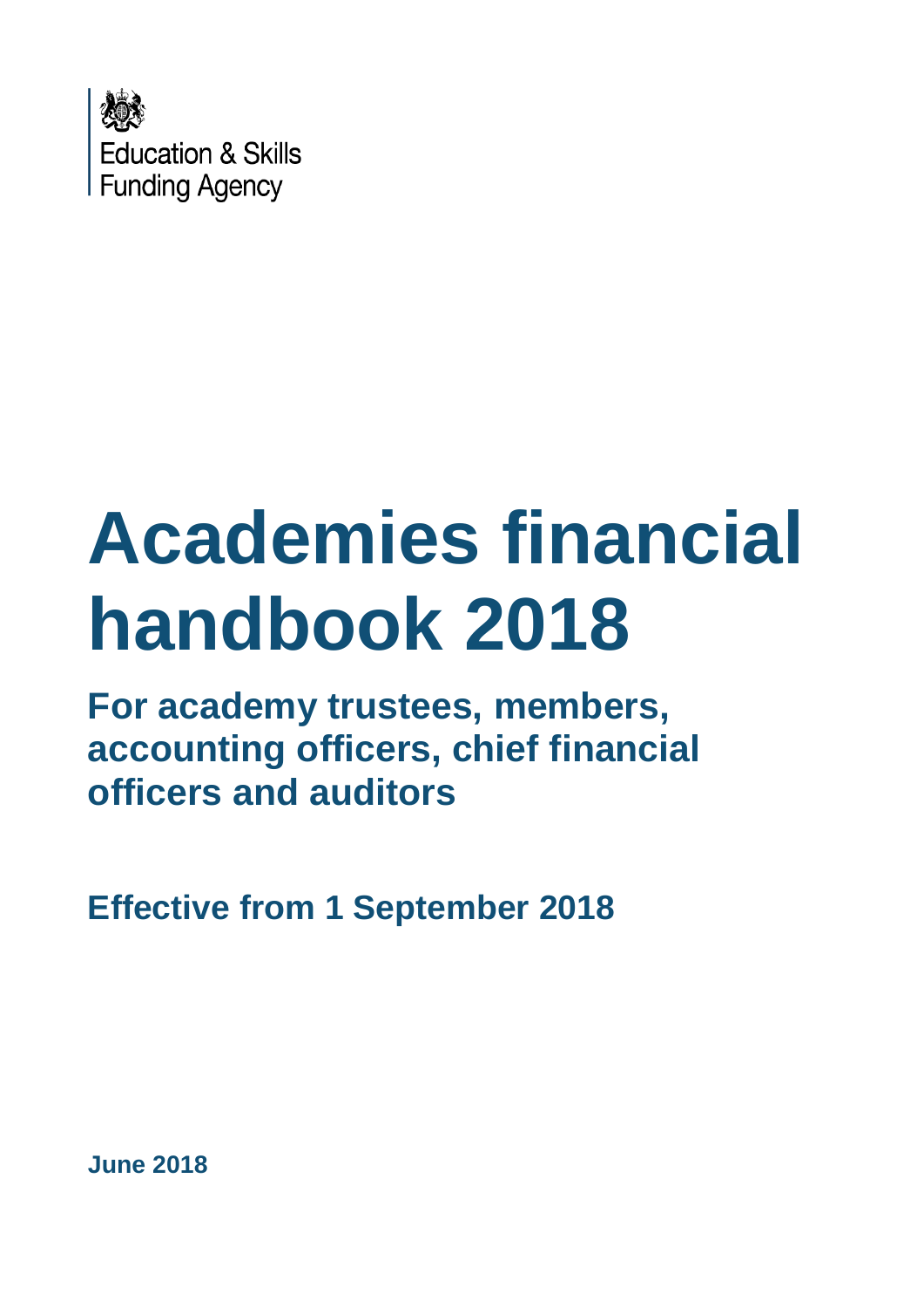Education & Skills Funding Agency

# Academies financial handbook 2018

## For academy trustees, members, accounting officers, chief financial officers and auditors

**Effective from 1 September 2018**

**June 2018**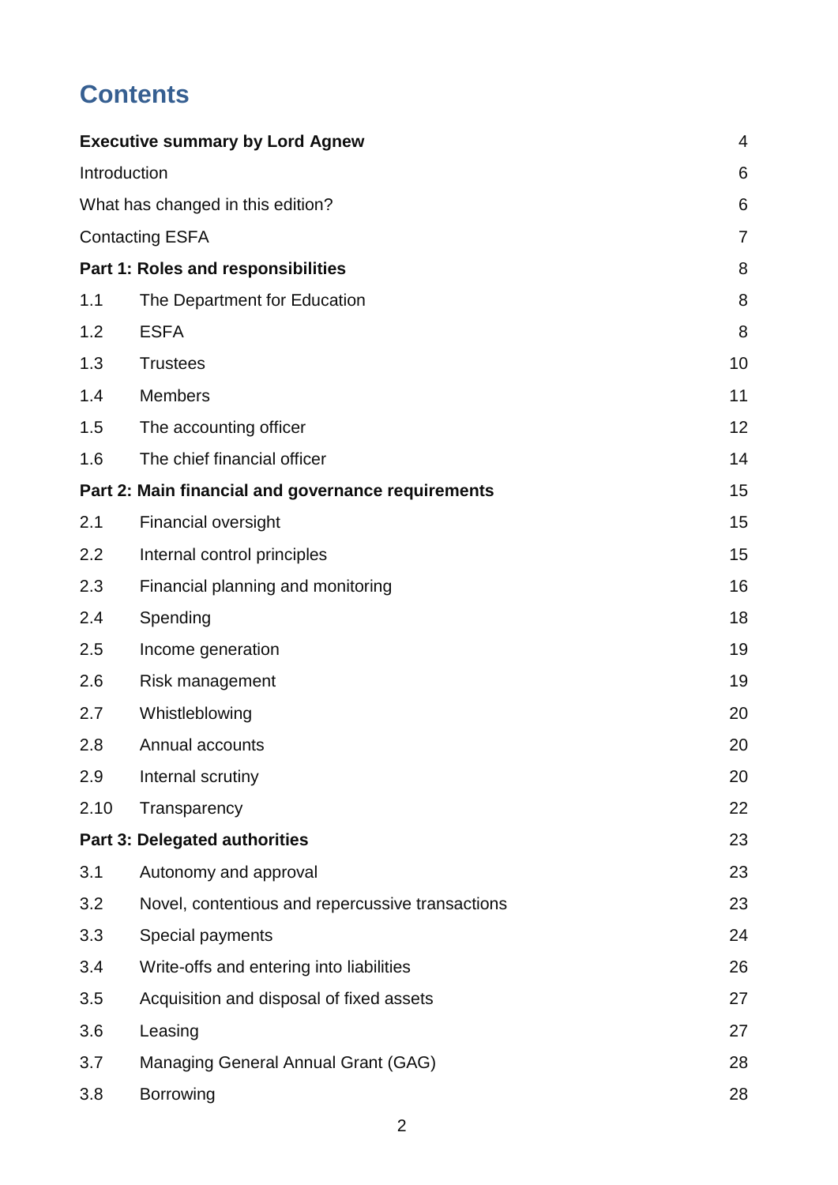# Contents

| | | |
|---|---|---|
| **Executive summary by Lord Agnew** | | 4 |
| Introduction | | 6 |
| What has changed in this edition? | | 6 |
| Contacting ESFA | | 7 |
| **Part 1: Roles and responsibilities** | | 8 |
| 1.1 | The Department for Education | 8 |
| 1.2 | ESFA | 8 |
| 1.3 | Trustees | 10 |
| 1.4 | Members | 11 |
| 1.5 | The accounting officer | 12 |
| 1.6 | The chief financial officer | 14 |
| **Part 2: Main financial and governance requirements** | | 15 |
| 2.1 | Financial oversight | 15 |
| 2.2 | Internal control principles | 15 |
| 2.3 | Financial planning and monitoring | 16 |
| 2.4 | Spending | 18 |
| 2.5 | Income generation | 19 |
| 2.6 | Risk management | 19 |
| 2.7 | Whistleblowing | 20 |
| 2.8 | Annual accounts | 20 |
| 2.9 | Internal scrutiny | 20 |
| 2.10 | Transparency | 22 |
| **Part 3: Delegated authorities** | | 23 |
| 3.1 | Autonomy and approval | 23 |
| 3.2 | Novel, contentious and repercussive transactions | 23 |
| 3.3 | Special payments | 24 |
| 3.4 | Write-offs and entering into liabilities | 26 |
| 3.5 | Acquisition and disposal of fixed assets | 27 |
| 3.6 | Leasing | 27 |
| 3.7 | Managing General Annual Grant (GAG) | 28 |
| 3.8 | Borrowing | 28 |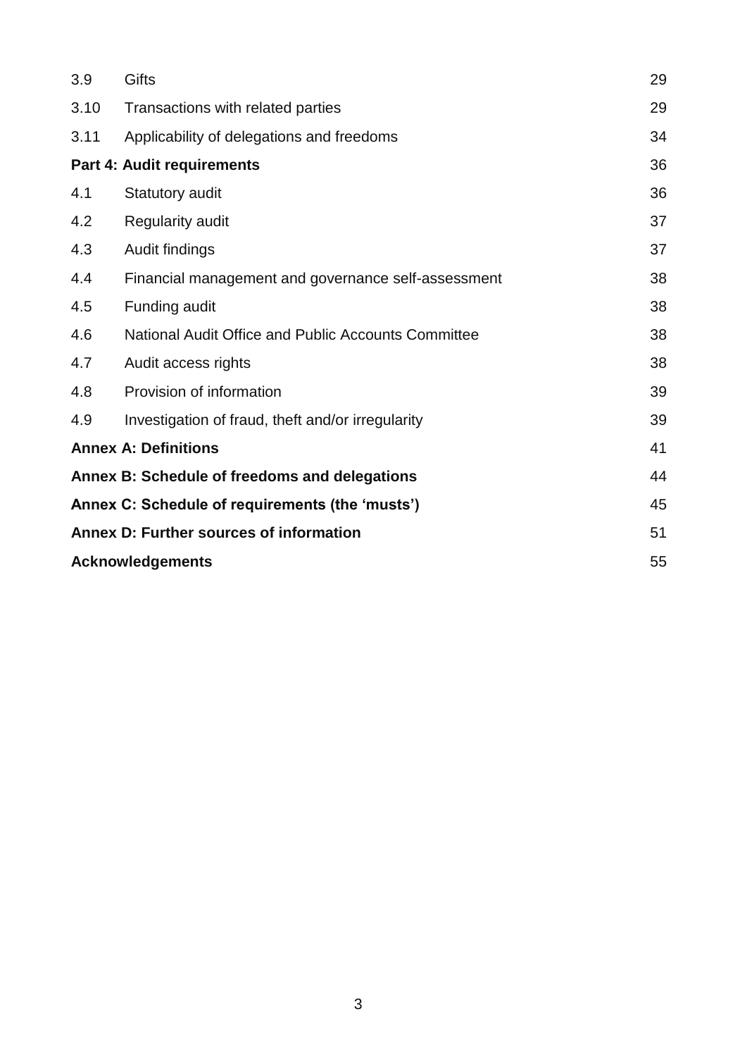| | | |
|---|---|---|
| 3.9 | Gifts | 29 |
| 3.10 | Transactions with related parties | 29 |
| 3.11 | Applicability of delegations and freedoms | 34 |
| **Part 4: Audit requirements** | | **36** |
| 4.1 | Statutory audit | 36 |
| 4.2 | Regularity audit | 37 |
| 4.3 | Audit findings | 37 |
| 4.4 | Financial management and governance self-assessment | 38 |
| 4.5 | Funding audit | 38 |
| 4.6 | National Audit Office and Public Accounts Committee | 38 |
| 4.7 | Audit access rights | 38 |
| 4.8 | Provision of information | 39 |
| 4.9 | Investigation of fraud, theft and/or irregularity | 39 |
| **Annex A: Definitions** | | **41** |
| **Annex B: Schedule of freedoms and delegations** | | **44** |
| **Annex C: Schedule of requirements (the 'musts')** | | **45** |
| **Annex D: Further sources of information** | | **51** |
| **Acknowledgements** | | **55** |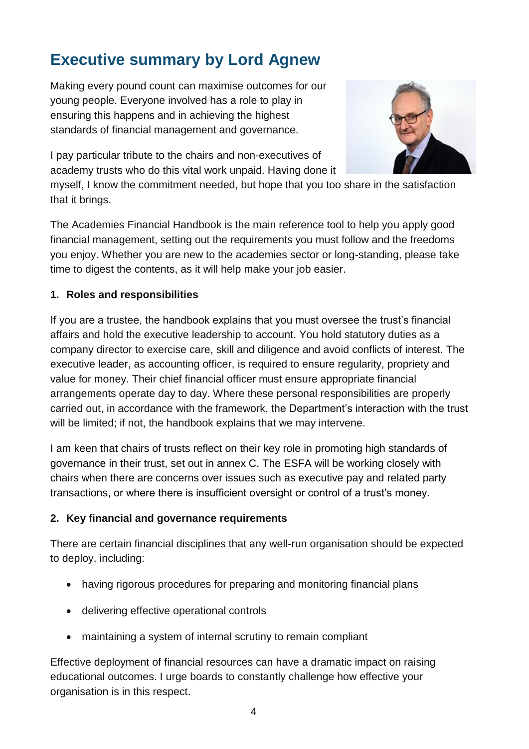# Executive summary by Lord Agnew

Making every pound count can maximise outcomes for our young people. Everyone involved has a role to play in ensuring this happens and in achieving the highest standards of financial management and governance.

I pay particular tribute to the chairs and non-executives of academy trusts who do this vital work unpaid. Having done it myself, I know the commitment needed, but hope that you too share in the satisfaction that it brings.

The Academies Financial Handbook is the main reference tool to help you apply good financial management, setting out the requirements you must follow and the freedoms you enjoy. Whether you are new to the academies sector or long-standing, please take time to digest the contents, as it will help make your job easier.

**1. Roles and responsibilities**

If you are a trustee, the handbook explains that you must oversee the trust's financial affairs and hold the executive leadership to account. You hold statutory duties as a company director to exercise care, skill and diligence and avoid conflicts of interest. The executive leader, as accounting officer, is required to ensure regularity, propriety and value for money. Their chief financial officer must ensure appropriate financial arrangements operate day to day. Where these personal responsibilities are properly carried out, in accordance with the framework, the Department's interaction with the trust will be limited; if not, the handbook explains that we may intervene.

I am keen that chairs of trusts reflect on their key role in promoting high standards of governance in their trust, set out in annex C. The ESFA will be working closely with chairs when there are concerns over issues such as executive pay and related party transactions, or where there is insufficient oversight or control of a trust's money.

**2. Key financial and governance requirements**

There are certain financial disciplines that any well-run organisation should be expected to deploy, including:

- having rigorous procedures for preparing and monitoring financial plans
- delivering effective operational controls
- maintaining a system of internal scrutiny to remain compliant

Effective deployment of financial resources can have a dramatic impact on raising educational outcomes. I urge boards to constantly challenge how effective your organisation is in this respect.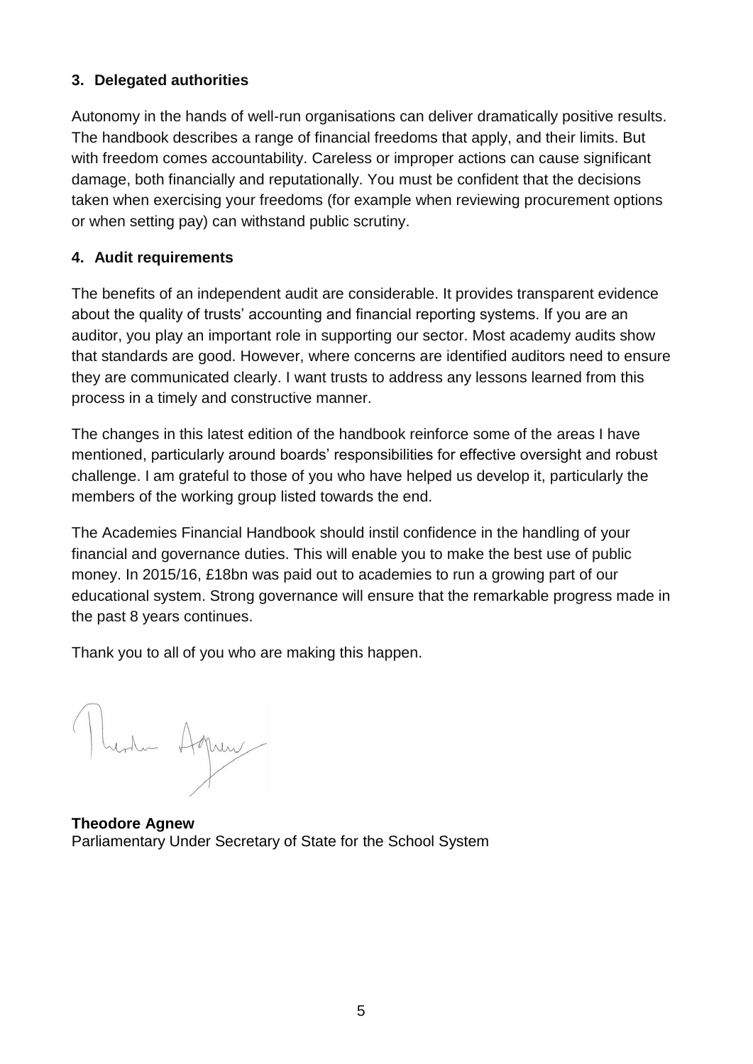### 3. Delegated authorities

Autonomy in the hands of well-run organisations can deliver dramatically positive results. The handbook describes a range of financial freedoms that apply, and their limits. But with freedom comes accountability. Careless or improper actions can cause significant damage, both financially and reputationally. You must be confident that the decisions taken when exercising your freedoms (for example when reviewing procurement options or when setting pay) can withstand public scrutiny.

### 4. Audit requirements

The benefits of an independent audit are considerable. It provides transparent evidence about the quality of trusts' accounting and financial reporting systems. If you are an auditor, you play an important role in supporting our sector. Most academy audits show that standards are good. However, where concerns are identified auditors need to ensure they are communicated clearly. I want trusts to address any lessons learned from this process in a timely and constructive manner.

The changes in this latest edition of the handbook reinforce some of the areas I have mentioned, particularly around boards' responsibilities for effective oversight and robust challenge. I am grateful to those of you who have helped us develop it, particularly the members of the working group listed towards the end.

The Academies Financial Handbook should instil confidence in the handling of your financial and governance duties. This will enable you to make the best use of public money. In 2015/16, £18bn was paid out to academies to run a growing part of our educational system. Strong governance will ensure that the remarkable progress made in the past 8 years continues.

Thank you to all of you who are making this happen.

**Theodore Agnew**
Parliamentary Under Secretary of State for the School System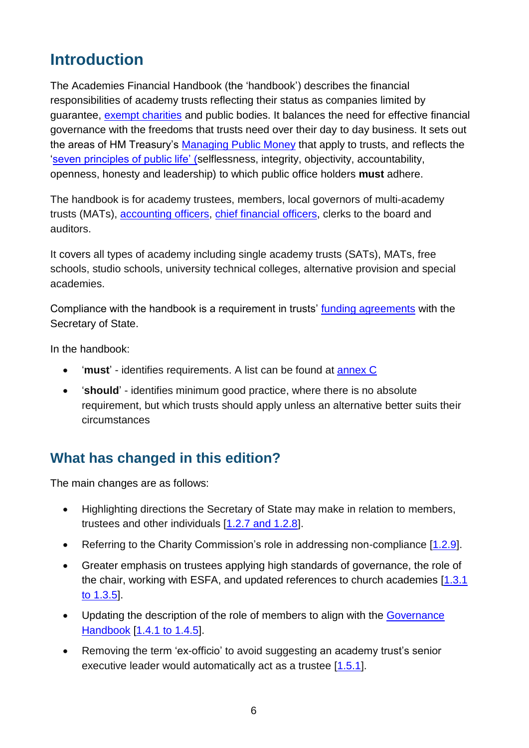## Introduction

The Academies Financial Handbook (the 'handbook') describes the financial responsibilities of academy trusts reflecting their status as companies limited by guarantee, exempt charities and public bodies. It balances the need for effective financial governance with the freedoms that trusts need over their day to day business. It sets out the areas of HM Treasury's Managing Public Money that apply to trusts, and reflects the 'seven principles of public life' (selflessness, integrity, objectivity, accountability, openness, honesty and leadership) to which public office holders **must** adhere.

The handbook is for academy trustees, members, local governors of multi-academy trusts (MATs), accounting officers, chief financial officers, clerks to the board and auditors.

It covers all types of academy including single academy trusts (SATs), MATs, free schools, studio schools, university technical colleges, alternative provision and special academies.

Compliance with the handbook is a requirement in trusts' funding agreements with the Secretary of State.

In the handbook:

- '**must**' - identifies requirements. A list can be found at annex C
- '**should**' - identifies minimum good practice, where there is no absolute requirement, but which trusts should apply unless an alternative better suits their circumstances

### What has changed in this edition?

The main changes are as follows:

- Highlighting directions the Secretary of State may make in relation to members, trustees and other individuals [1.2.7 and 1.2.8].
- Referring to the Charity Commission's role in addressing non-compliance [1.2.9].
- Greater emphasis on trustees applying high standards of governance, the role of the chair, working with ESFA, and updated references to church academies [1.3.1 to 1.3.5].
- Updating the description of the role of members to align with the Governance Handbook [1.4.1 to 1.4.5].
- Removing the term 'ex-officio' to avoid suggesting an academy trust's senior executive leader would automatically act as a trustee [1.5.1].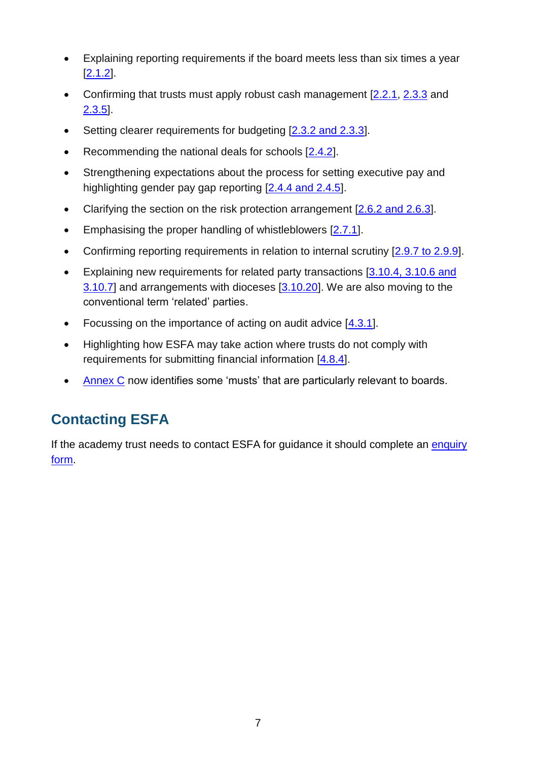- Explaining reporting requirements if the board meets less than six times a year [2.1.2].
- Confirming that trusts must apply robust cash management [2.2.1, 2.3.3 and 2.3.5].
- Setting clearer requirements for budgeting [2.3.2 and 2.3.3].
- Recommending the national deals for schools [2.4.2].
- Strengthening expectations about the process for setting executive pay and highlighting gender pay gap reporting [2.4.4 and 2.4.5].
- Clarifying the section on the risk protection arrangement [2.6.2 and 2.6.3].
- Emphasising the proper handling of whistleblowers [2.7.1].
- Confirming reporting requirements in relation to internal scrutiny [2.9.7 to 2.9.9].
- Explaining new requirements for related party transactions [3.10.4, 3.10.6 and 3.10.7] and arrangements with dioceses [3.10.20]. We are also moving to the conventional term 'related' parties.
- Focussing on the importance of acting on audit advice [4.3.1].
- Highlighting how ESFA may take action where trusts do not comply with requirements for submitting financial information [4.8.4].
- Annex C now identifies some 'musts' that are particularly relevant to boards.

## Contacting ESFA

If the academy trust needs to contact ESFA for guidance it should complete an enquiry form.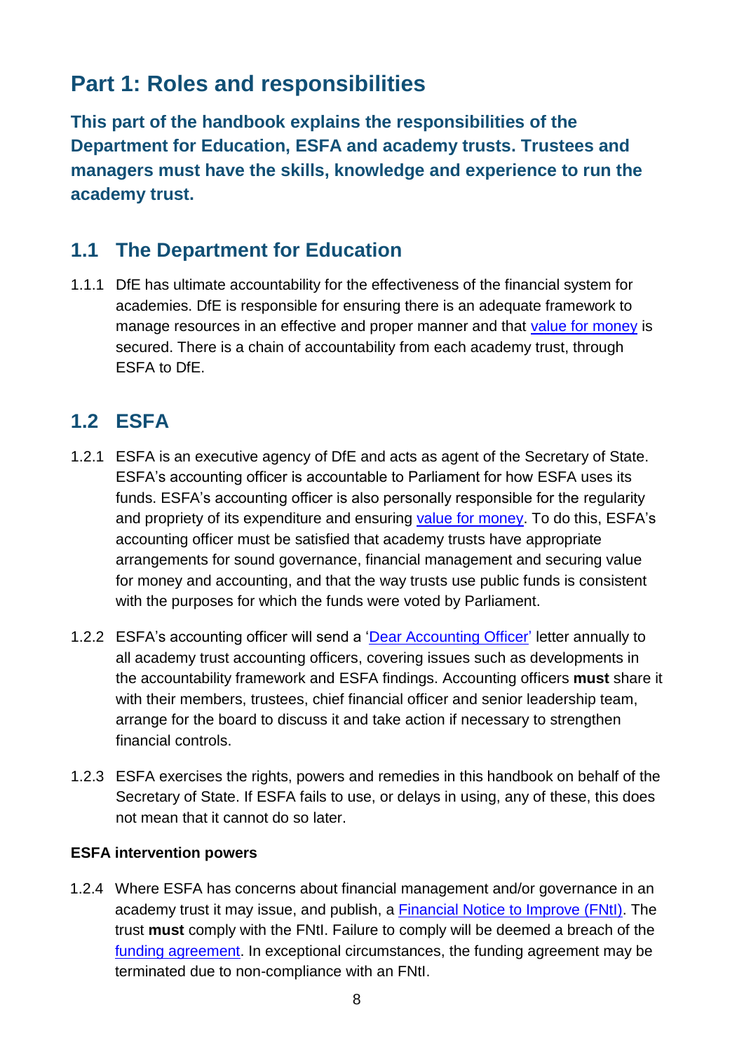# Part 1: Roles and responsibilities

**This part of the handbook explains the responsibilities of the Department for Education, ESFA and academy trusts. Trustees and managers must have the skills, knowledge and experience to run the academy trust.**

## 1.1 The Department for Education

1.1.1 DfE has ultimate accountability for the effectiveness of the financial system for academies. DfE is responsible for ensuring there is an adequate framework to manage resources in an effective and proper manner and that value for money is secured. There is a chain of accountability from each academy trust, through ESFA to DfE.

## 1.2 ESFA

1.2.1 ESFA is an executive agency of DfE and acts as agent of the Secretary of State. ESFA's accounting officer is accountable to Parliament for how ESFA uses its funds. ESFA's accounting officer is also personally responsible for the regularity and propriety of its expenditure and ensuring value for money. To do this, ESFA's accounting officer must be satisfied that academy trusts have appropriate arrangements for sound governance, financial management and securing value for money and accounting, and that the way trusts use public funds is consistent with the purposes for which the funds were voted by Parliament.

1.2.2 ESFA's accounting officer will send a 'Dear Accounting Officer' letter annually to all academy trust accounting officers, covering issues such as developments in the accountability framework and ESFA findings. Accounting officers **must** share it with their members, trustees, chief financial officer and senior leadership team, arrange for the board to discuss it and take action if necessary to strengthen financial controls.

1.2.3 ESFA exercises the rights, powers and remedies in this handbook on behalf of the Secretary of State. If ESFA fails to use, or delays in using, any of these, this does not mean that it cannot do so later.

#### ESFA intervention powers

1.2.4 Where ESFA has concerns about financial management and/or governance in an academy trust it may issue, and publish, a Financial Notice to Improve (FNtI). The trust **must** comply with the FNtI. Failure to comply will be deemed a breach of the funding agreement. In exceptional circumstances, the funding agreement may be terminated due to non-compliance with an FNtI.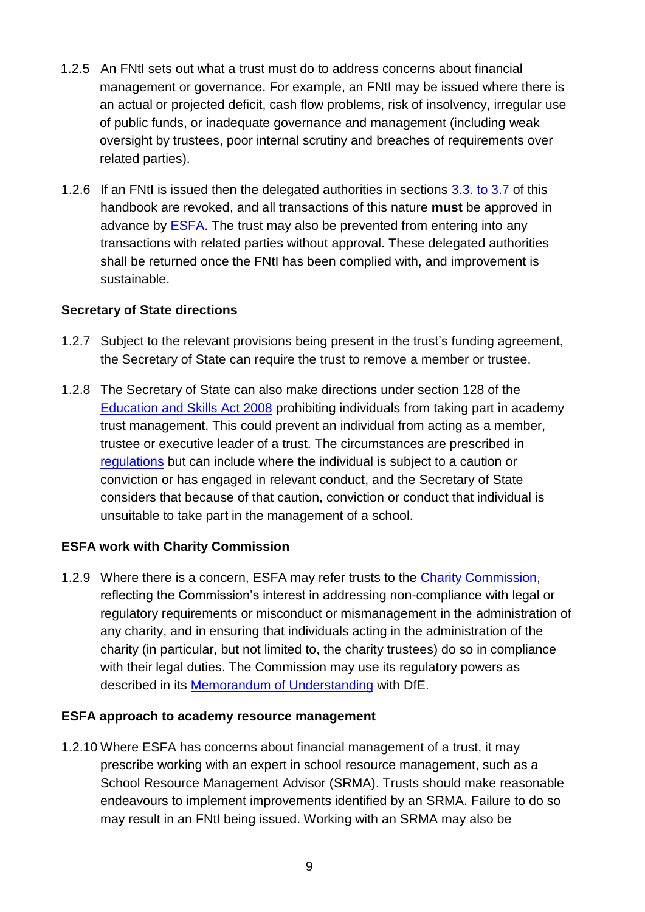1.2.5 An FNtI sets out what a trust must do to address concerns about financial management or governance. For example, an FNtI may be issued where there is an actual or projected deficit, cash flow problems, risk of insolvency, irregular use of public funds, or inadequate governance and management (including weak oversight by trustees, poor internal scrutiny and breaches of requirements over related parties).

1.2.6 If an FNtI is issued then the delegated authorities in sections 3.3. to 3.7 of this handbook are revoked, and all transactions of this nature **must** be approved in advance by ESFA. The trust may also be prevented from entering into any transactions with related parties without approval. These delegated authorities shall be returned once the FNtI has been complied with, and improvement is sustainable.

**Secretary of State directions**

1.2.7 Subject to the relevant provisions being present in the trust's funding agreement, the Secretary of State can require the trust to remove a member or trustee.

1.2.8 The Secretary of State can also make directions under section 128 of the Education and Skills Act 2008 prohibiting individuals from taking part in academy trust management. This could prevent an individual from acting as a member, trustee or executive leader of a trust. The circumstances are prescribed in regulations but can include where the individual is subject to a caution or conviction or has engaged in relevant conduct, and the Secretary of State considers that because of that caution, conviction or conduct that individual is unsuitable to take part in the management of a school.

**ESFA work with Charity Commission**

1.2.9 Where there is a concern, ESFA may refer trusts to the Charity Commission, reflecting the Commission's interest in addressing non-compliance with legal or regulatory requirements or misconduct or mismanagement in the administration of any charity, and in ensuring that individuals acting in the administration of the charity (in particular, but not limited to, the charity trustees) do so in compliance with their legal duties. The Commission may use its regulatory powers as described in its Memorandum of Understanding with DfE.

**ESFA approach to academy resource management**

1.2.10 Where ESFA has concerns about financial management of a trust, it may prescribe working with an expert in school resource management, such as a School Resource Management Advisor (SRMA). Trusts should make reasonable endeavours to implement improvements identified by an SRMA. Failure to do so may result in an FNtI being issued. Working with an SRMA may also be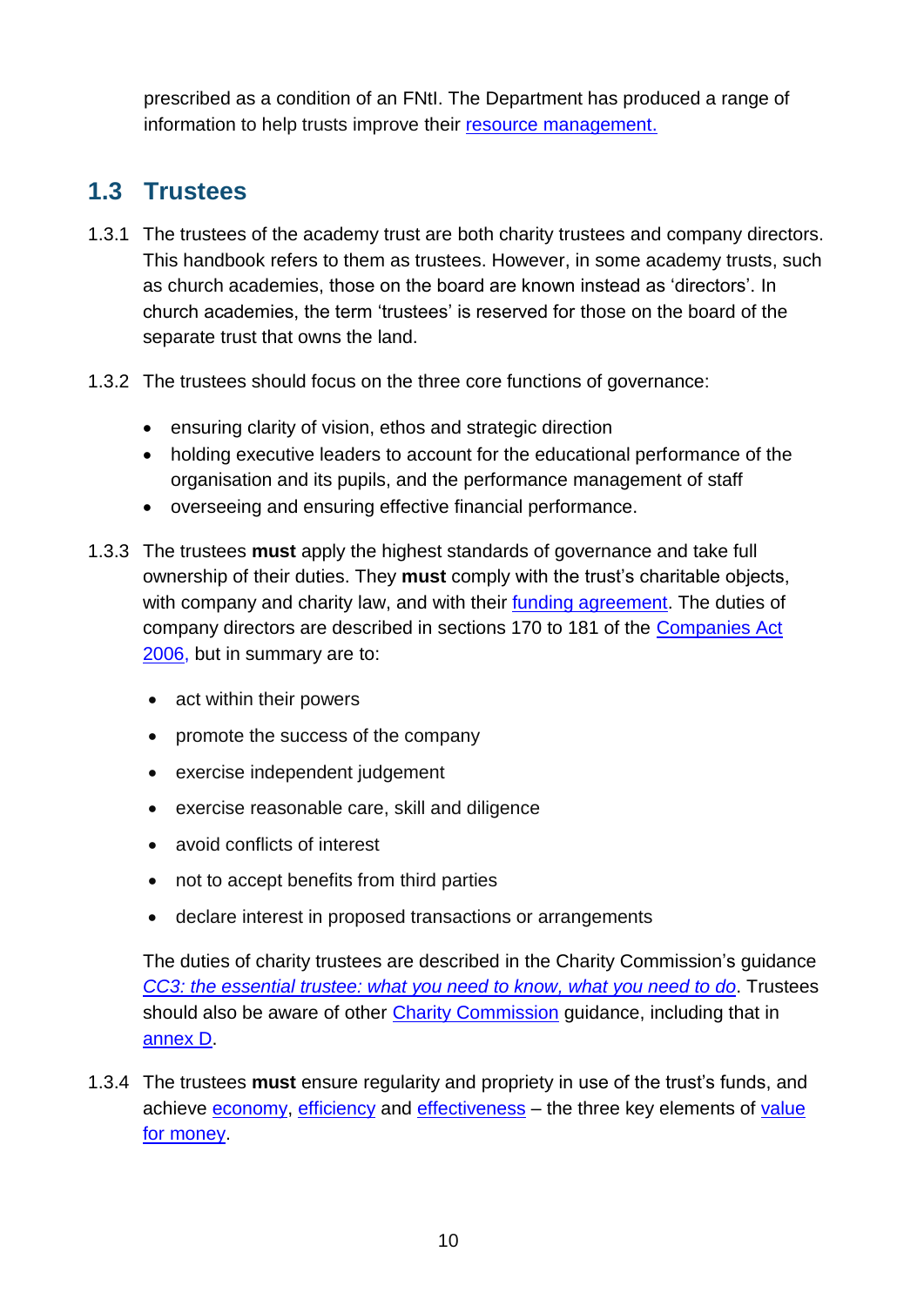prescribed as a condition of an FNtI. The Department has produced a range of information to help trusts improve their resource management.

## 1.3 Trustees

1.3.1 The trustees of the academy trust are both charity trustees and company directors. This handbook refers to them as trustees. However, in some academy trusts, such as church academies, those on the board are known instead as 'directors'. In church academies, the term 'trustees' is reserved for those on the board of the separate trust that owns the land.

1.3.2 The trustees should focus on the three core functions of governance:

- ensuring clarity of vision, ethos and strategic direction
- holding executive leaders to account for the educational performance of the organisation and its pupils, and the performance management of staff
- overseeing and ensuring effective financial performance.

1.3.3 The trustees **must** apply the highest standards of governance and take full ownership of their duties. They **must** comply with the trust's charitable objects, with company and charity law, and with their funding agreement. The duties of company directors are described in sections 170 to 181 of the Companies Act 2006, but in summary are to:

- act within their powers
- promote the success of the company
- exercise independent judgement
- exercise reasonable care, skill and diligence
- avoid conflicts of interest
- not to accept benefits from third parties
- declare interest in proposed transactions or arrangements

The duties of charity trustees are described in the Charity Commission's guidance *CC3: the essential trustee: what you need to know, what you need to do*. Trustees should also be aware of other Charity Commission guidance, including that in annex D.

1.3.4 The trustees **must** ensure regularity and propriety in use of the trust's funds, and achieve economy, efficiency and effectiveness – the three key elements of value for money.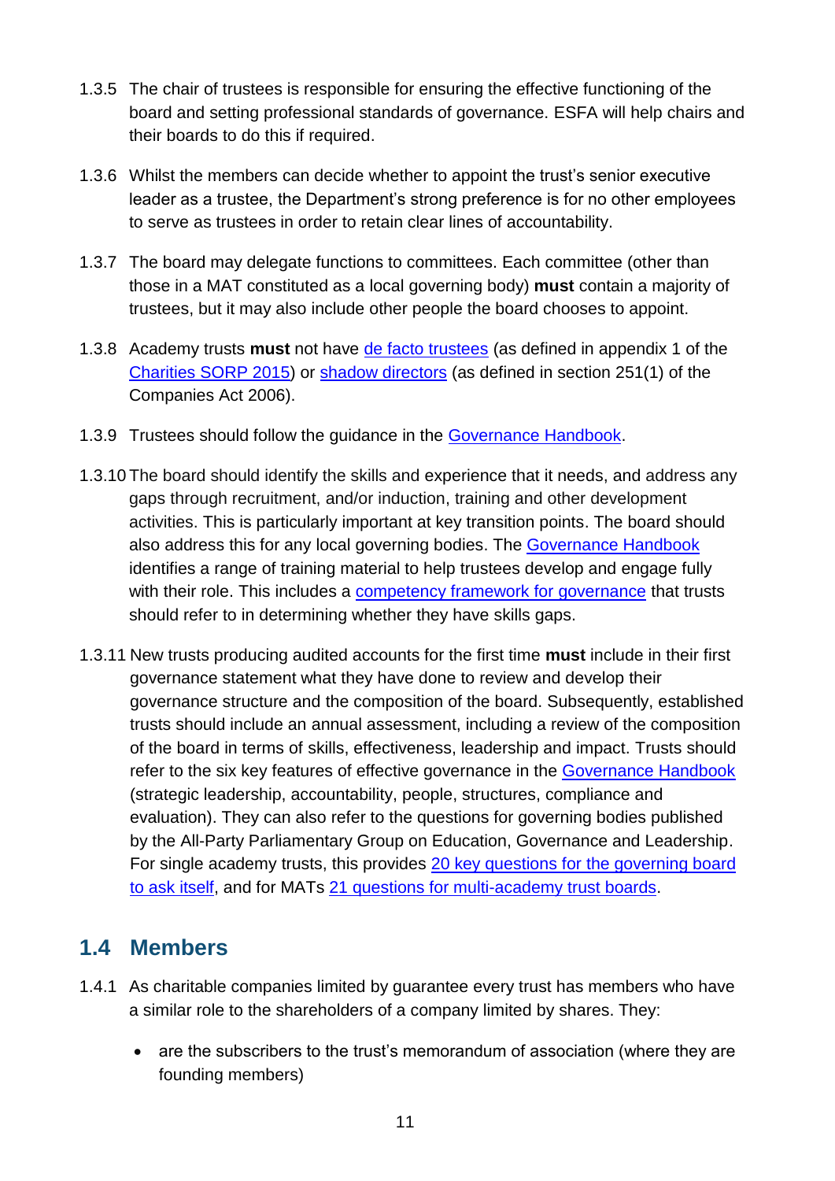1.3.5 The chair of trustees is responsible for ensuring the effective functioning of the board and setting professional standards of governance. ESFA will help chairs and their boards to do this if required.

1.3.6 Whilst the members can decide whether to appoint the trust's senior executive leader as a trustee, the Department's strong preference is for no other employees to serve as trustees in order to retain clear lines of accountability.

1.3.7 The board may delegate functions to committees. Each committee (other than those in a MAT constituted as a local governing body) **must** contain a majority of trustees, but it may also include other people the board chooses to appoint.

1.3.8 Academy trusts **must** not have de facto trustees (as defined in appendix 1 of the Charities SORP 2015) or shadow directors (as defined in section 251(1) of the Companies Act 2006).

1.3.9 Trustees should follow the guidance in the Governance Handbook.

1.3.10 The board should identify the skills and experience that it needs, and address any gaps through recruitment, and/or induction, training and other development activities. This is particularly important at key transition points. The board should also address this for any local governing bodies. The Governance Handbook identifies a range of training material to help trustees develop and engage fully with their role. This includes a competency framework for governance that trusts should refer to in determining whether they have skills gaps.

1.3.11 New trusts producing audited accounts for the first time **must** include in their first governance statement what they have done to review and develop their governance structure and the composition of the board. Subsequently, established trusts should include an annual assessment, including a review of the composition of the board in terms of skills, effectiveness, leadership and impact. Trusts should refer to the six key features of effective governance in the Governance Handbook (strategic leadership, accountability, people, structures, compliance and evaluation). They can also refer to the questions for governing bodies published by the All-Party Parliamentary Group on Education, Governance and Leadership. For single academy trusts, this provides 20 key questions for the governing board to ask itself, and for MATs 21 questions for multi-academy trust boards.

## 1.4 Members

1.4.1 As charitable companies limited by guarantee every trust has members who have a similar role to the shareholders of a company limited by shares. They:

- are the subscribers to the trust's memorandum of association (where they are founding members)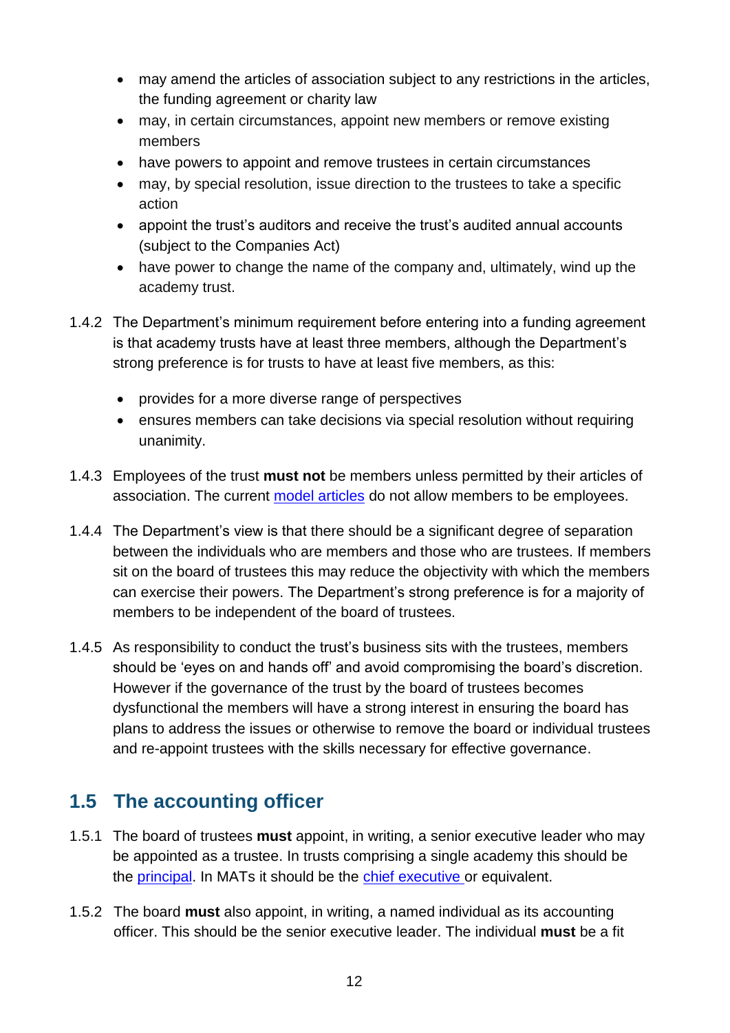- may amend the articles of association subject to any restrictions in the articles, the funding agreement or charity law
- may, in certain circumstances, appoint new members or remove existing members
- have powers to appoint and remove trustees in certain circumstances
- may, by special resolution, issue direction to the trustees to take a specific action
- appoint the trust's auditors and receive the trust's audited annual accounts (subject to the Companies Act)
- have power to change the name of the company and, ultimately, wind up the academy trust.

1.4.2 The Department's minimum requirement before entering into a funding agreement is that academy trusts have at least three members, although the Department's strong preference is for trusts to have at least five members, as this:

- provides for a more diverse range of perspectives
- ensures members can take decisions via special resolution without requiring unanimity.

1.4.3 Employees of the trust **must not** be members unless permitted by their articles of association. The current model articles do not allow members to be employees.

1.4.4 The Department's view is that there should be a significant degree of separation between the individuals who are members and those who are trustees. If members sit on the board of trustees this may reduce the objectivity with which the members can exercise their powers. The Department's strong preference is for a majority of members to be independent of the board of trustees.

1.4.5 As responsibility to conduct the trust's business sits with the trustees, members should be 'eyes on and hands off' and avoid compromising the board's discretion. However if the governance of the trust by the board of trustees becomes dysfunctional the members will have a strong interest in ensuring the board has plans to address the issues or otherwise to remove the board or individual trustees and re-appoint trustees with the skills necessary for effective governance.

## 1.5 The accounting officer

1.5.1 The board of trustees **must** appoint, in writing, a senior executive leader who may be appointed as a trustee. In trusts comprising a single academy this should be the principal. In MATs it should be the chief executive or equivalent.

1.5.2 The board **must** also appoint, in writing, a named individual as its accounting officer. This should be the senior executive leader. The individual **must** be a fit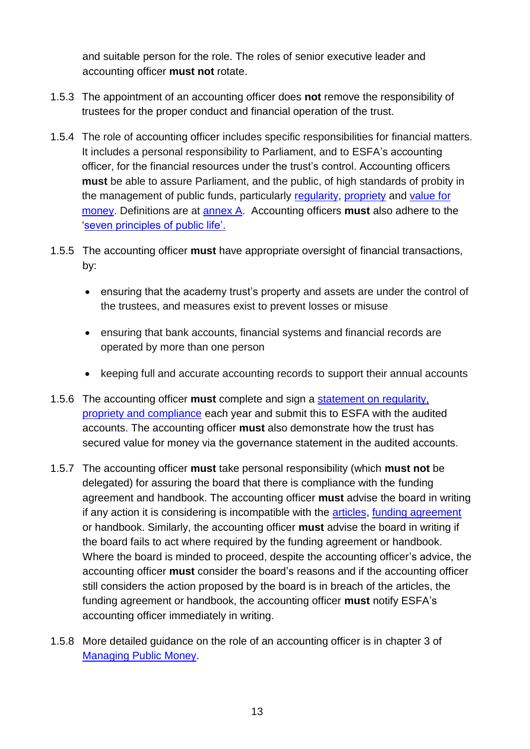and suitable person for the role. The roles of senior executive leader and accounting officer **must not** rotate.

1.5.3 The appointment of an accounting officer does **not** remove the responsibility of trustees for the proper conduct and financial operation of the trust.

1.5.4 The role of accounting officer includes specific responsibilities for financial matters. It includes a personal responsibility to Parliament, and to ESFA's accounting officer, for the financial resources under the trust's control. Accounting officers **must** be able to assure Parliament, and the public, of high standards of probity in the management of public funds, particularly regularity, propriety and value for money. Definitions are at annex A. Accounting officers **must** also adhere to the 'seven principles of public life'.

1.5.5 The accounting officer **must** have appropriate oversight of financial transactions, by:

- ensuring that the academy trust's property and assets are under the control of the trustees, and measures exist to prevent losses or misuse
- ensuring that bank accounts, financial systems and financial records are operated by more than one person
- keeping full and accurate accounting records to support their annual accounts

1.5.6 The accounting officer **must** complete and sign a statement on regularity, propriety and compliance each year and submit this to ESFA with the audited accounts. The accounting officer **must** also demonstrate how the trust has secured value for money via the governance statement in the audited accounts.

1.5.7 The accounting officer **must** take personal responsibility (which **must not** be delegated) for assuring the board that there is compliance with the funding agreement and handbook. The accounting officer **must** advise the board in writing if any action it is considering is incompatible with the articles, funding agreement or handbook. Similarly, the accounting officer **must** advise the board in writing if the board fails to act where required by the funding agreement or handbook. Where the board is minded to proceed, despite the accounting officer's advice, the accounting officer **must** consider the board's reasons and if the accounting officer still considers the action proposed by the board is in breach of the articles, the funding agreement or handbook, the accounting officer **must** notify ESFA's accounting officer immediately in writing.

1.5.8 More detailed guidance on the role of an accounting officer is in chapter 3 of Managing Public Money.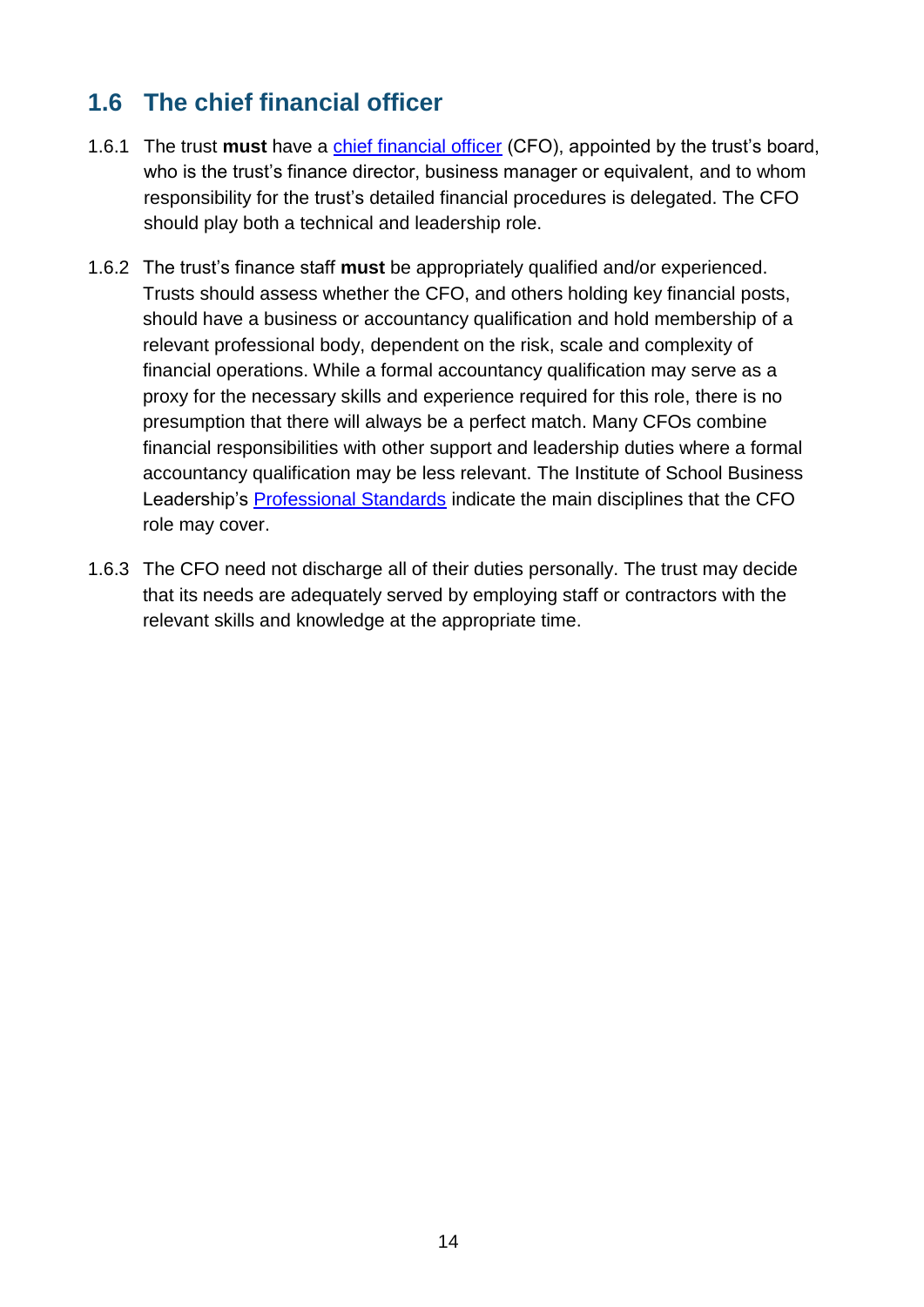## 1.6 The chief financial officer

1.6.1 The trust **must** have a [chief financial officer](#) (CFO), appointed by the trust's board, who is the trust's finance director, business manager or equivalent, and to whom responsibility for the trust's detailed financial procedures is delegated. The CFO should play both a technical and leadership role.

1.6.2 The trust's finance staff **must** be appropriately qualified and/or experienced. Trusts should assess whether the CFO, and others holding key financial posts, should have a business or accountancy qualification and hold membership of a relevant professional body, dependent on the risk, scale and complexity of financial operations. While a formal accountancy qualification may serve as a proxy for the necessary skills and experience required for this role, there is no presumption that there will always be a perfect match. Many CFOs combine financial responsibilities with other support and leadership duties where a formal accountancy qualification may be less relevant. The Institute of School Business Leadership's [Professional Standards](#) indicate the main disciplines that the CFO role may cover.

1.6.3 The CFO need not discharge all of their duties personally. The trust may decide that its needs are adequately served by employing staff or contractors with the relevant skills and knowledge at the appropriate time.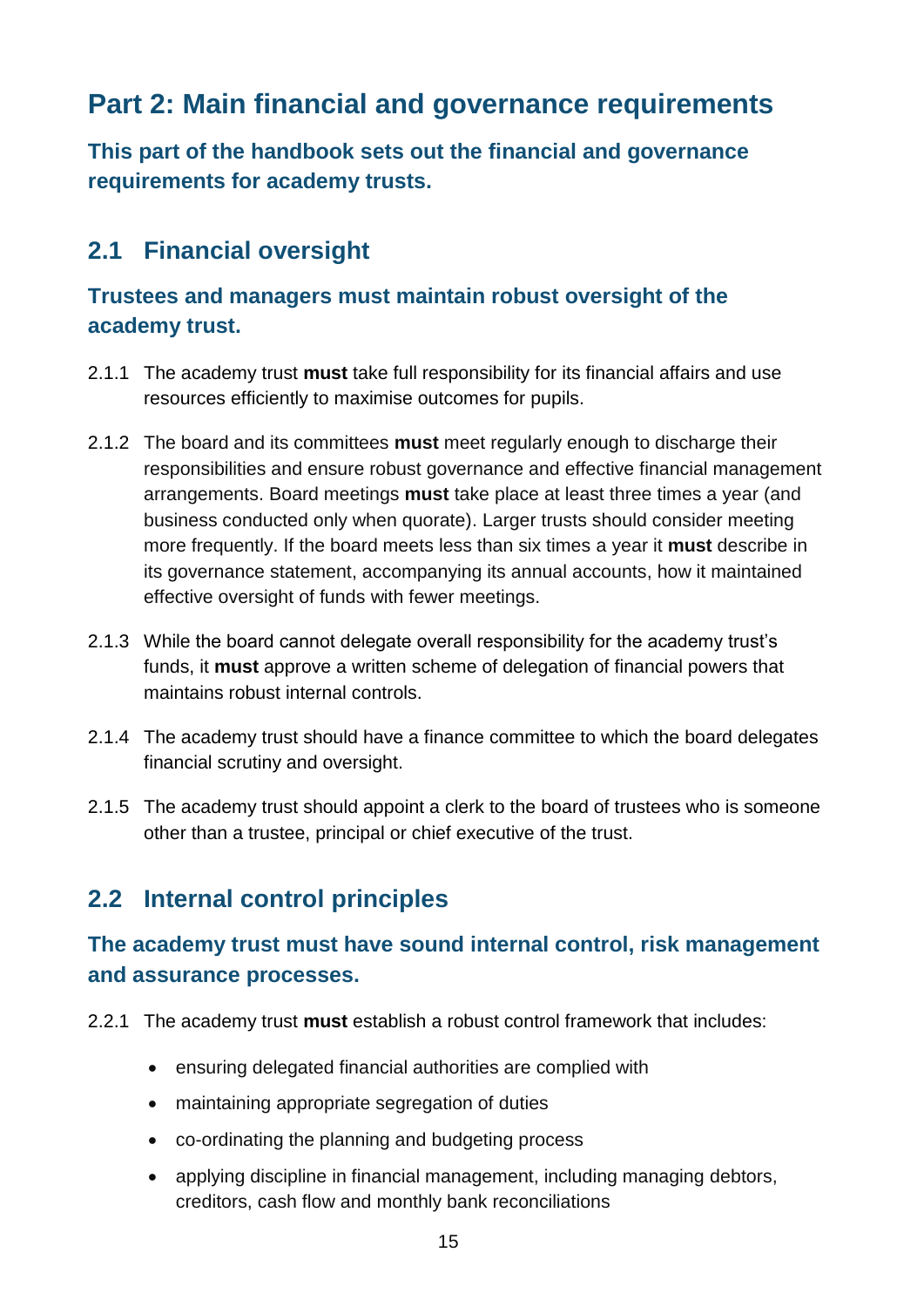# Part 2: Main financial and governance requirements

**This part of the handbook sets out the financial and governance requirements for academy trusts.**

## 2.1 Financial oversight

### Trustees and managers must maintain robust oversight of the academy trust.

2.1.1 The academy trust **must** take full responsibility for its financial affairs and use resources efficiently to maximise outcomes for pupils.

2.1.2 The board and its committees **must** meet regularly enough to discharge their responsibilities and ensure robust governance and effective financial management arrangements. Board meetings **must** take place at least three times a year (and business conducted only when quorate). Larger trusts should consider meeting more frequently. If the board meets less than six times a year it **must** describe in its governance statement, accompanying its annual accounts, how it maintained effective oversight of funds with fewer meetings.

2.1.3 While the board cannot delegate overall responsibility for the academy trust's funds, it **must** approve a written scheme of delegation of financial powers that maintains robust internal controls.

2.1.4 The academy trust should have a finance committee to which the board delegates financial scrutiny and oversight.

2.1.5 The academy trust should appoint a clerk to the board of trustees who is someone other than a trustee, principal or chief executive of the trust.

## 2.2 Internal control principles

### The academy trust must have sound internal control, risk management and assurance processes.

2.2.1 The academy trust **must** establish a robust control framework that includes:

- ensuring delegated financial authorities are complied with
- maintaining appropriate segregation of duties
- co-ordinating the planning and budgeting process
- applying discipline in financial management, including managing debtors, creditors, cash flow and monthly bank reconciliations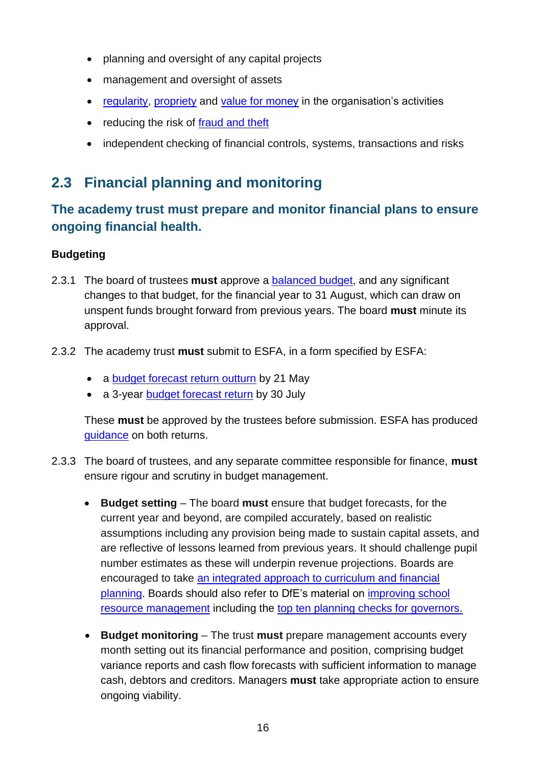- planning and oversight of any capital projects
- management and oversight of assets
- regularity, propriety and value for money in the organisation's activities
- reducing the risk of fraud and theft
- independent checking of financial controls, systems, transactions and risks

## 2.3 Financial planning and monitoring

### The academy trust must prepare and monitor financial plans to ensure ongoing financial health.

**Budgeting**

2.3.1 The board of trustees **must** approve a balanced budget, and any significant changes to that budget, for the financial year to 31 August, which can draw on unspent funds brought forward from previous years. The board **must** minute its approval.

2.3.2 The academy trust **must** submit to ESFA, in a form specified by ESFA:

- a budget forecast return outturn by 21 May
- a 3-year budget forecast return by 30 July

These **must** be approved by the trustees before submission. ESFA has produced guidance on both returns.

2.3.3 The board of trustees, and any separate committee responsible for finance, **must** ensure rigour and scrutiny in budget management.

- **Budget setting** – The board **must** ensure that budget forecasts, for the current year and beyond, are compiled accurately, based on realistic assumptions including any provision being made to sustain capital assets, and are reflective of lessons learned from previous years. It should challenge pupil number estimates as these will underpin revenue projections. Boards are encouraged to take an integrated approach to curriculum and financial planning. Boards should also refer to DfE's material on improving school resource management including the top ten planning checks for governors.

- **Budget monitoring** – The trust **must** prepare management accounts every month setting out its financial performance and position, comprising budget variance reports and cash flow forecasts with sufficient information to manage cash, debtors and creditors. Managers **must** take appropriate action to ensure ongoing viability.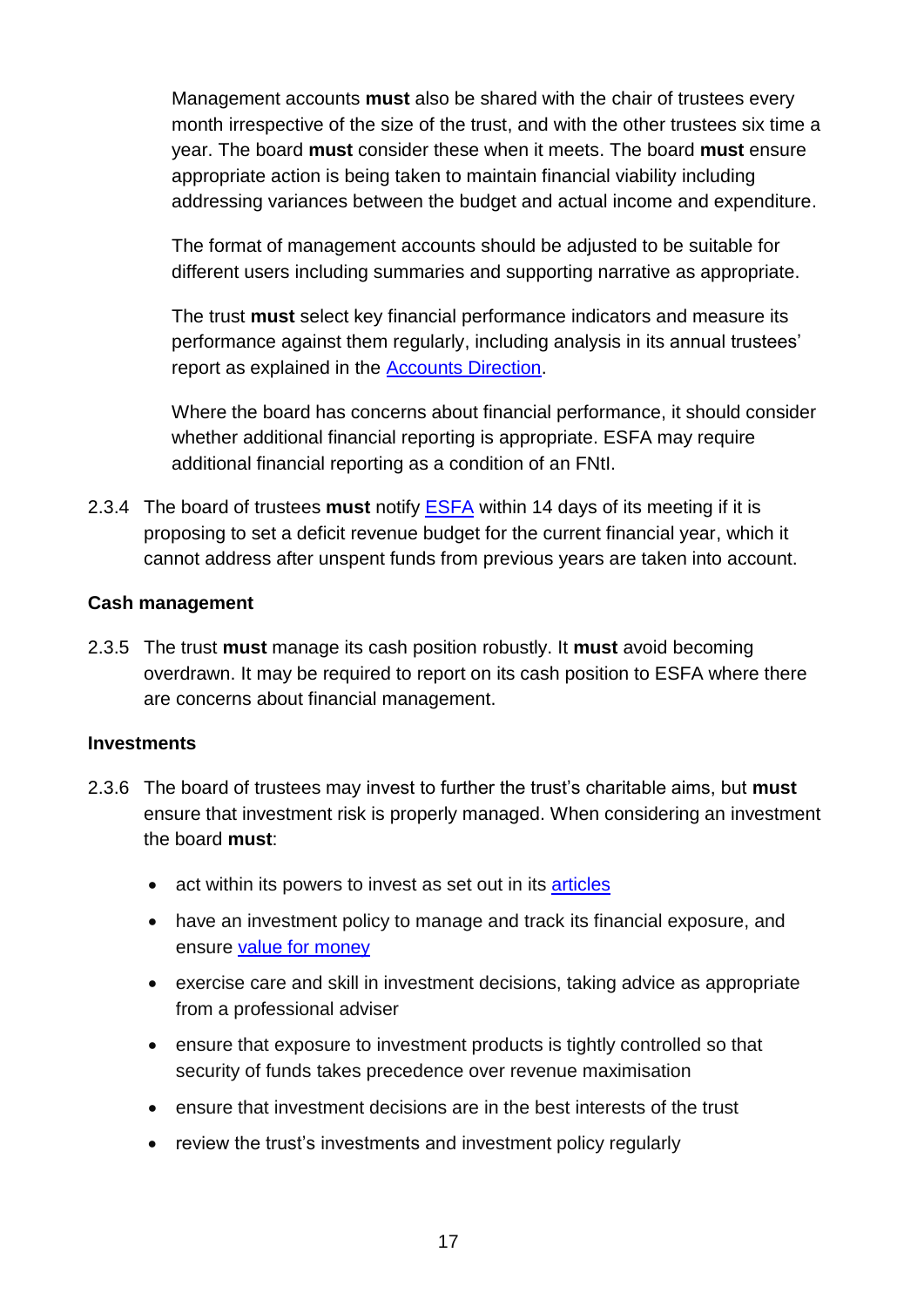Management accounts **must** also be shared with the chair of trustees every month irrespective of the size of the trust, and with the other trustees six time a year. The board **must** consider these when it meets. The board **must** ensure appropriate action is being taken to maintain financial viability including addressing variances between the budget and actual income and expenditure.

The format of management accounts should be adjusted to be suitable for different users including summaries and supporting narrative as appropriate.

The trust **must** select key financial performance indicators and measure its performance against them regularly, including analysis in its annual trustees' report as explained in the [Accounts Direction](#).

Where the board has concerns about financial performance, it should consider whether additional financial reporting is appropriate. ESFA may require additional financial reporting as a condition of an FNtI.

2.3.4 The board of trustees **must** notify [ESFA](#) within 14 days of its meeting if it is proposing to set a deficit revenue budget for the current financial year, which it cannot address after unspent funds from previous years are taken into account.

### Cash management

2.3.5 The trust **must** manage its cash position robustly. It **must** avoid becoming overdrawn. It may be required to report on its cash position to ESFA where there are concerns about financial management.

### Investments

2.3.6 The board of trustees may invest to further the trust's charitable aims, but **must** ensure that investment risk is properly managed. When considering an investment the board **must**:

- act within its powers to invest as set out in its [articles](#)
- have an investment policy to manage and track its financial exposure, and ensure [value for money](#)
- exercise care and skill in investment decisions, taking advice as appropriate from a professional adviser
- ensure that exposure to investment products is tightly controlled so that security of funds takes precedence over revenue maximisation
- ensure that investment decisions are in the best interests of the trust
- review the trust's investments and investment policy regularly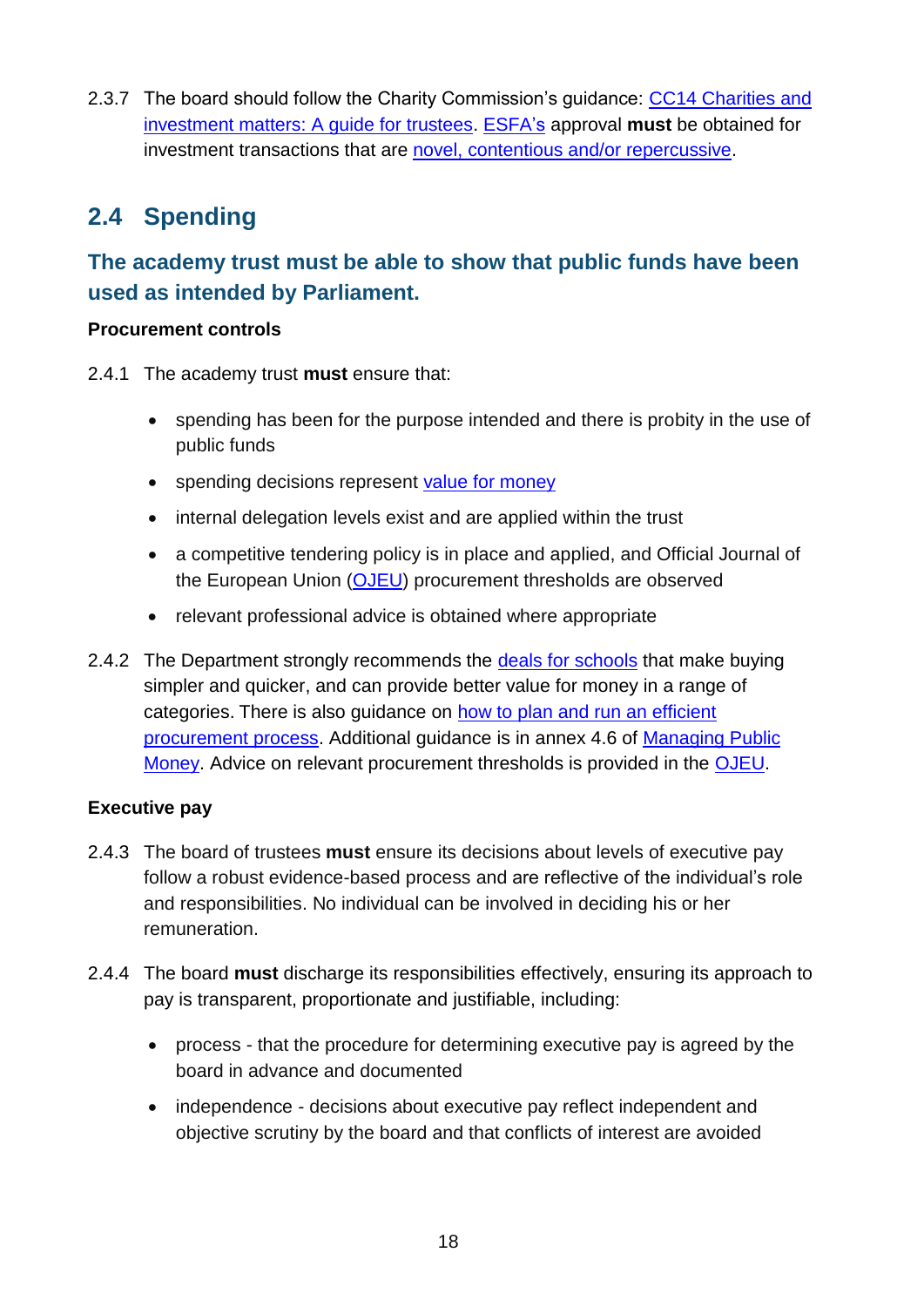2.3.7 The board should follow the Charity Commission's guidance: [CC14 Charities and investment matters: A guide for trustees](). [ESFA's]() approval **must** be obtained for investment transactions that are [novel, contentious and/or repercussive]().

## 2.4 Spending

### The academy trust must be able to show that public funds have been used as intended by Parliament.

**Procurement controls**

2.4.1 The academy trust **must** ensure that:

- spending has been for the purpose intended and there is probity in the use of public funds
- spending decisions represent [value for money]()
- internal delegation levels exist and are applied within the trust
- a competitive tendering policy is in place and applied, and Official Journal of the European Union ([OJEU]()) procurement thresholds are observed
- relevant professional advice is obtained where appropriate

2.4.2 The Department strongly recommends the [deals for schools]() that make buying simpler and quicker, and can provide better value for money in a range of categories. There is also guidance on [how to plan and run an efficient procurement process](). Additional guidance is in annex 4.6 of [Managing Public Money](). Advice on relevant procurement thresholds is provided in the [OJEU]().

**Executive pay**

2.4.3 The board of trustees **must** ensure its decisions about levels of executive pay follow a robust evidence-based process and are reflective of the individual's role and responsibilities. No individual can be involved in deciding his or her remuneration.

2.4.4 The board **must** discharge its responsibilities effectively, ensuring its approach to pay is transparent, proportionate and justifiable, including:

- process - that the procedure for determining executive pay is agreed by the board in advance and documented
- independence - decisions about executive pay reflect independent and objective scrutiny by the board and that conflicts of interest are avoided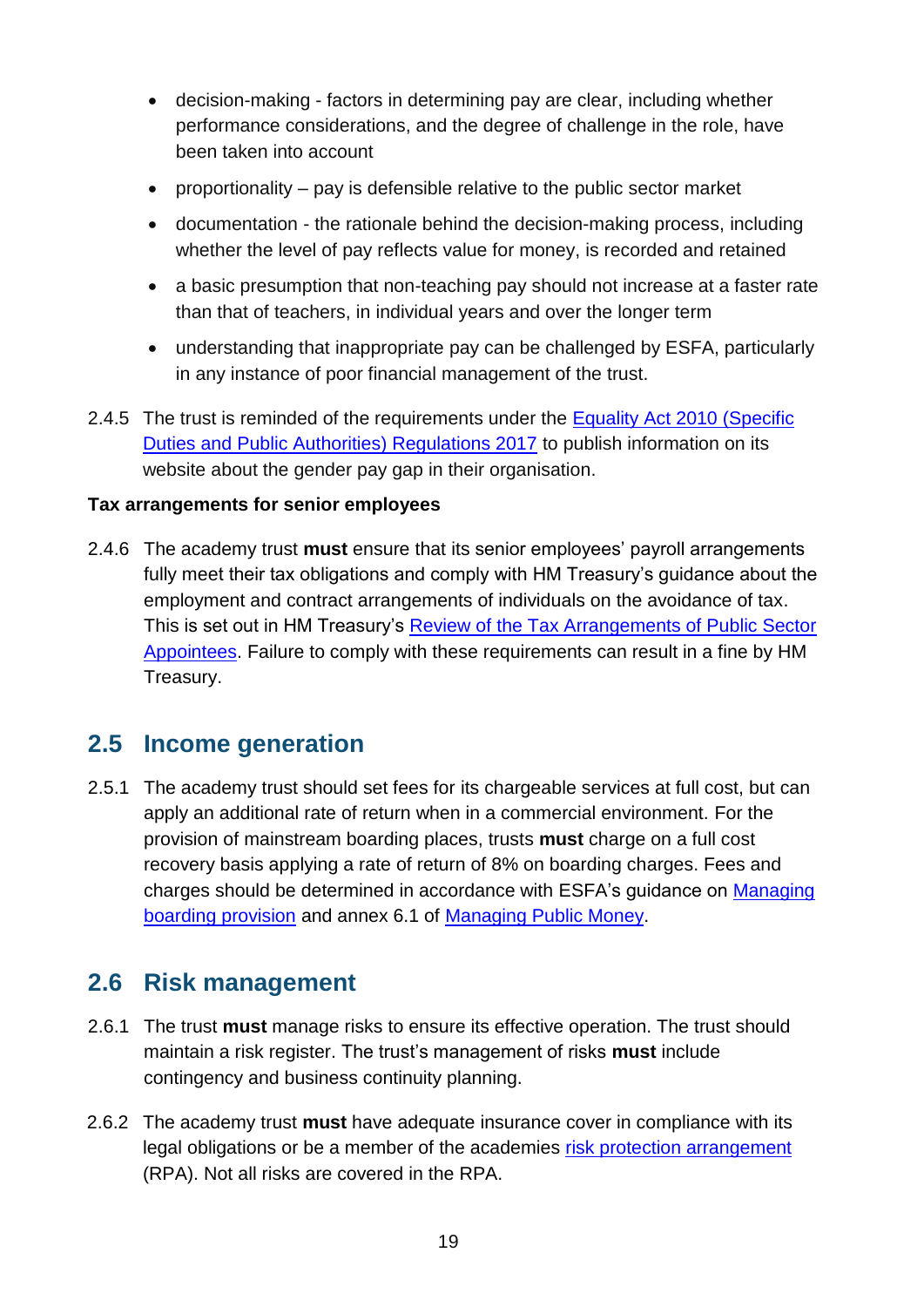- decision-making - factors in determining pay are clear, including whether performance considerations, and the degree of challenge in the role, have been taken into account
- proportionality – pay is defensible relative to the public sector market
- documentation - the rationale behind the decision-making process, including whether the level of pay reflects value for money, is recorded and retained
- a basic presumption that non-teaching pay should not increase at a faster rate than that of teachers, in individual years and over the longer term
- understanding that inappropriate pay can be challenged by ESFA, particularly in any instance of poor financial management of the trust.

2.4.5 The trust is reminded of the requirements under the Equality Act 2010 (Specific Duties and Public Authorities) Regulations 2017 to publish information on its website about the gender pay gap in their organisation.

**Tax arrangements for senior employees**

2.4.6 The academy trust **must** ensure that its senior employees' payroll arrangements fully meet their tax obligations and comply with HM Treasury's guidance about the employment and contract arrangements of individuals on the avoidance of tax. This is set out in HM Treasury's Review of the Tax Arrangements of Public Sector Appointees. Failure to comply with these requirements can result in a fine by HM Treasury.

## 2.5 Income generation

2.5.1 The academy trust should set fees for its chargeable services at full cost, but can apply an additional rate of return when in a commercial environment. For the provision of mainstream boarding places, trusts **must** charge on a full cost recovery basis applying a rate of return of 8% on boarding charges. Fees and charges should be determined in accordance with ESFA's guidance on Managing boarding provision and annex 6.1 of Managing Public Money.

## 2.6 Risk management

2.6.1 The trust **must** manage risks to ensure its effective operation. The trust should maintain a risk register. The trust's management of risks **must** include contingency and business continuity planning.

2.6.2 The academy trust **must** have adequate insurance cover in compliance with its legal obligations or be a member of the academies risk protection arrangement (RPA). Not all risks are covered in the RPA.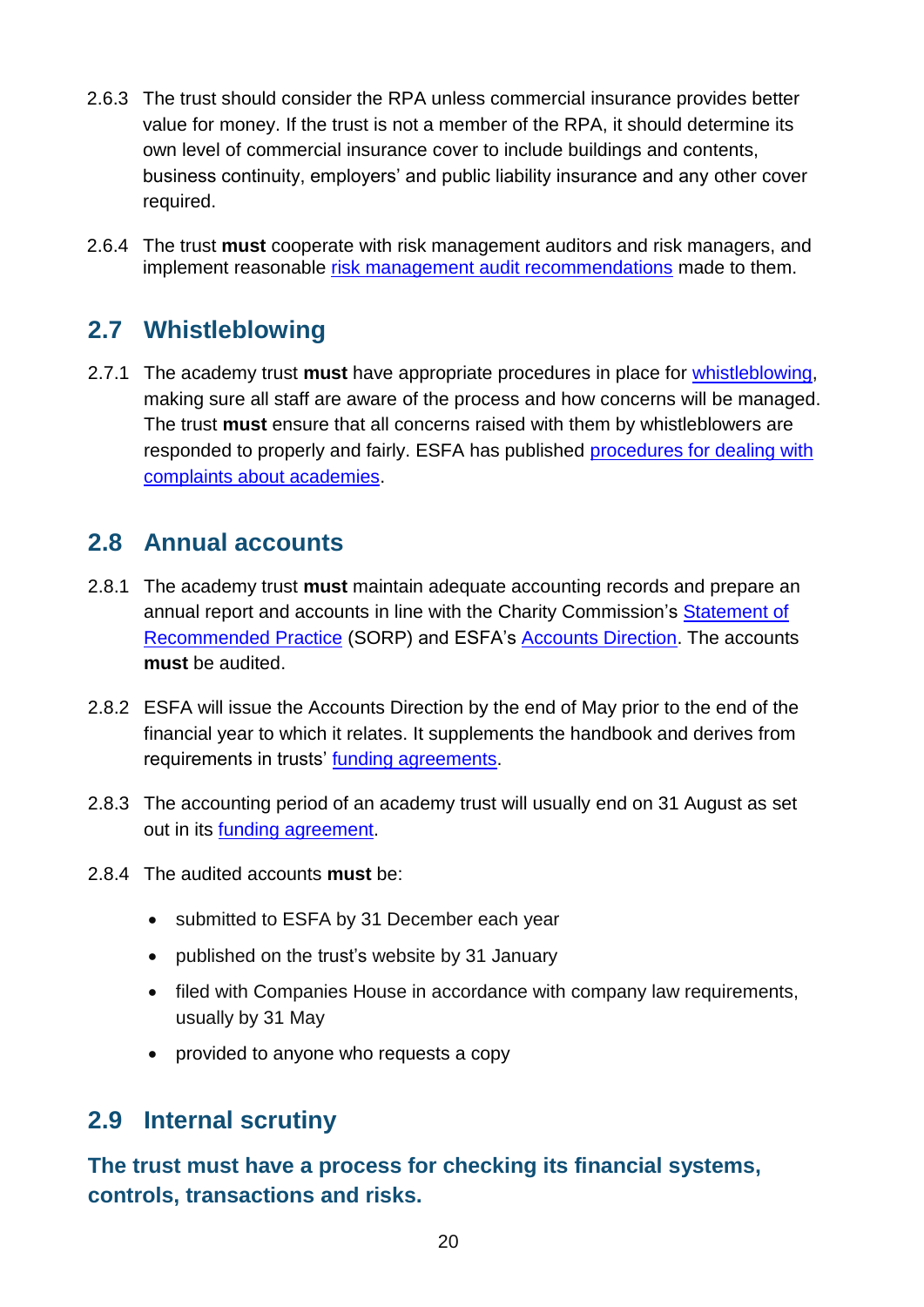2.6.3 The trust should consider the RPA unless commercial insurance provides better value for money. If the trust is not a member of the RPA, it should determine its own level of commercial insurance cover to include buildings and contents, business continuity, employers' and public liability insurance and any other cover required.

2.6.4 The trust **must** cooperate with risk management auditors and risk managers, and implement reasonable risk management audit recommendations made to them.

## 2.7 Whistleblowing

2.7.1 The academy trust **must** have appropriate procedures in place for whistleblowing, making sure all staff are aware of the process and how concerns will be managed. The trust **must** ensure that all concerns raised with them by whistleblowers are responded to properly and fairly. ESFA has published procedures for dealing with complaints about academies.

## 2.8 Annual accounts

2.8.1 The academy trust **must** maintain adequate accounting records and prepare an annual report and accounts in line with the Charity Commission's Statement of Recommended Practice (SORP) and ESFA's Accounts Direction. The accounts **must** be audited.

2.8.2 ESFA will issue the Accounts Direction by the end of May prior to the end of the financial year to which it relates. It supplements the handbook and derives from requirements in trusts' funding agreements.

2.8.3 The accounting period of an academy trust will usually end on 31 August as set out in its funding agreement.

2.8.4 The audited accounts **must** be:

- submitted to ESFA by 31 December each year
- published on the trust's website by 31 January
- filed with Companies House in accordance with company law requirements, usually by 31 May
- provided to anyone who requests a copy

## 2.9 Internal scrutiny

### The trust must have a process for checking its financial systems, controls, transactions and risks.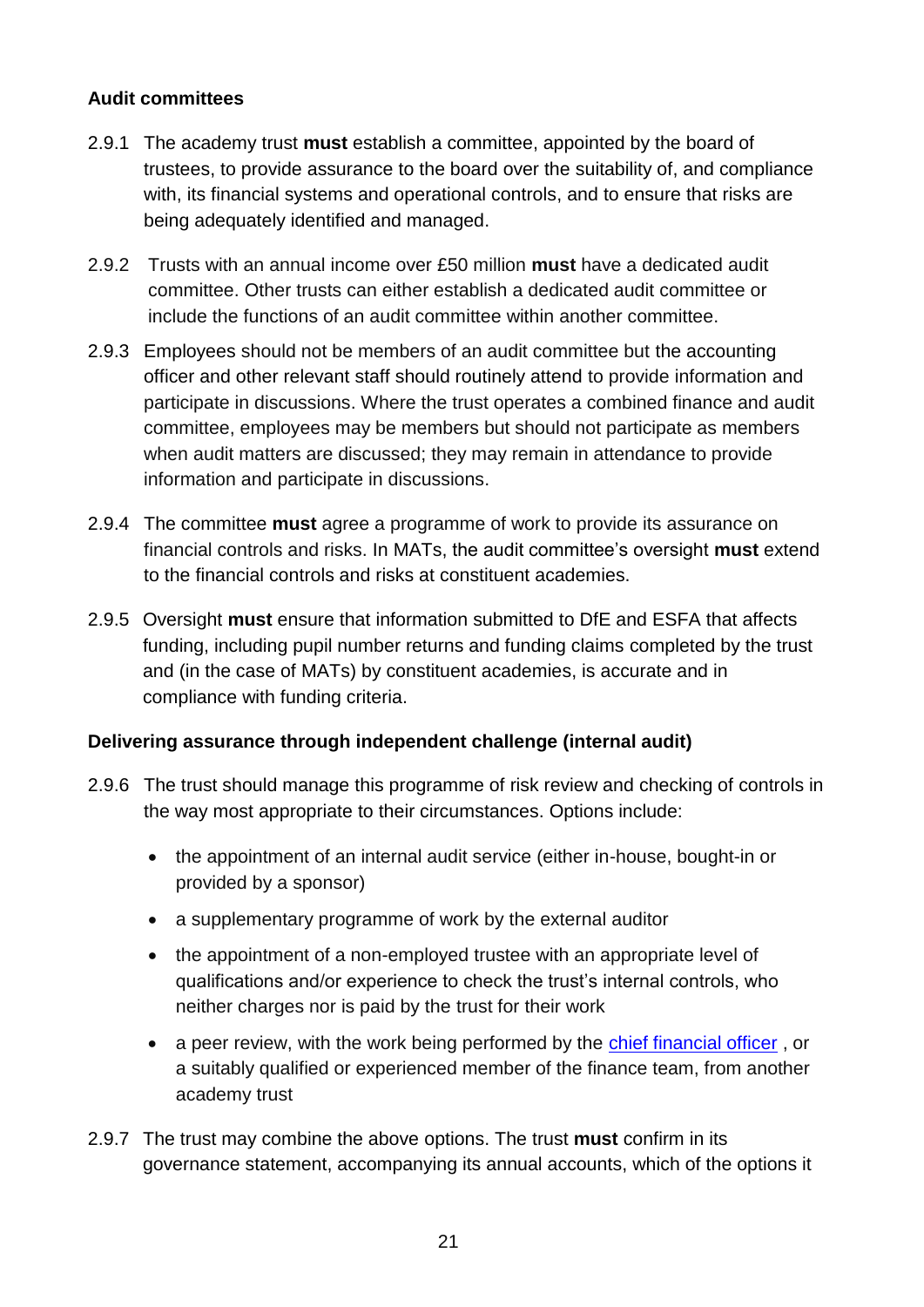### Audit committees

2.9.1 The academy trust **must** establish a committee, appointed by the board of trustees, to provide assurance to the board over the suitability of, and compliance with, its financial systems and operational controls, and to ensure that risks are being adequately identified and managed.

2.9.2 Trusts with an annual income over £50 million **must** have a dedicated audit committee. Other trusts can either establish a dedicated audit committee or include the functions of an audit committee within another committee.

2.9.3 Employees should not be members of an audit committee but the accounting officer and other relevant staff should routinely attend to provide information and participate in discussions. Where the trust operates a combined finance and audit committee, employees may be members but should not participate as members when audit matters are discussed; they may remain in attendance to provide information and participate in discussions.

2.9.4 The committee **must** agree a programme of work to provide its assurance on financial controls and risks. In MATs, the audit committee's oversight **must** extend to the financial controls and risks at constituent academies.

2.9.5 Oversight **must** ensure that information submitted to DfE and ESFA that affects funding, including pupil number returns and funding claims completed by the trust and (in the case of MATs) by constituent academies, is accurate and in compliance with funding criteria.

### Delivering assurance through independent challenge (internal audit)

2.9.6 The trust should manage this programme of risk review and checking of controls in the way most appropriate to their circumstances. Options include:

- the appointment of an internal audit service (either in-house, bought-in or provided by a sponsor)
- a supplementary programme of work by the external auditor
- the appointment of a non-employed trustee with an appropriate level of qualifications and/or experience to check the trust's internal controls, who neither charges nor is paid by the trust for their work
- a peer review, with the work being performed by the chief financial officer , or a suitably qualified or experienced member of the finance team, from another academy trust

2.9.7 The trust may combine the above options. The trust **must** confirm in its governance statement, accompanying its annual accounts, which of the options it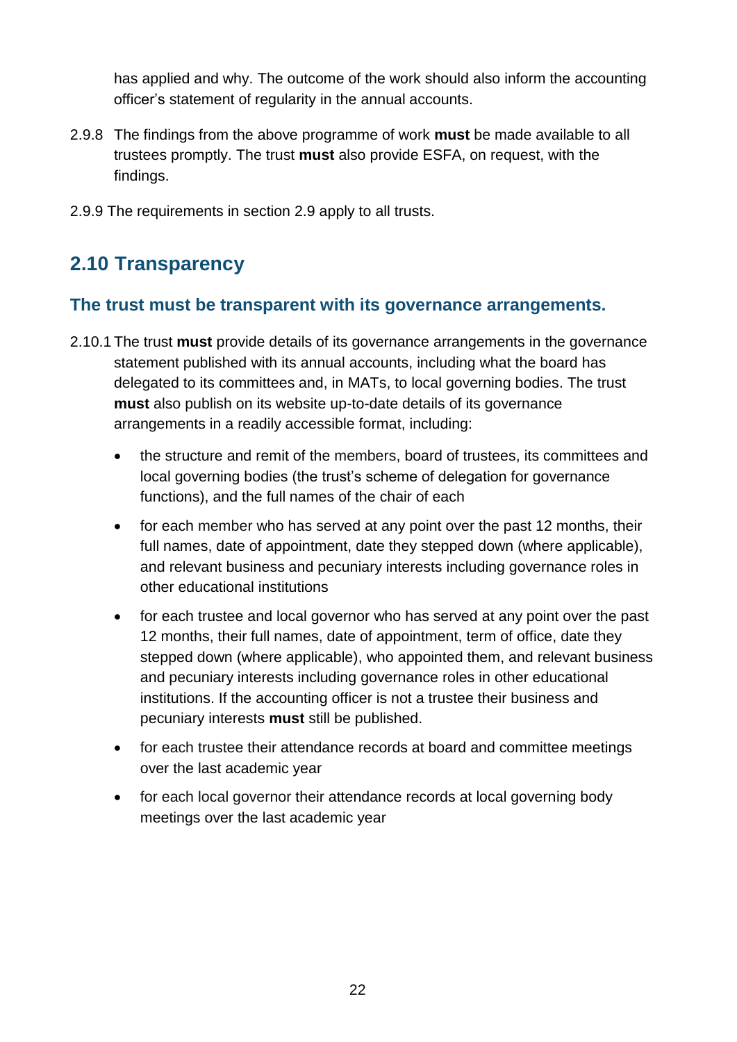has applied and why. The outcome of the work should also inform the accounting officer's statement of regularity in the annual accounts.

2.9.8 The findings from the above programme of work **must** be made available to all trustees promptly. The trust **must** also provide ESFA, on request, with the findings.

2.9.9 The requirements in section 2.9 apply to all trusts.

## 2.10 Transparency

### The trust must be transparent with its governance arrangements.

2.10.1 The trust **must** provide details of its governance arrangements in the governance statement published with its annual accounts, including what the board has delegated to its committees and, in MATs, to local governing bodies. The trust **must** also publish on its website up-to-date details of its governance arrangements in a readily accessible format, including:

- the structure and remit of the members, board of trustees, its committees and local governing bodies (the trust's scheme of delegation for governance functions), and the full names of the chair of each
- for each member who has served at any point over the past 12 months, their full names, date of appointment, date they stepped down (where applicable), and relevant business and pecuniary interests including governance roles in other educational institutions
- for each trustee and local governor who has served at any point over the past 12 months, their full names, date of appointment, term of office, date they stepped down (where applicable), who appointed them, and relevant business and pecuniary interests including governance roles in other educational institutions. If the accounting officer is not a trustee their business and pecuniary interests **must** still be published.
- for each trustee their attendance records at board and committee meetings over the last academic year
- for each local governor their attendance records at local governing body meetings over the last academic year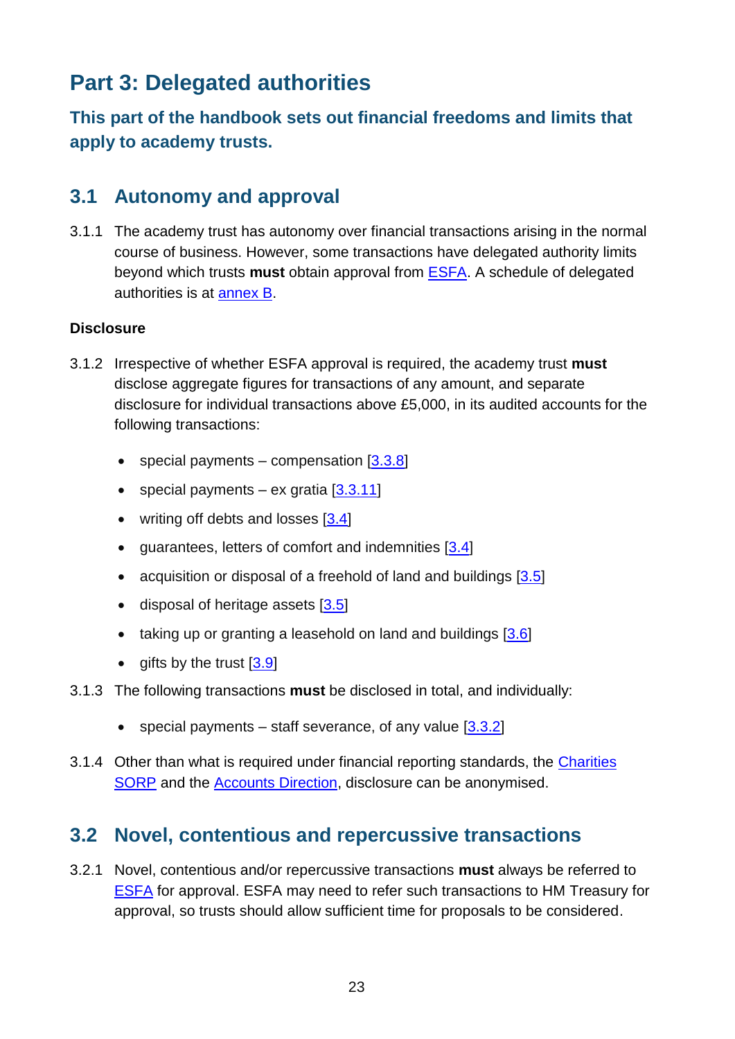# Part 3: Delegated authorities

## This part of the handbook sets out financial freedoms and limits that apply to academy trusts.

## 3.1 Autonomy and approval

3.1.1 The academy trust has autonomy over financial transactions arising in the normal course of business. However, some transactions have delegated authority limits beyond which trusts **must** obtain approval from ESFA. A schedule of delegated authorities is at annex B.

### Disclosure

3.1.2 Irrespective of whether ESFA approval is required, the academy trust **must** disclose aggregate figures for transactions of any amount, and separate disclosure for individual transactions above £5,000, in its audited accounts for the following transactions:

- special payments – compensation [3.3.8]
- special payments – ex gratia [3.3.11]
- writing off debts and losses [3.4]
- guarantees, letters of comfort and indemnities [3.4]
- acquisition or disposal of a freehold of land and buildings [3.5]
- disposal of heritage assets [3.5]
- taking up or granting a leasehold on land and buildings [3.6]
- gifts by the trust [3.9]

3.1.3 The following transactions **must** be disclosed in total, and individually:

- special payments – staff severance, of any value [3.3.2]

3.1.4 Other than what is required under financial reporting standards, the Charities SORP and the Accounts Direction, disclosure can be anonymised.

## 3.2 Novel, contentious and repercussive transactions

3.2.1 Novel, contentious and/or repercussive transactions **must** always be referred to ESFA for approval. ESFA may need to refer such transactions to HM Treasury for approval, so trusts should allow sufficient time for proposals to be considered.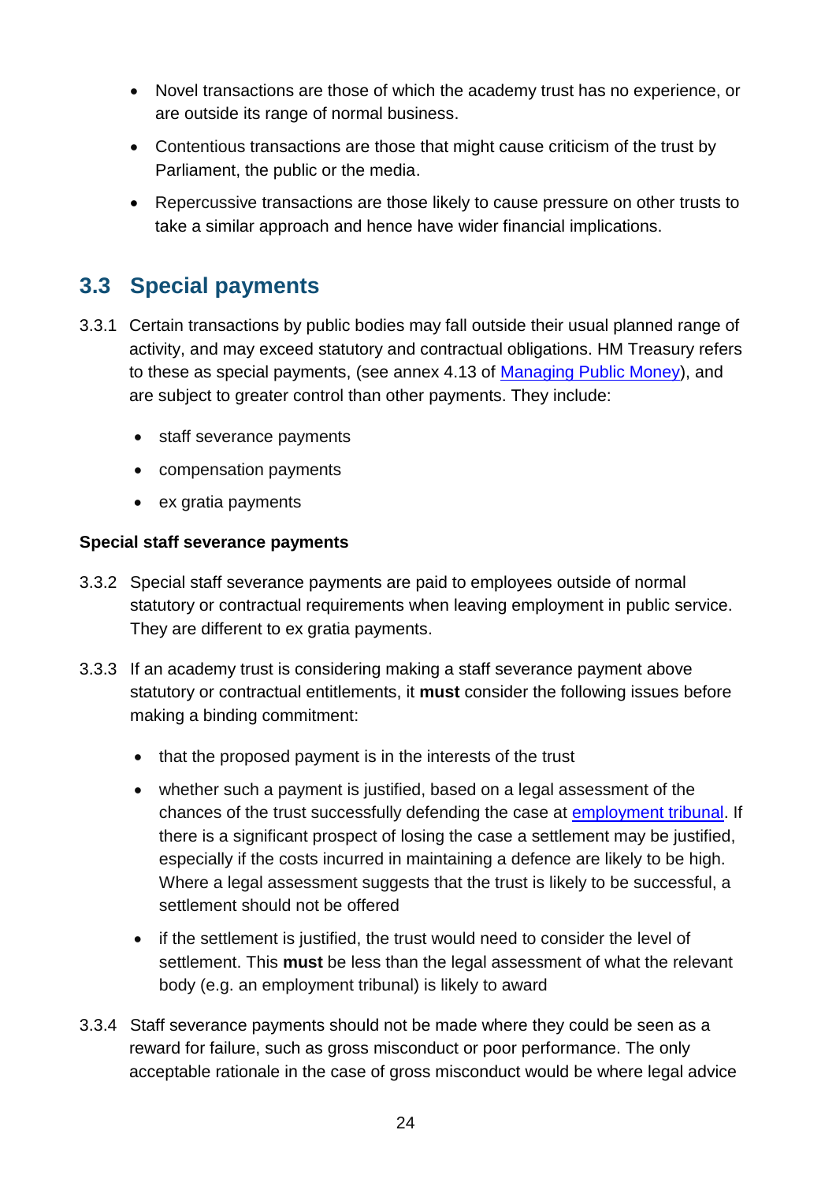- Novel transactions are those of which the academy trust has no experience, or are outside its range of normal business.
- Contentious transactions are those that might cause criticism of the trust by Parliament, the public or the media.
- Repercussive transactions are those likely to cause pressure on other trusts to take a similar approach and hence have wider financial implications.

## 3.3 Special payments

3.3.1 Certain transactions by public bodies may fall outside their usual planned range of activity, and may exceed statutory and contractual obligations. HM Treasury refers to these as special payments, (see annex 4.13 of [Managing Public Money]), and are subject to greater control than other payments. They include:

- staff severance payments
- compensation payments
- ex gratia payments

**Special staff severance payments**

3.3.2 Special staff severance payments are paid to employees outside of normal statutory or contractual requirements when leaving employment in public service. They are different to ex gratia payments.

3.3.3 If an academy trust is considering making a staff severance payment above statutory or contractual entitlements, it **must** consider the following issues before making a binding commitment:

- that the proposed payment is in the interests of the trust
- whether such a payment is justified, based on a legal assessment of the chances of the trust successfully defending the case at [employment tribunal]. If there is a significant prospect of losing the case a settlement may be justified, especially if the costs incurred in maintaining a defence are likely to be high. Where a legal assessment suggests that the trust is likely to be successful, a settlement should not be offered
- if the settlement is justified, the trust would need to consider the level of settlement. This **must** be less than the legal assessment of what the relevant body (e.g. an employment tribunal) is likely to award

3.3.4 Staff severance payments should not be made where they could be seen as a reward for failure, such as gross misconduct or poor performance. The only acceptable rationale in the case of gross misconduct would be where legal advice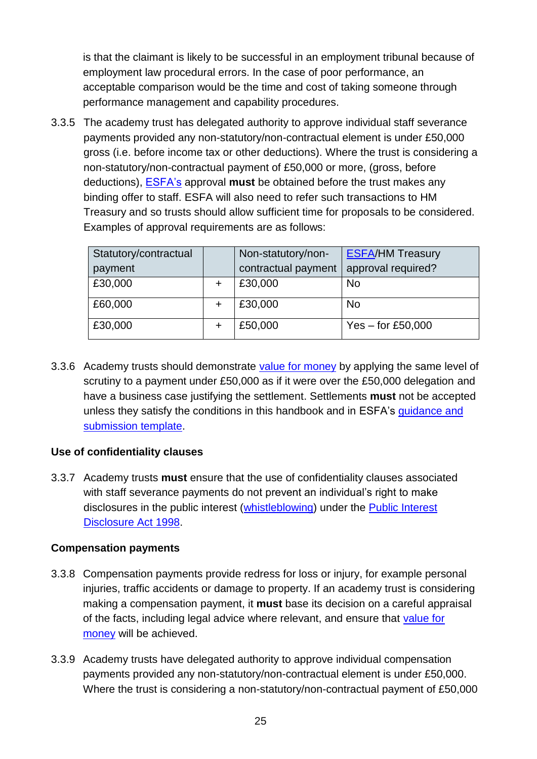is that the claimant is likely to be successful in an employment tribunal because of employment law procedural errors. In the case of poor performance, an acceptable comparison would be the time and cost of taking someone through performance management and capability procedures.

3.3.5 The academy trust has delegated authority to approve individual staff severance payments provided any non-statutory/non-contractual element is under £50,000 gross (i.e. before income tax or other deductions). Where the trust is considering a non-statutory/non-contractual payment of £50,000 or more, (gross, before deductions), ESFA's approval **must** be obtained before the trust makes any binding offer to staff. ESFA will also need to refer such transactions to HM Treasury and so trusts should allow sufficient time for proposals to be considered. Examples of approval requirements are as follows:

| Statutory/contractual payment | | Non-statutory/non-contractual payment | ESFA/HM Treasury approval required? |
|---|---|---|---|
| £30,000 | + | £30,000 | No |
| £60,000 | + | £30,000 | No |
| £30,000 | + | £50,000 | Yes – for £50,000 |

3.3.6 Academy trusts should demonstrate value for money by applying the same level of scrutiny to a payment under £50,000 as if it were over the £50,000 delegation and have a business case justifying the settlement. Settlements **must** not be accepted unless they satisfy the conditions in this handbook and in ESFA's guidance and submission template.

**Use of confidentiality clauses**

3.3.7 Academy trusts **must** ensure that the use of confidentiality clauses associated with staff severance payments do not prevent an individual's right to make disclosures in the public interest (whistleblowing) under the Public Interest Disclosure Act 1998.

**Compensation payments**

3.3.8 Compensation payments provide redress for loss or injury, for example personal injuries, traffic accidents or damage to property. If an academy trust is considering making a compensation payment, it **must** base its decision on a careful appraisal of the facts, including legal advice where relevant, and ensure that value for money will be achieved.

3.3.9 Academy trusts have delegated authority to approve individual compensation payments provided any non-statutory/non-contractual element is under £50,000. Where the trust is considering a non-statutory/non-contractual payment of £50,000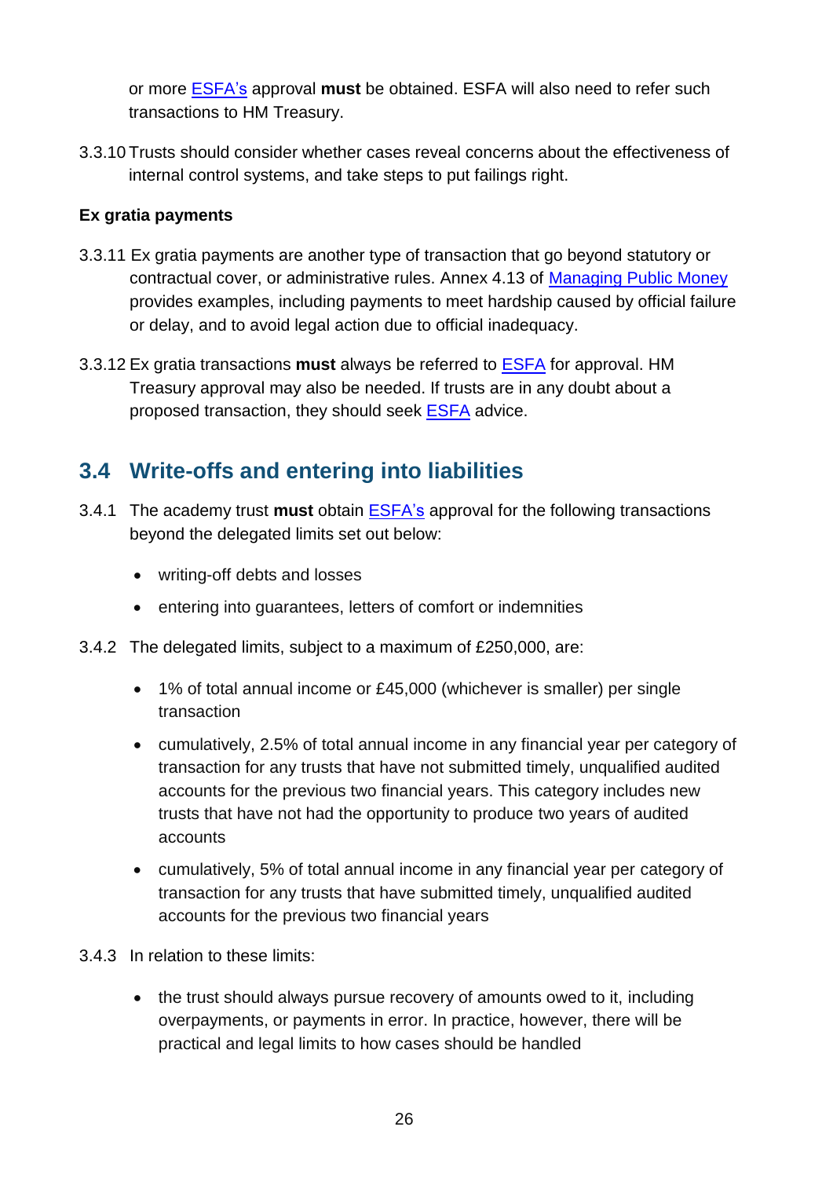or more [ESFA's](#) approval **must** be obtained. ESFA will also need to refer such transactions to HM Treasury.

3.3.10 Trusts should consider whether cases reveal concerns about the effectiveness of internal control systems, and take steps to put failings right.

**Ex gratia payments**

3.3.11 Ex gratia payments are another type of transaction that go beyond statutory or contractual cover, or administrative rules. Annex 4.13 of [Managing Public Money](#) provides examples, including payments to meet hardship caused by official failure or delay, and to avoid legal action due to official inadequacy.

3.3.12 Ex gratia transactions **must** always be referred to [ESFA](#) for approval. HM Treasury approval may also be needed. If trusts are in any doubt about a proposed transaction, they should seek [ESFA](#) advice.

## 3.4 Write-offs and entering into liabilities

3.4.1 The academy trust **must** obtain [ESFA's](#) approval for the following transactions beyond the delegated limits set out below:

- writing-off debts and losses
- entering into guarantees, letters of comfort or indemnities

3.4.2 The delegated limits, subject to a maximum of £250,000, are:

- 1% of total annual income or £45,000 (whichever is smaller) per single transaction
- cumulatively, 2.5% of total annual income in any financial year per category of transaction for any trusts that have not submitted timely, unqualified audited accounts for the previous two financial years. This category includes new trusts that have not had the opportunity to produce two years of audited accounts
- cumulatively, 5% of total annual income in any financial year per category of transaction for any trusts that have submitted timely, unqualified audited accounts for the previous two financial years

3.4.3 In relation to these limits:

- the trust should always pursue recovery of amounts owed to it, including overpayments, or payments in error. In practice, however, there will be practical and legal limits to how cases should be handled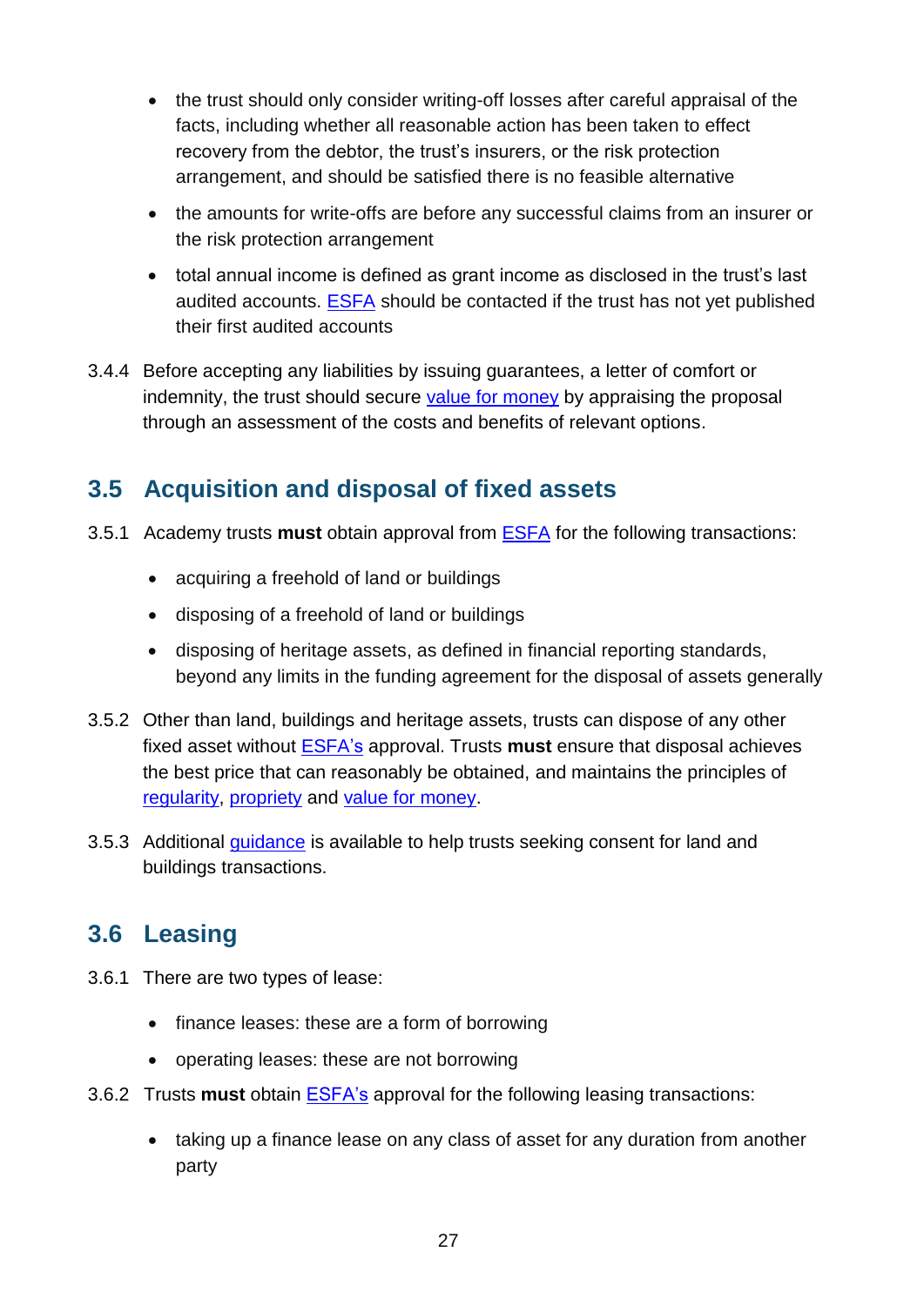- the trust should only consider writing-off losses after careful appraisal of the facts, including whether all reasonable action has been taken to effect recovery from the debtor, the trust's insurers, or the risk protection arrangement, and should be satisfied there is no feasible alternative
- the amounts for write-offs are before any successful claims from an insurer or the risk protection arrangement
- total annual income is defined as grant income as disclosed in the trust's last audited accounts. ESFA should be contacted if the trust has not yet published their first audited accounts

3.4.4 Before accepting any liabilities by issuing guarantees, a letter of comfort or indemnity, the trust should secure value for money by appraising the proposal through an assessment of the costs and benefits of relevant options.

## 3.5 Acquisition and disposal of fixed assets

3.5.1 Academy trusts **must** obtain approval from ESFA for the following transactions:

- acquiring a freehold of land or buildings
- disposing of a freehold of land or buildings
- disposing of heritage assets, as defined in financial reporting standards, beyond any limits in the funding agreement for the disposal of assets generally

3.5.2 Other than land, buildings and heritage assets, trusts can dispose of any other fixed asset without ESFA's approval. Trusts **must** ensure that disposal achieves the best price that can reasonably be obtained, and maintains the principles of regularity, propriety and value for money.

3.5.3 Additional guidance is available to help trusts seeking consent for land and buildings transactions.

## 3.6 Leasing

3.6.1 There are two types of lease:

- finance leases: these are a form of borrowing
- operating leases: these are not borrowing

3.6.2 Trusts **must** obtain ESFA's approval for the following leasing transactions:

- taking up a finance lease on any class of asset for any duration from another party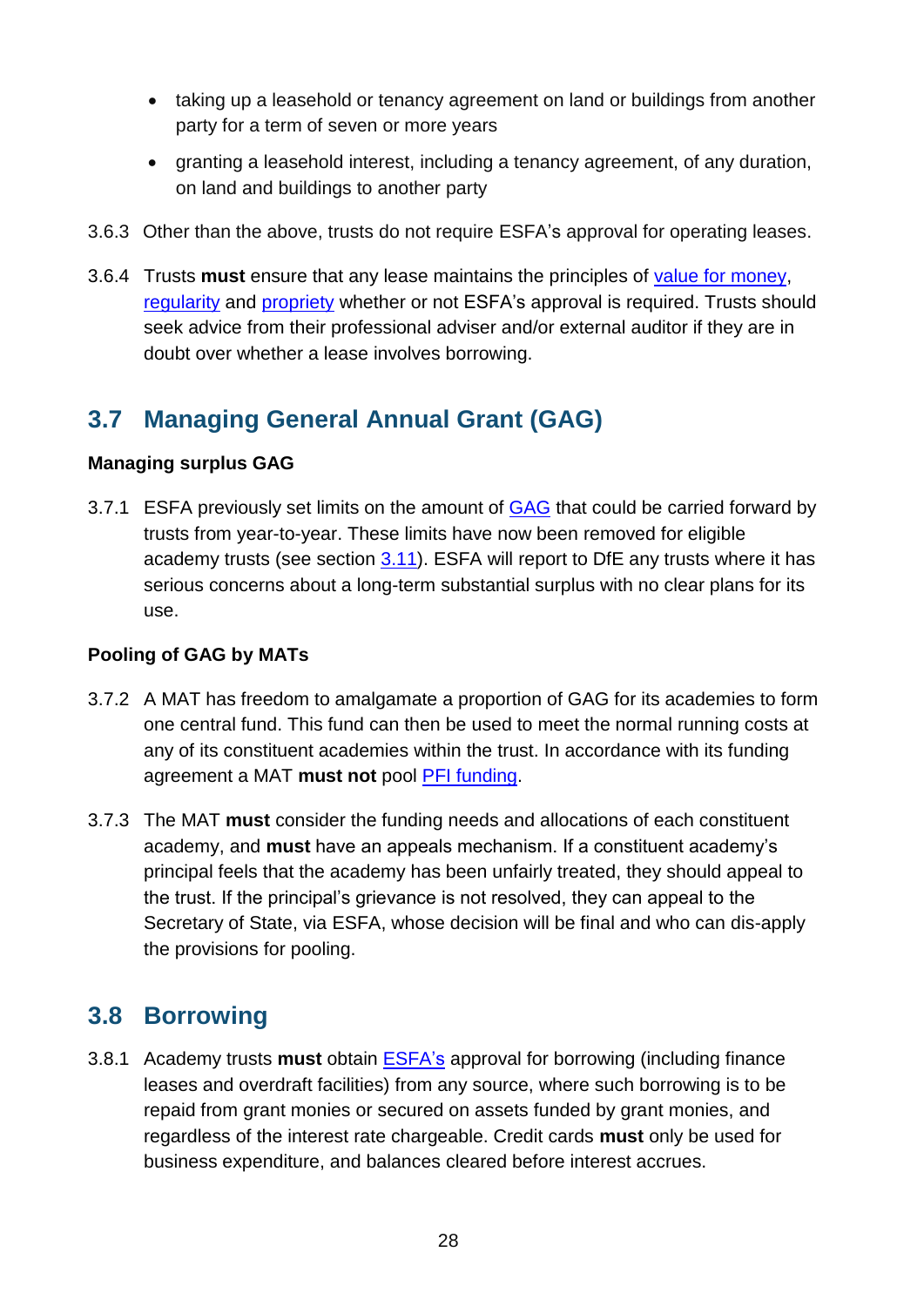- taking up a leasehold or tenancy agreement on land or buildings from another party for a term of seven or more years
- granting a leasehold interest, including a tenancy agreement, of any duration, on land and buildings to another party

3.6.3 Other than the above, trusts do not require ESFA's approval for operating leases.

3.6.4 Trusts **must** ensure that any lease maintains the principles of value for money, regularity and propriety whether or not ESFA's approval is required. Trusts should seek advice from their professional adviser and/or external auditor if they are in doubt over whether a lease involves borrowing.

## 3.7 Managing General Annual Grant (GAG)

**Managing surplus GAG**

3.7.1 ESFA previously set limits on the amount of GAG that could be carried forward by trusts from year-to-year. These limits have now been removed for eligible academy trusts (see section 3.11). ESFA will report to DfE any trusts where it has serious concerns about a long-term substantial surplus with no clear plans for its use.

**Pooling of GAG by MATs**

3.7.2 A MAT has freedom to amalgamate a proportion of GAG for its academies to form one central fund. This fund can then be used to meet the normal running costs at any of its constituent academies within the trust. In accordance with its funding agreement a MAT **must not** pool PFI funding.

3.7.3 The MAT **must** consider the funding needs and allocations of each constituent academy, and **must** have an appeals mechanism. If a constituent academy's principal feels that the academy has been unfairly treated, they should appeal to the trust. If the principal's grievance is not resolved, they can appeal to the Secretary of State, via ESFA, whose decision will be final and who can dis-apply the provisions for pooling.

## 3.8 Borrowing

3.8.1 Academy trusts **must** obtain ESFA's approval for borrowing (including finance leases and overdraft facilities) from any source, where such borrowing is to be repaid from grant monies or secured on assets funded by grant monies, and regardless of the interest rate chargeable. Credit cards **must** only be used for business expenditure, and balances cleared before interest accrues.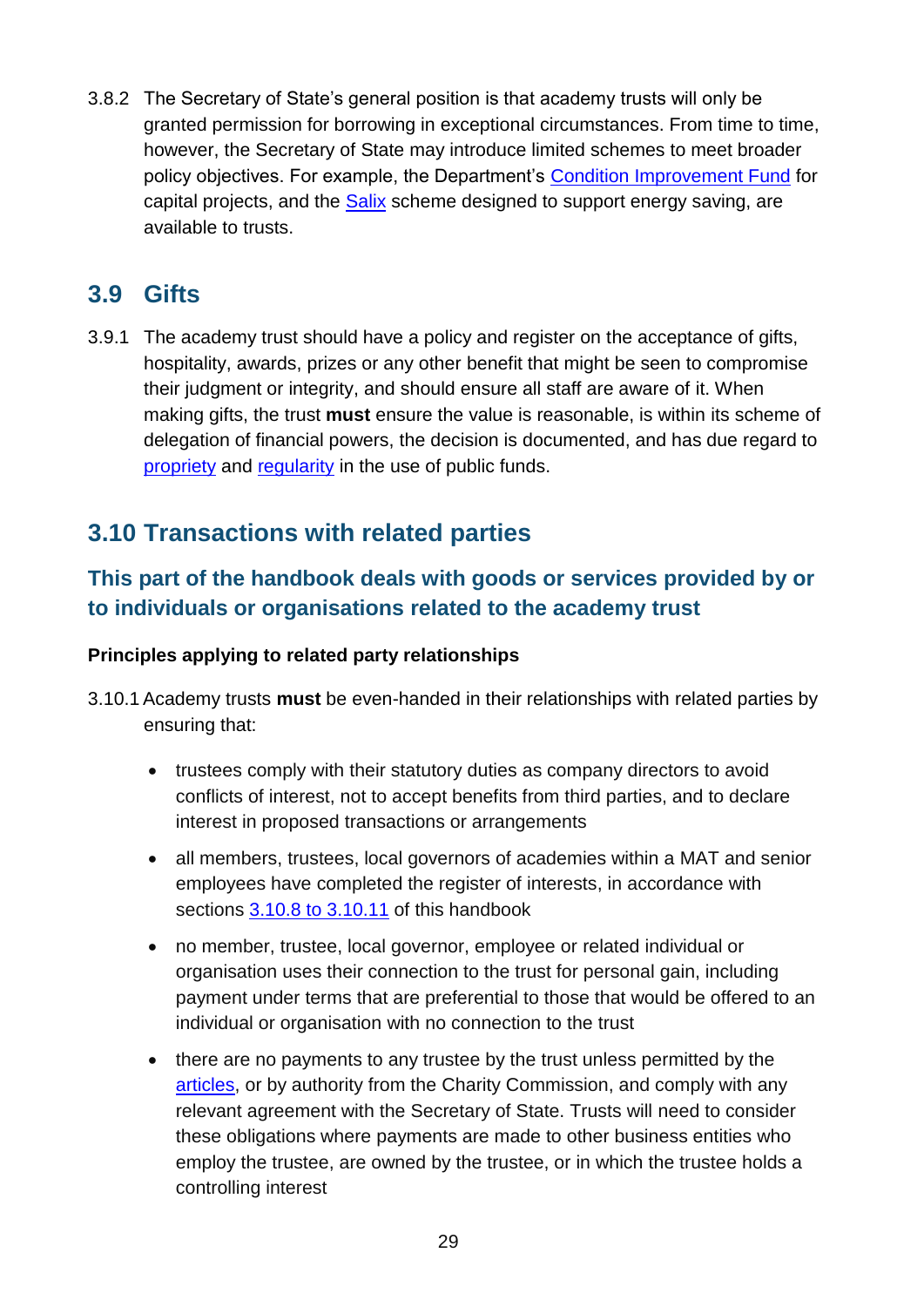3.8.2 The Secretary of State's general position is that academy trusts will only be granted permission for borrowing in exceptional circumstances. From time to time, however, the Secretary of State may introduce limited schemes to meet broader policy objectives. For example, the Department's Condition Improvement Fund for capital projects, and the Salix scheme designed to support energy saving, are available to trusts.

## 3.9 Gifts

3.9.1 The academy trust should have a policy and register on the acceptance of gifts, hospitality, awards, prizes or any other benefit that might be seen to compromise their judgment or integrity, and should ensure all staff are aware of it. When making gifts, the trust **must** ensure the value is reasonable, is within its scheme of delegation of financial powers, the decision is documented, and has due regard to propriety and regularity in the use of public funds.

## 3.10 Transactions with related parties

### This part of the handbook deals with goods or services provided by or to individuals or organisations related to the academy trust

**Principles applying to related party relationships**

3.10.1 Academy trusts **must** be even-handed in their relationships with related parties by ensuring that:

- trustees comply with their statutory duties as company directors to avoid conflicts of interest, not to accept benefits from third parties, and to declare interest in proposed transactions or arrangements
- all members, trustees, local governors of academies within a MAT and senior employees have completed the register of interests, in accordance with sections 3.10.8 to 3.10.11 of this handbook
- no member, trustee, local governor, employee or related individual or organisation uses their connection to the trust for personal gain, including payment under terms that are preferential to those that would be offered to an individual or organisation with no connection to the trust
- there are no payments to any trustee by the trust unless permitted by the articles, or by authority from the Charity Commission, and comply with any relevant agreement with the Secretary of State. Trusts will need to consider these obligations where payments are made to other business entities who employ the trustee, are owned by the trustee, or in which the trustee holds a controlling interest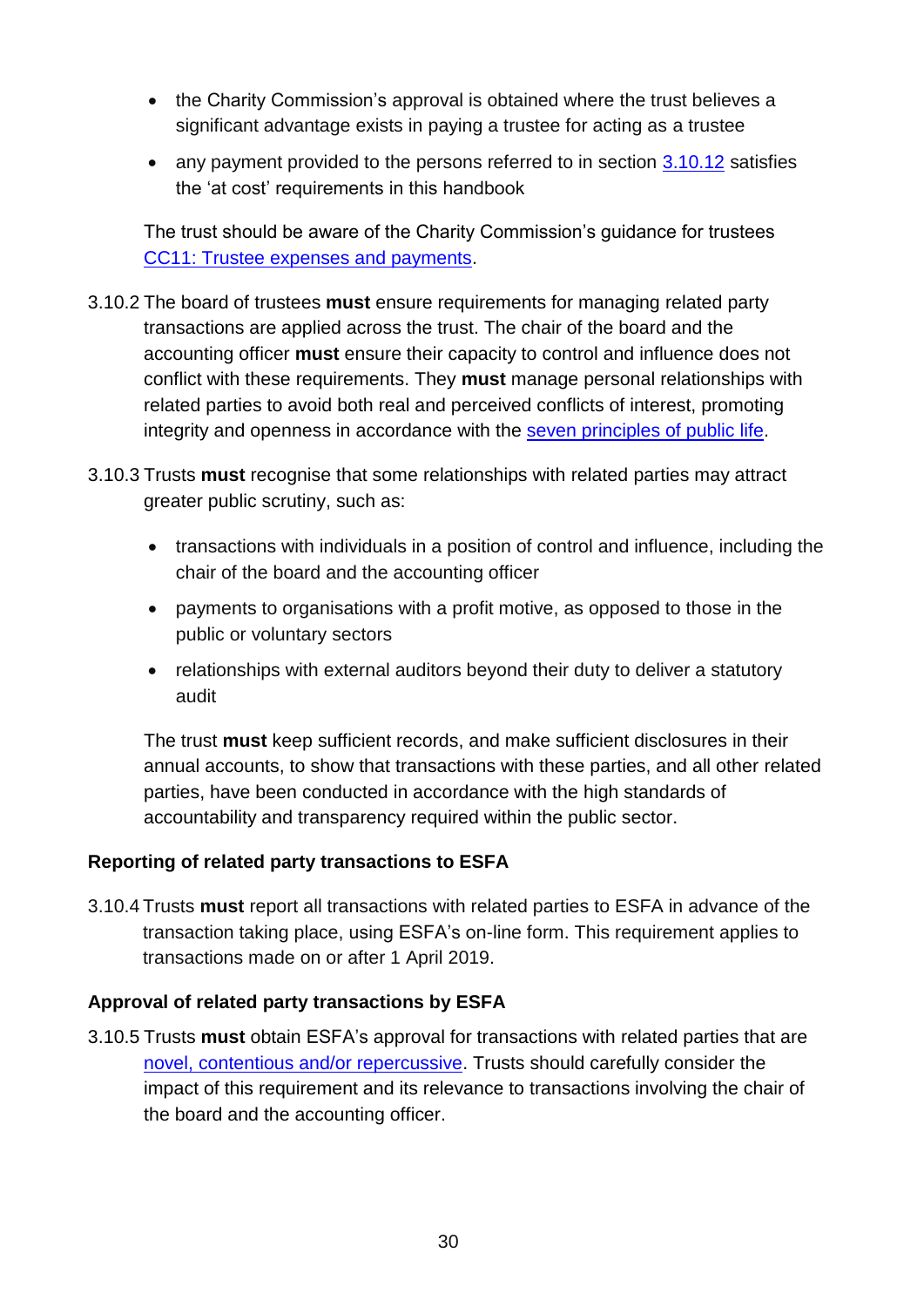- the Charity Commission's approval is obtained where the trust believes a significant advantage exists in paying a trustee for acting as a trustee
- any payment provided to the persons referred to in section 3.10.12 satisfies the 'at cost' requirements in this handbook

The trust should be aware of the Charity Commission's guidance for trustees CC11: Trustee expenses and payments.

3.10.2 The board of trustees **must** ensure requirements for managing related party transactions are applied across the trust. The chair of the board and the accounting officer **must** ensure their capacity to control and influence does not conflict with these requirements. They **must** manage personal relationships with related parties to avoid both real and perceived conflicts of interest, promoting integrity and openness in accordance with the seven principles of public life.

3.10.3 Trusts **must** recognise that some relationships with related parties may attract greater public scrutiny, such as:

- transactions with individuals in a position of control and influence, including the chair of the board and the accounting officer
- payments to organisations with a profit motive, as opposed to those in the public or voluntary sectors
- relationships with external auditors beyond their duty to deliver a statutory audit

The trust **must** keep sufficient records, and make sufficient disclosures in their annual accounts, to show that transactions with these parties, and all other related parties, have been conducted in accordance with the high standards of accountability and transparency required within the public sector.

**Reporting of related party transactions to ESFA**

3.10.4 Trusts **must** report all transactions with related parties to ESFA in advance of the transaction taking place, using ESFA's on-line form. This requirement applies to transactions made on or after 1 April 2019.

**Approval of related party transactions by ESFA**

3.10.5 Trusts **must** obtain ESFA's approval for transactions with related parties that are novel, contentious and/or repercussive. Trusts should carefully consider the impact of this requirement and its relevance to transactions involving the chair of the board and the accounting officer.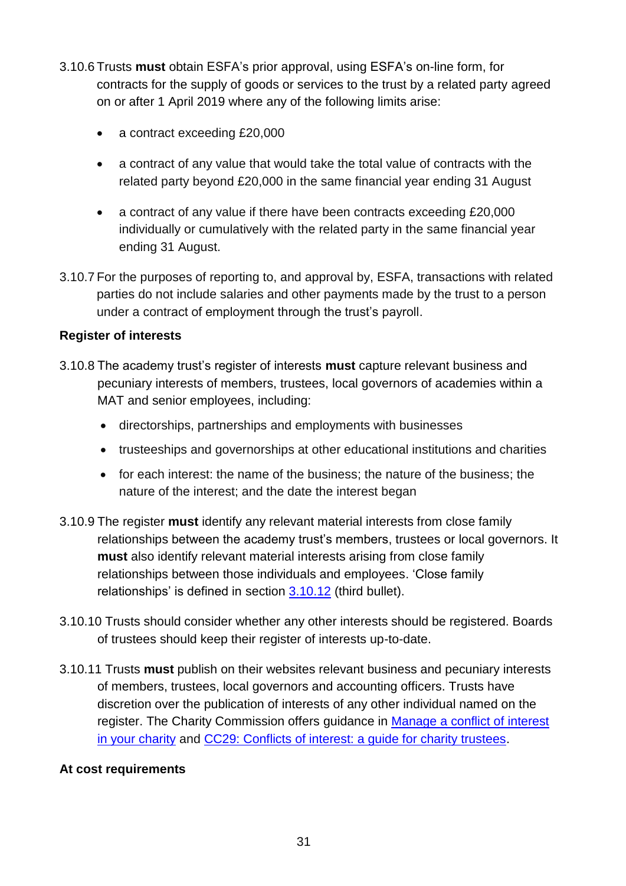3.10.6 Trusts **must** obtain ESFA's prior approval, using ESFA's on-line form, for contracts for the supply of goods or services to the trust by a related party agreed on or after 1 April 2019 where any of the following limits arise:

- a contract exceeding £20,000
- a contract of any value that would take the total value of contracts with the related party beyond £20,000 in the same financial year ending 31 August
- a contract of any value if there have been contracts exceeding £20,000 individually or cumulatively with the related party in the same financial year ending 31 August.

3.10.7 For the purposes of reporting to, and approval by, ESFA, transactions with related parties do not include salaries and other payments made by the trust to a person under a contract of employment through the trust's payroll.

**Register of interests**

3.10.8 The academy trust's register of interests **must** capture relevant business and pecuniary interests of members, trustees, local governors of academies within a MAT and senior employees, including:

- directorships, partnerships and employments with businesses
- trusteeships and governorships at other educational institutions and charities
- for each interest: the name of the business; the nature of the business; the nature of the interest; and the date the interest began

3.10.9 The register **must** identify any relevant material interests from close family relationships between the academy trust's members, trustees or local governors. It **must** also identify relevant material interests arising from close family relationships between those individuals and employees. 'Close family relationships' is defined in section [3.10.12](#) (third bullet).

3.10.10 Trusts should consider whether any other interests should be registered. Boards of trustees should keep their register of interests up-to-date.

3.10.11 Trusts **must** publish on their websites relevant business and pecuniary interests of members, trustees, local governors and accounting officers. Trusts have discretion over the publication of interests of any other individual named on the register. The Charity Commission offers guidance in [Manage a conflict of interest in your charity](#) and [CC29: Conflicts of interest: a guide for charity trustees](#).

**At cost requirements**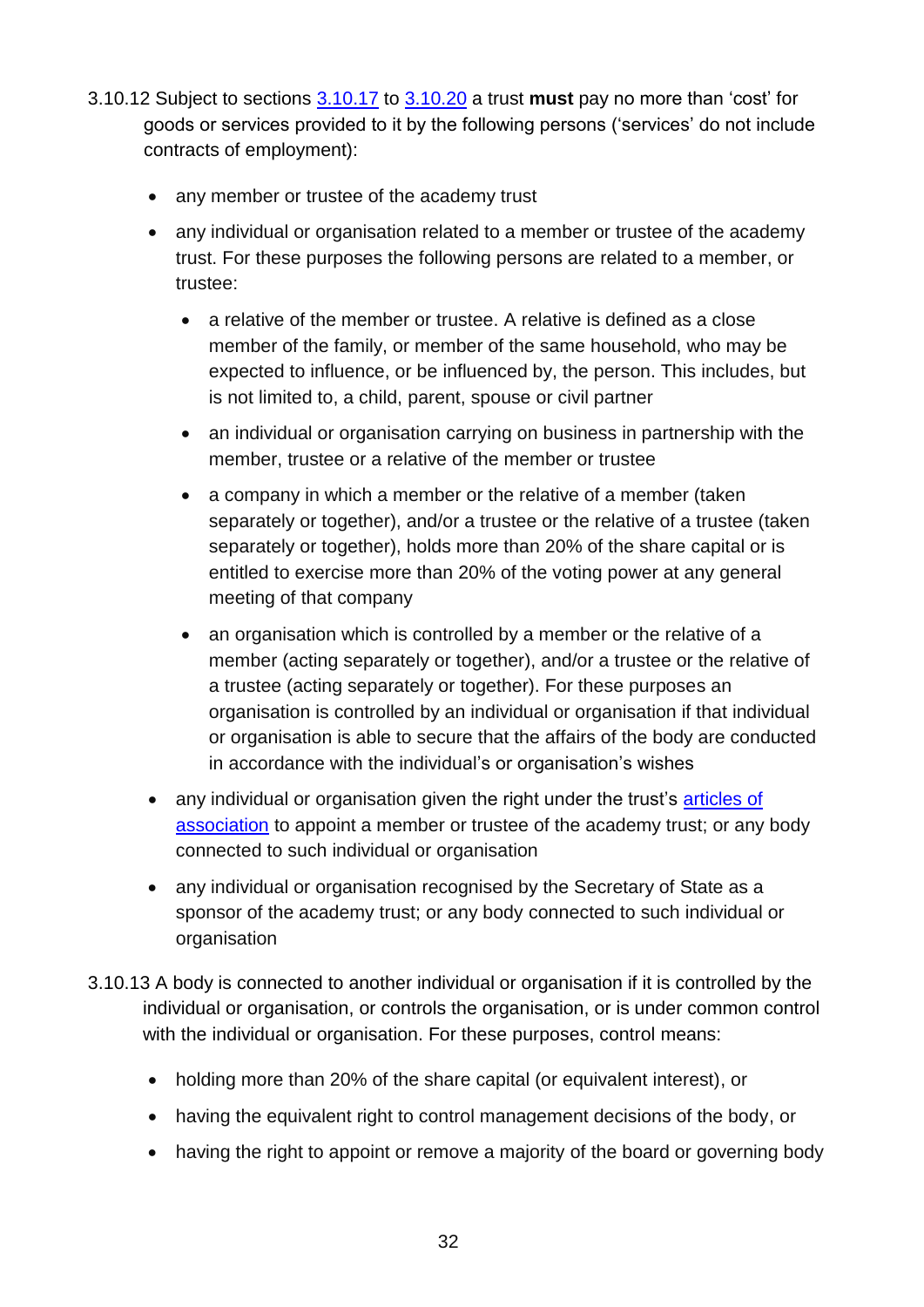3.10.12 Subject to sections [3.10.17](#) to [3.10.20](#) a trust **must** pay no more than 'cost' for goods or services provided to it by the following persons ('services' do not include contracts of employment):

- any member or trustee of the academy trust
- any individual or organisation related to a member or trustee of the academy trust. For these purposes the following persons are related to a member, or trustee:
  - a relative of the member or trustee. A relative is defined as a close member of the family, or member of the same household, who may be expected to influence, or be influenced by, the person. This includes, but is not limited to, a child, parent, spouse or civil partner
  - an individual or organisation carrying on business in partnership with the member, trustee or a relative of the member or trustee
  - a company in which a member or the relative of a member (taken separately or together), and/or a trustee or the relative of a trustee (taken separately or together), holds more than 20% of the share capital or is entitled to exercise more than 20% of the voting power at any general meeting of that company
  - an organisation which is controlled by a member or the relative of a member (acting separately or together), and/or a trustee or the relative of a trustee (acting separately or together). For these purposes an organisation is controlled by an individual or organisation if that individual or organisation is able to secure that the affairs of the body are conducted in accordance with the individual's or organisation's wishes
- any individual or organisation given the right under the trust's [articles of association](#) to appoint a member or trustee of the academy trust; or any body connected to such individual or organisation
- any individual or organisation recognised by the Secretary of State as a sponsor of the academy trust; or any body connected to such individual or organisation

3.10.13 A body is connected to another individual or organisation if it is controlled by the individual or organisation, or controls the organisation, or is under common control with the individual or organisation. For these purposes, control means:

- holding more than 20% of the share capital (or equivalent interest), or
- having the equivalent right to control management decisions of the body, or
- having the right to appoint or remove a majority of the board or governing body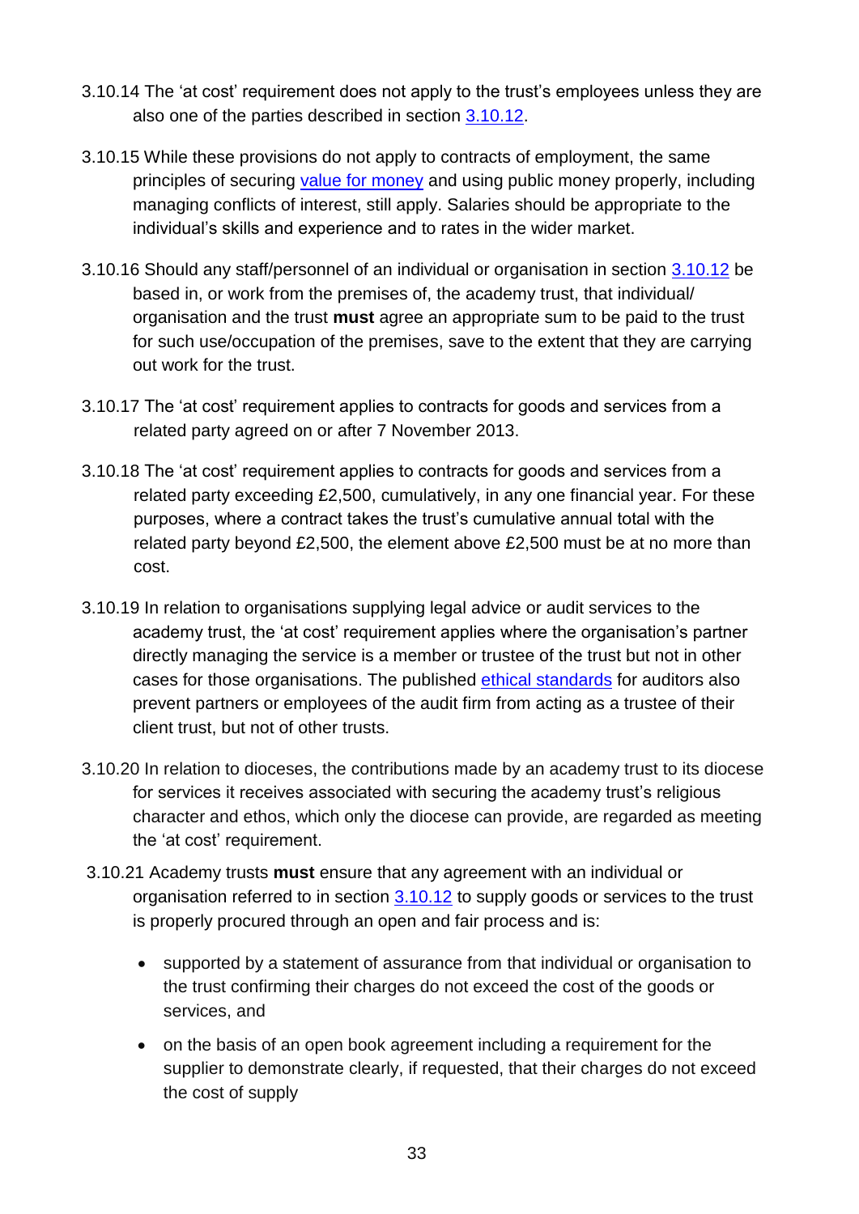3.10.14 The 'at cost' requirement does not apply to the trust's employees unless they are also one of the parties described in section [3.10.12](#).

3.10.15 While these provisions do not apply to contracts of employment, the same principles of securing [value for money](#) and using public money properly, including managing conflicts of interest, still apply. Salaries should be appropriate to the individual's skills and experience and to rates in the wider market.

3.10.16 Should any staff/personnel of an individual or organisation in section [3.10.12](#) be based in, or work from the premises of, the academy trust, that individual/ organisation and the trust **must** agree an appropriate sum to be paid to the trust for such use/occupation of the premises, save to the extent that they are carrying out work for the trust.

3.10.17 The 'at cost' requirement applies to contracts for goods and services from a related party agreed on or after 7 November 2013.

3.10.18 The 'at cost' requirement applies to contracts for goods and services from a related party exceeding £2,500, cumulatively, in any one financial year. For these purposes, where a contract takes the trust's cumulative annual total with the related party beyond £2,500, the element above £2,500 must be at no more than cost.

3.10.19 In relation to organisations supplying legal advice or audit services to the academy trust, the 'at cost' requirement applies where the organisation's partner directly managing the service is a member or trustee of the trust but not in other cases for those organisations. The published [ethical standards](#) for auditors also prevent partners or employees of the audit firm from acting as a trustee of their client trust, but not of other trusts.

3.10.20 In relation to dioceses, the contributions made by an academy trust to its diocese for services it receives associated with securing the academy trust's religious character and ethos, which only the diocese can provide, are regarded as meeting the 'at cost' requirement.

3.10.21 Academy trusts **must** ensure that any agreement with an individual or organisation referred to in section [3.10.12](#) to supply goods or services to the trust is properly procured through an open and fair process and is:

- supported by a statement of assurance from that individual or organisation to the trust confirming their charges do not exceed the cost of the goods or services, and
- on the basis of an open book agreement including a requirement for the supplier to demonstrate clearly, if requested, that their charges do not exceed the cost of supply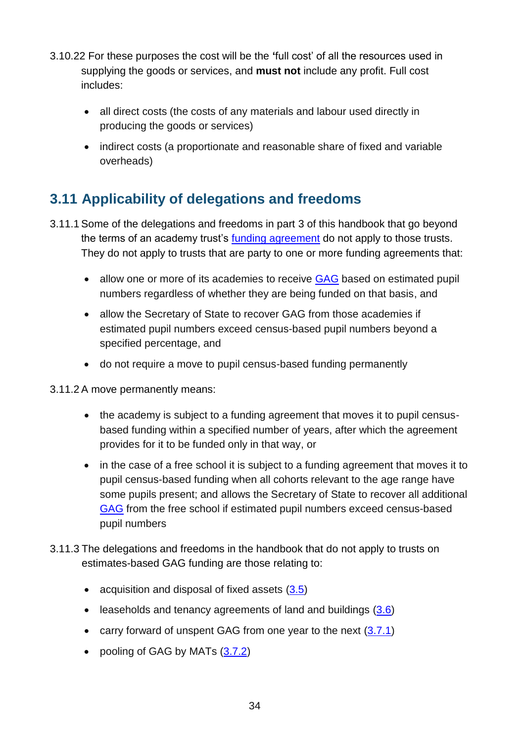3.10.22 For these purposes the cost will be the 'full cost' of all the resources used in supplying the goods or services, and **must not** include any profit. Full cost includes:

- all direct costs (the costs of any materials and labour used directly in producing the goods or services)
- indirect costs (a proportionate and reasonable share of fixed and variable overheads)

## 3.11 Applicability of delegations and freedoms

3.11.1 Some of the delegations and freedoms in part 3 of this handbook that go beyond the terms of an academy trust's funding agreement do not apply to those trusts. They do not apply to trusts that are party to one or more funding agreements that:

- allow one or more of its academies to receive GAG based on estimated pupil numbers regardless of whether they are being funded on that basis, and
- allow the Secretary of State to recover GAG from those academies if estimated pupil numbers exceed census-based pupil numbers beyond a specified percentage, and
- do not require a move to pupil census-based funding permanently

3.11.2 A move permanently means:

- the academy is subject to a funding agreement that moves it to pupil census-based funding within a specified number of years, after which the agreement provides for it to be funded only in that way, or
- in the case of a free school it is subject to a funding agreement that moves it to pupil census-based funding when all cohorts relevant to the age range have some pupils present; and allows the Secretary of State to recover all additional GAG from the free school if estimated pupil numbers exceed census-based pupil numbers

3.11.3 The delegations and freedoms in the handbook that do not apply to trusts on estimates-based GAG funding are those relating to:

- acquisition and disposal of fixed assets (3.5)
- leaseholds and tenancy agreements of land and buildings (3.6)
- carry forward of unspent GAG from one year to the next (3.7.1)
- pooling of GAG by MATs (3.7.2)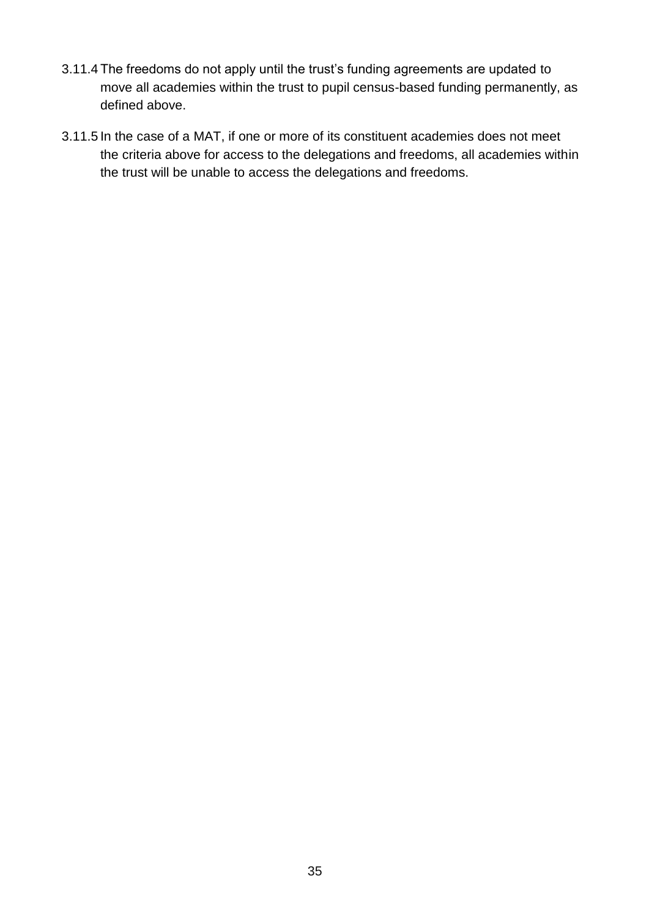3.11.4 The freedoms do not apply until the trust's funding agreements are updated to move all academies within the trust to pupil census-based funding permanently, as defined above.

3.11.5 In the case of a MAT, if one or more of its constituent academies does not meet the criteria above for access to the delegations and freedoms, all academies within the trust will be unable to access the delegations and freedoms.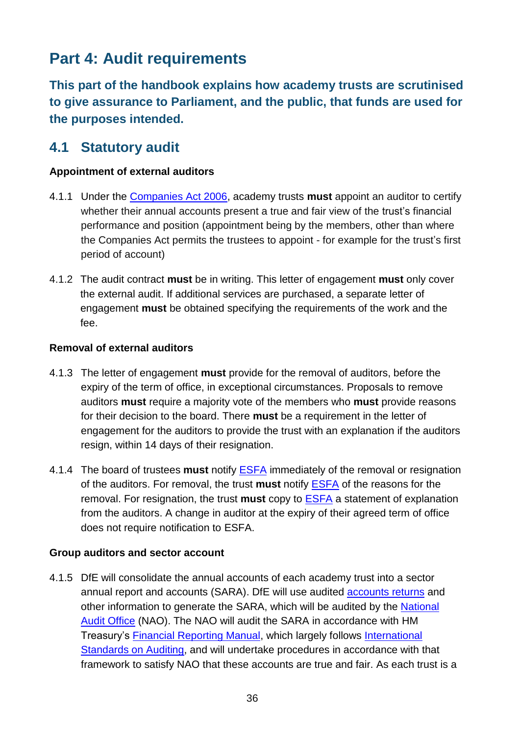# Part 4: Audit requirements

**This part of the handbook explains how academy trusts are scrutinised to give assurance to Parliament, and the public, that funds are used for the purposes intended.**

## 4.1 Statutory audit

### Appointment of external auditors

4.1.1 Under the Companies Act 2006, academy trusts **must** appoint an auditor to certify whether their annual accounts present a true and fair view of the trust's financial performance and position (appointment being by the members, other than where the Companies Act permits the trustees to appoint - for example for the trust's first period of account)

4.1.2 The audit contract **must** be in writing. This letter of engagement **must** only cover the external audit. If additional services are purchased, a separate letter of engagement **must** be obtained specifying the requirements of the work and the fee.

### Removal of external auditors

4.1.3 The letter of engagement **must** provide for the removal of auditors, before the expiry of the term of office, in exceptional circumstances. Proposals to remove auditors **must** require a majority vote of the members who **must** provide reasons for their decision to the board. There **must** be a requirement in the letter of engagement for the auditors to provide the trust with an explanation if the auditors resign, within 14 days of their resignation.

4.1.4 The board of trustees **must** notify ESFA immediately of the removal or resignation of the auditors. For removal, the trust **must** notify ESFA of the reasons for the removal. For resignation, the trust **must** copy to ESFA a statement of explanation from the auditors. A change in auditor at the expiry of their agreed term of office does not require notification to ESFA.

### Group auditors and sector account

4.1.5 DfE will consolidate the annual accounts of each academy trust into a sector annual report and accounts (SARA). DfE will use audited accounts returns and other information to generate the SARA, which will be audited by the National Audit Office (NAO). The NAO will audit the SARA in accordance with HM Treasury's Financial Reporting Manual, which largely follows International Standards on Auditing, and will undertake procedures in accordance with that framework to satisfy NAO that these accounts are true and fair. As each trust is a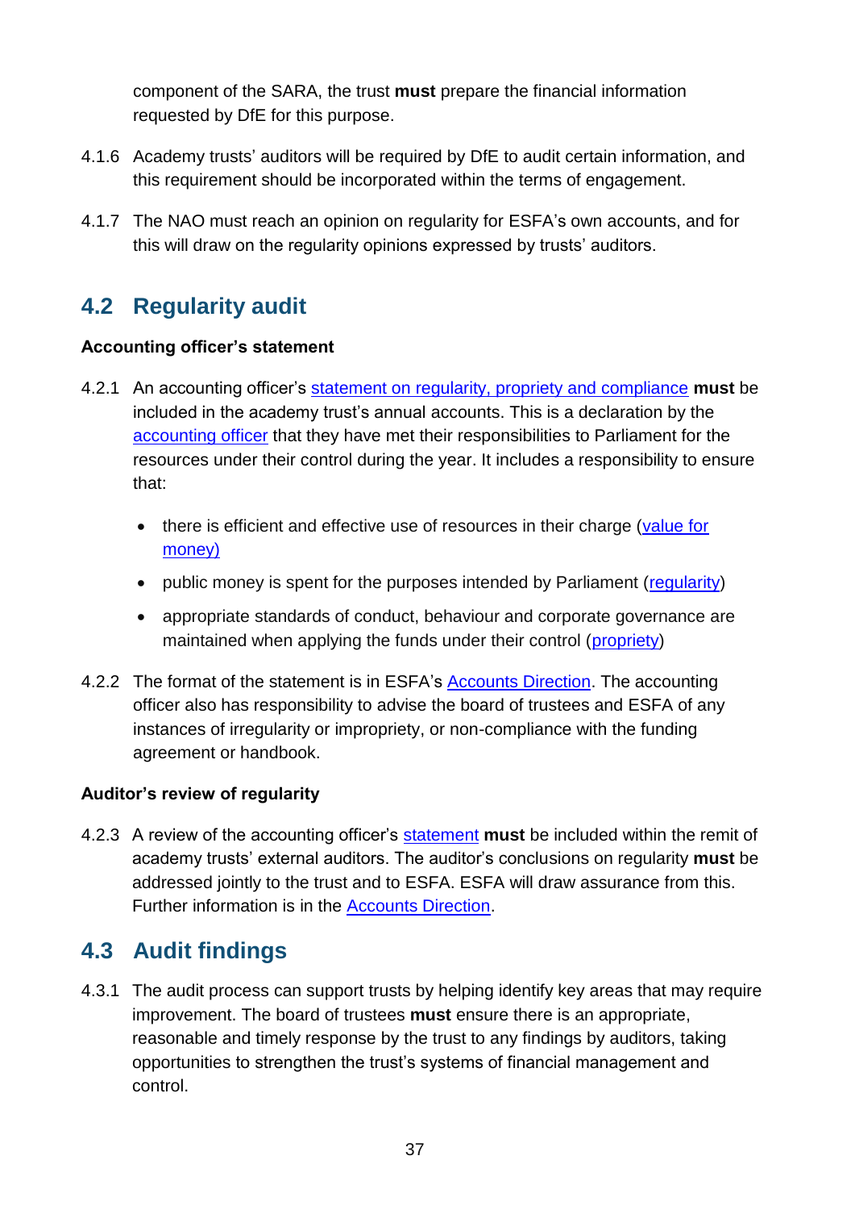component of the SARA, the trust **must** prepare the financial information requested by DfE for this purpose.

4.1.6 Academy trusts' auditors will be required by DfE to audit certain information, and this requirement should be incorporated within the terms of engagement.

4.1.7 The NAO must reach an opinion on regularity for ESFA's own accounts, and for this will draw on the regularity opinions expressed by trusts' auditors.

## 4.2 Regularity audit

### Accounting officer's statement

4.2.1 An accounting officer's statement on regularity, propriety and compliance **must** be included in the academy trust's annual accounts. This is a declaration by the accounting officer that they have met their responsibilities to Parliament for the resources under their control during the year. It includes a responsibility to ensure that:

- there is efficient and effective use of resources in their charge (value for money)
- public money is spent for the purposes intended by Parliament (regularity)
- appropriate standards of conduct, behaviour and corporate governance are maintained when applying the funds under their control (propriety)

4.2.2 The format of the statement is in ESFA's Accounts Direction. The accounting officer also has responsibility to advise the board of trustees and ESFA of any instances of irregularity or impropriety, or non-compliance with the funding agreement or handbook.

### Auditor's review of regularity

4.2.3 A review of the accounting officer's statement **must** be included within the remit of academy trusts' external auditors. The auditor's conclusions on regularity **must** be addressed jointly to the trust and to ESFA. ESFA will draw assurance from this. Further information is in the Accounts Direction.

## 4.3 Audit findings

4.3.1 The audit process can support trusts by helping identify key areas that may require improvement. The board of trustees **must** ensure there is an appropriate, reasonable and timely response by the trust to any findings by auditors, taking opportunities to strengthen the trust's systems of financial management and control.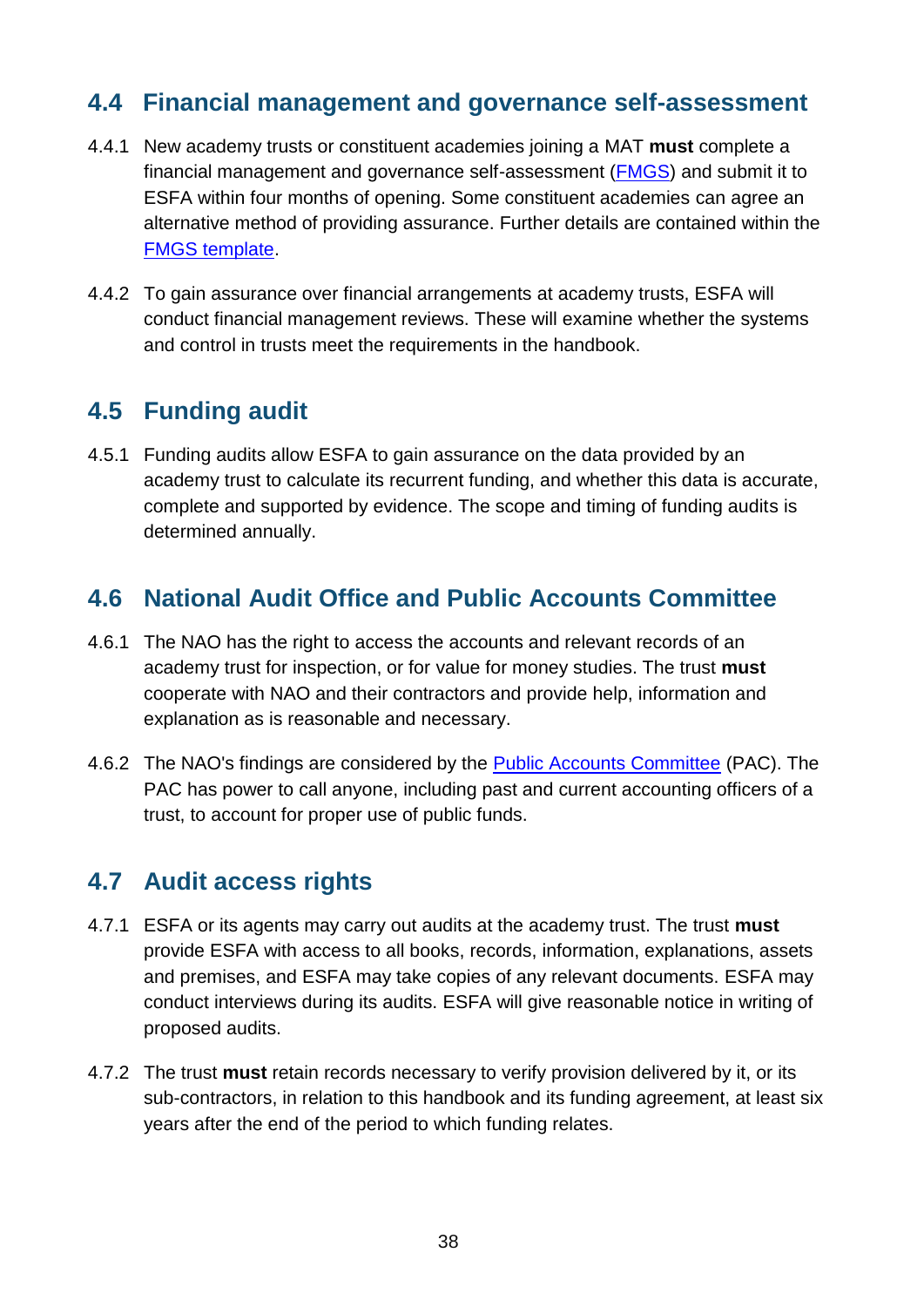## 4.4 Financial management and governance self-assessment

4.4.1 New academy trusts or constituent academies joining a MAT **must** complete a financial management and governance self-assessment (FMGS) and submit it to ESFA within four months of opening. Some constituent academies can agree an alternative method of providing assurance. Further details are contained within the FMGS template.

4.4.2 To gain assurance over financial arrangements at academy trusts, ESFA will conduct financial management reviews. These will examine whether the systems and control in trusts meet the requirements in the handbook.

## 4.5 Funding audit

4.5.1 Funding audits allow ESFA to gain assurance on the data provided by an academy trust to calculate its recurrent funding, and whether this data is accurate, complete and supported by evidence. The scope and timing of funding audits is determined annually.

## 4.6 National Audit Office and Public Accounts Committee

4.6.1 The NAO has the right to access the accounts and relevant records of an academy trust for inspection, or for value for money studies. The trust **must** cooperate with NAO and their contractors and provide help, information and explanation as is reasonable and necessary.

4.6.2 The NAO's findings are considered by the Public Accounts Committee (PAC). The PAC has power to call anyone, including past and current accounting officers of a trust, to account for proper use of public funds.

## 4.7 Audit access rights

4.7.1 ESFA or its agents may carry out audits at the academy trust. The trust **must** provide ESFA with access to all books, records, information, explanations, assets and premises, and ESFA may take copies of any relevant documents. ESFA may conduct interviews during its audits. ESFA will give reasonable notice in writing of proposed audits.

4.7.2 The trust **must** retain records necessary to verify provision delivered by it, or its sub-contractors, in relation to this handbook and its funding agreement, at least six years after the end of the period to which funding relates.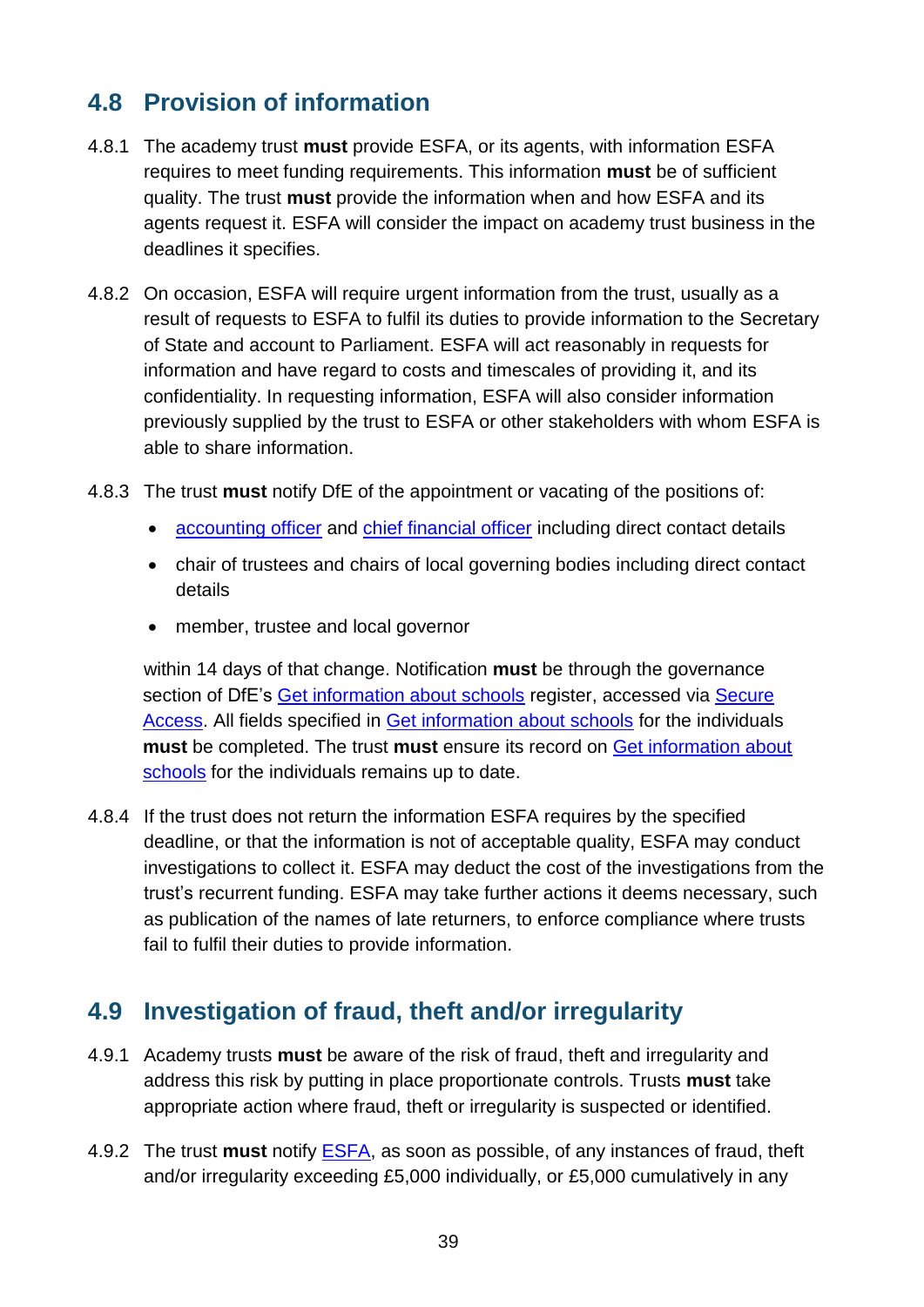## 4.8 Provision of information

4.8.1 The academy trust **must** provide ESFA, or its agents, with information ESFA requires to meet funding requirements. This information **must** be of sufficient quality. The trust **must** provide the information when and how ESFA and its agents request it. ESFA will consider the impact on academy trust business in the deadlines it specifies.

4.8.2 On occasion, ESFA will require urgent information from the trust, usually as a result of requests to ESFA to fulfil its duties to provide information to the Secretary of State and account to Parliament. ESFA will act reasonably in requests for information and have regard to costs and timescales of providing it, and its confidentiality. In requesting information, ESFA will also consider information previously supplied by the trust to ESFA or other stakeholders with whom ESFA is able to share information.

4.8.3 The trust **must** notify DfE of the appointment or vacating of the positions of:

- accounting officer and chief financial officer including direct contact details
- chair of trustees and chairs of local governing bodies including direct contact details
- member, trustee and local governor

within 14 days of that change. Notification **must** be through the governance section of DfE's Get information about schools register, accessed via Secure Access. All fields specified in Get information about schools for the individuals **must** be completed. The trust **must** ensure its record on Get information about schools for the individuals remains up to date.

4.8.4 If the trust does not return the information ESFA requires by the specified deadline, or that the information is not of acceptable quality, ESFA may conduct investigations to collect it. ESFA may deduct the cost of the investigations from the trust's recurrent funding. ESFA may take further actions it deems necessary, such as publication of the names of late returners, to enforce compliance where trusts fail to fulfil their duties to provide information.

## 4.9 Investigation of fraud, theft and/or irregularity

4.9.1 Academy trusts **must** be aware of the risk of fraud, theft and irregularity and address this risk by putting in place proportionate controls. Trusts **must** take appropriate action where fraud, theft or irregularity is suspected or identified.

4.9.2 The trust **must** notify ESFA, as soon as possible, of any instances of fraud, theft and/or irregularity exceeding £5,000 individually, or £5,000 cumulatively in any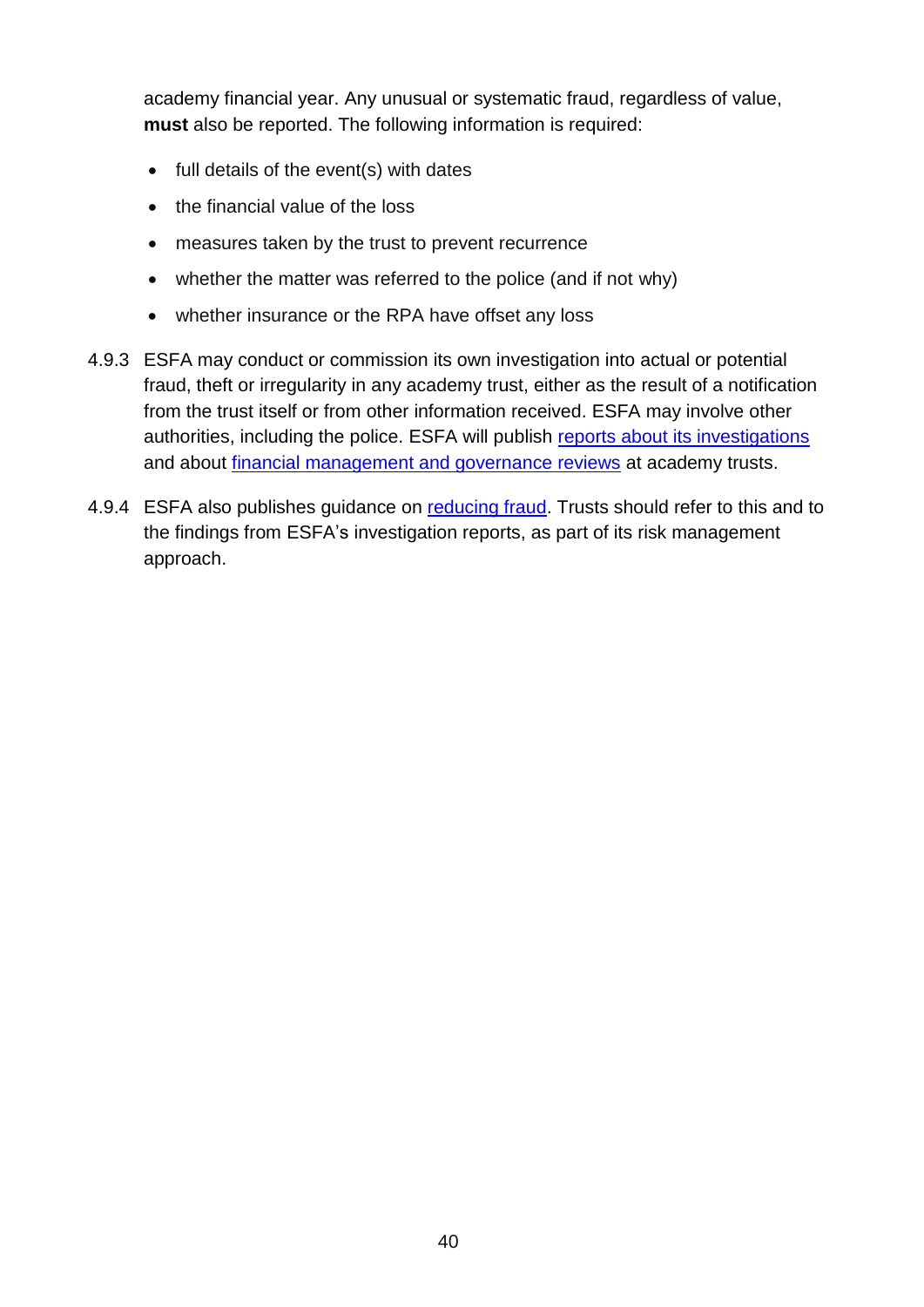academy financial year. Any unusual or systematic fraud, regardless of value, **must** also be reported. The following information is required:

- full details of the event(s) with dates
- the financial value of the loss
- measures taken by the trust to prevent recurrence
- whether the matter was referred to the police (and if not why)
- whether insurance or the RPA have offset any loss

4.9.3 ESFA may conduct or commission its own investigation into actual or potential fraud, theft or irregularity in any academy trust, either as the result of a notification from the trust itself or from other information received. ESFA may involve other authorities, including the police. ESFA will publish reports about its investigations and about financial management and governance reviews at academy trusts.

4.9.4 ESFA also publishes guidance on reducing fraud. Trusts should refer to this and to the findings from ESFA's investigation reports, as part of its risk management approach.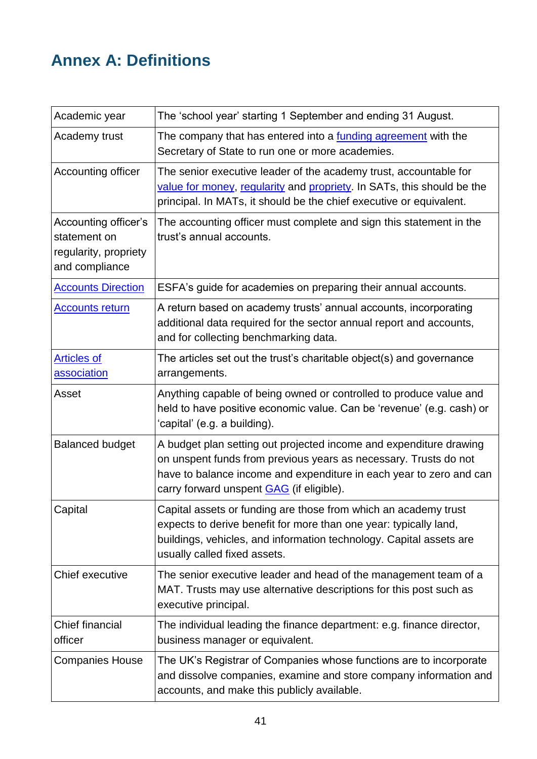# Annex A: Definitions

| | |
|---|---|
| Academic year | The 'school year' starting 1 September and ending 31 August. |
| Academy trust | The company that has entered into a funding agreement with the Secretary of State to run one or more academies. |
| Accounting officer | The senior executive leader of the academy trust, accountable for value for money, regularity and propriety. In SATs, this should be the principal. In MATs, it should be the chief executive or equivalent. |
| Accounting officer's statement on regularity, propriety and compliance | The accounting officer must complete and sign this statement in the trust's annual accounts. |
| Accounts Direction | ESFA's guide for academies on preparing their annual accounts. |
| Accounts return | A return based on academy trusts' annual accounts, incorporating additional data required for the sector annual report and accounts, and for collecting benchmarking data. |
| Articles of association | The articles set out the trust's charitable object(s) and governance arrangements. |
| Asset | Anything capable of being owned or controlled to produce value and held to have positive economic value. Can be 'revenue' (e.g. cash) or 'capital' (e.g. a building). |
| Balanced budget | A budget plan setting out projected income and expenditure drawing on unspent funds from previous years as necessary. Trusts do not have to balance income and expenditure in each year to zero and can carry forward unspent GAG (if eligible). |
| Capital | Capital assets or funding are those from which an academy trust expects to derive benefit for more than one year: typically land, buildings, vehicles, and information technology. Capital assets are usually called fixed assets. |
| Chief executive | The senior executive leader and head of the management team of a MAT. Trusts may use alternative descriptions for this post such as executive principal. |
| Chief financial officer | The individual leading the finance department: e.g. finance director, business manager or equivalent. |
| Companies House | The UK's Registrar of Companies whose functions are to incorporate and dissolve companies, examine and store company information and accounts, and make this publicly available. |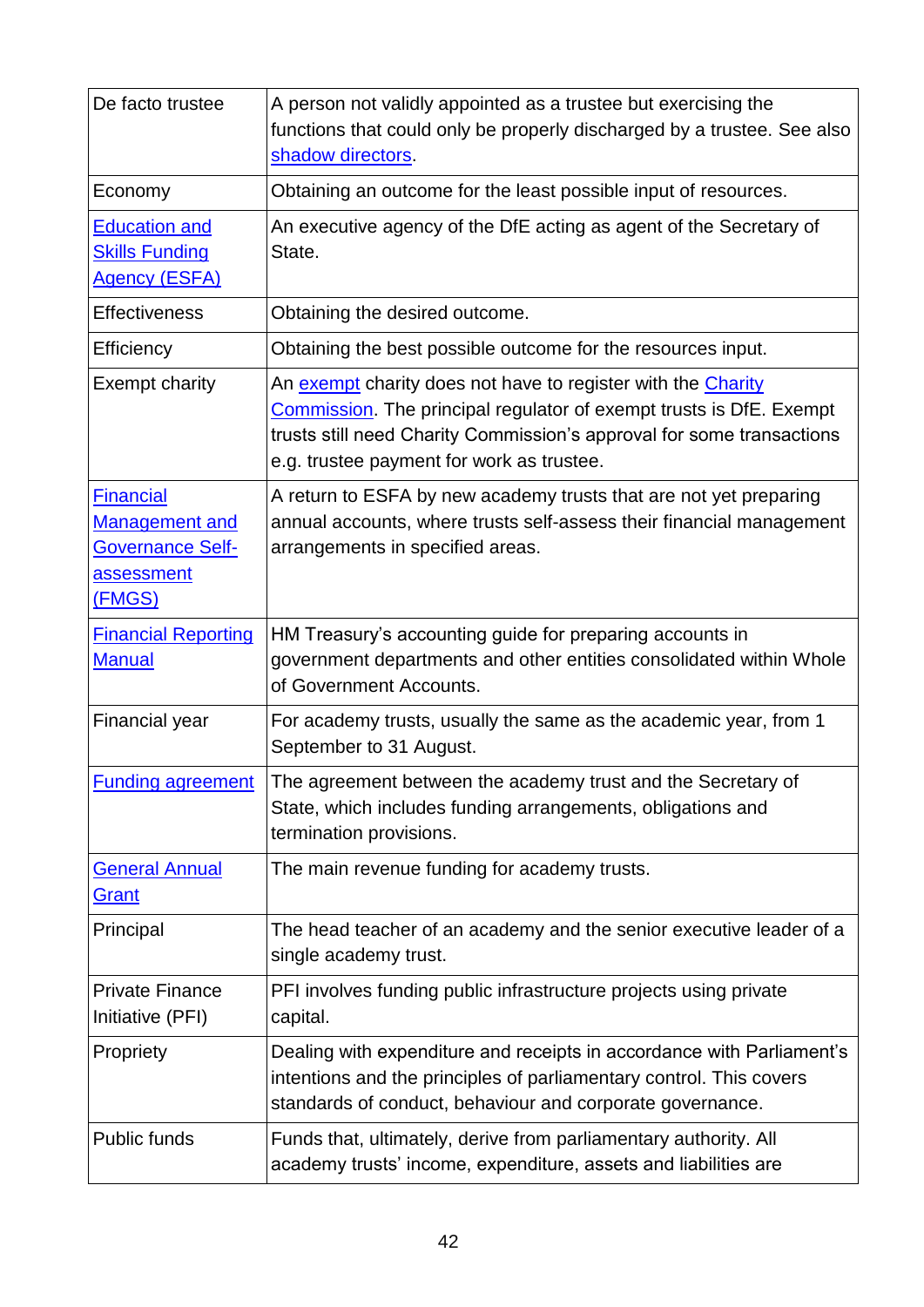| | |
|---|---|
| De facto trustee | A person not validly appointed as a trustee but exercising the functions that could only be properly discharged by a trustee. See also shadow directors. |
| Economy | Obtaining an outcome for the least possible input of resources. |
| Education and Skills Funding Agency (ESFA) | An executive agency of the DfE acting as agent of the Secretary of State. |
| Effectiveness | Obtaining the desired outcome. |
| Efficiency | Obtaining the best possible outcome for the resources input. |
| Exempt charity | An exempt charity does not have to register with the Charity Commission. The principal regulator of exempt trusts is DfE. Exempt trusts still need Charity Commission's approval for some transactions e.g. trustee payment for work as trustee. |
| Financial Management and Governance Self-assessment (FMGS) | A return to ESFA by new academy trusts that are not yet preparing annual accounts, where trusts self-assess their financial management arrangements in specified areas. |
| Financial Reporting Manual | HM Treasury's accounting guide for preparing accounts in government departments and other entities consolidated within Whole of Government Accounts. |
| Financial year | For academy trusts, usually the same as the academic year, from 1 September to 31 August. |
| Funding agreement | The agreement between the academy trust and the Secretary of State, which includes funding arrangements, obligations and termination provisions. |
| General Annual Grant | The main revenue funding for academy trusts. |
| Principal | The head teacher of an academy and the senior executive leader of a single academy trust. |
| Private Finance Initiative (PFI) | PFI involves funding public infrastructure projects using private capital. |
| Propriety | Dealing with expenditure and receipts in accordance with Parliament's intentions and the principles of parliamentary control. This covers standards of conduct, behaviour and corporate governance. |
| Public funds | Funds that, ultimately, derive from parliamentary authority. All academy trusts' income, expenditure, assets and liabilities are |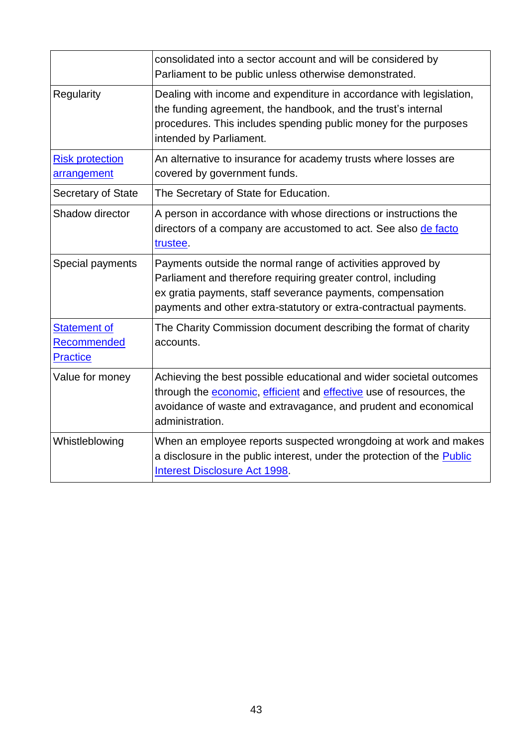| | |
|---|---|
| | consolidated into a sector account and will be considered by Parliament to be public unless otherwise demonstrated. |
| Regularity | Dealing with income and expenditure in accordance with legislation, the funding agreement, the handbook, and the trust's internal procedures. This includes spending public money for the purposes intended by Parliament. |
| Risk protection arrangement | An alternative to insurance for academy trusts where losses are covered by government funds. |
| Secretary of State | The Secretary of State for Education. |
| Shadow director | A person in accordance with whose directions or instructions the directors of a company are accustomed to act. See also de facto trustee. |
| Special payments | Payments outside the normal range of activities approved by Parliament and therefore requiring greater control, including ex gratia payments, staff severance payments, compensation payments and other extra-statutory or extra-contractual payments. |
| Statement of Recommended Practice | The Charity Commission document describing the format of charity accounts. |
| Value for money | Achieving the best possible educational and wider societal outcomes through the economic, efficient and effective use of resources, the avoidance of waste and extravagance, and prudent and economical administration. |
| Whistleblowing | When an employee reports suspected wrongdoing at work and makes a disclosure in the public interest, under the protection of the Public Interest Disclosure Act 1998. |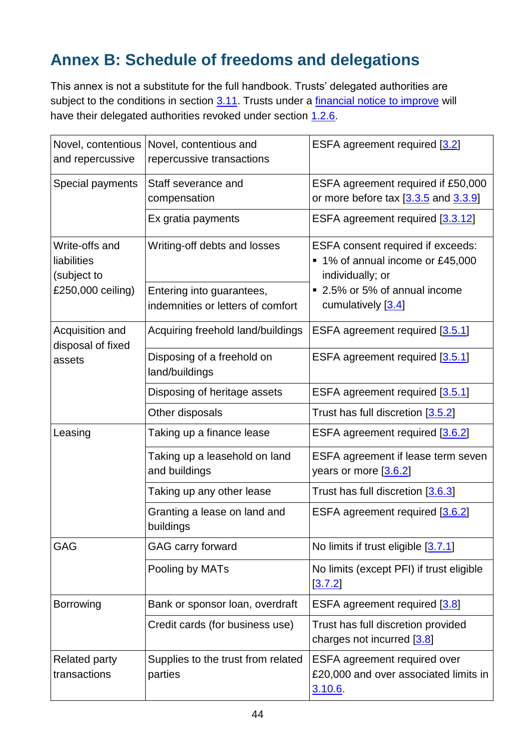## Annex B: Schedule of freedoms and delegations

This annex is not a substitute for the full handbook. Trusts' delegated authorities are subject to the conditions in section 3.11. Trusts under a financial notice to improve will have their delegated authorities revoked under section 1.2.6.

| | | |
|---|---|---|
| Novel, contentious and repercussive | Novel, contentious and repercussive transactions | ESFA agreement required [3.2] |
| Special payments | Staff severance and compensation | ESFA agreement required if £50,000 or more before tax [3.3.5 and 3.3.9] |
| | Ex gratia payments | ESFA agreement required [3.3.12] |
| Write-offs and liabilities (subject to £250,000 ceiling) | Writing-off debts and losses | ESFA consent required if exceeds:<br>▪ 1% of annual income or £45,000 individually; or<br>▪ 2.5% or 5% of annual income cumulatively [3.4] |
| | Entering into guarantees, indemnities or letters of comfort | |
| Acquisition and disposal of fixed assets | Acquiring freehold land/buildings | ESFA agreement required [3.5.1] |
| | Disposing of a freehold on land/buildings | ESFA agreement required [3.5.1] |
| | Disposing of heritage assets | ESFA agreement required [3.5.1] |
| | Other disposals | Trust has full discretion [3.5.2] |
| Leasing | Taking up a finance lease | ESFA agreement required [3.6.2] |
| | Taking up a leasehold on land and buildings | ESFA agreement if lease term seven years or more [3.6.2] |
| | Taking up any other lease | Trust has full discretion [3.6.3] |
| | Granting a lease on land and buildings | ESFA agreement required [3.6.2] |
| GAG | GAG carry forward | No limits if trust eligible [3.7.1] |
| | Pooling by MATs | No limits (except PFI) if trust eligible [3.7.2] |
| Borrowing | Bank or sponsor loan, overdraft | ESFA agreement required [3.8] |
| | Credit cards (for business use) | Trust has full discretion provided charges not incurred [3.8] |
| Related party transactions | Supplies to the trust from related parties | ESFA agreement required over £20,000 and over associated limits in 3.10.6. |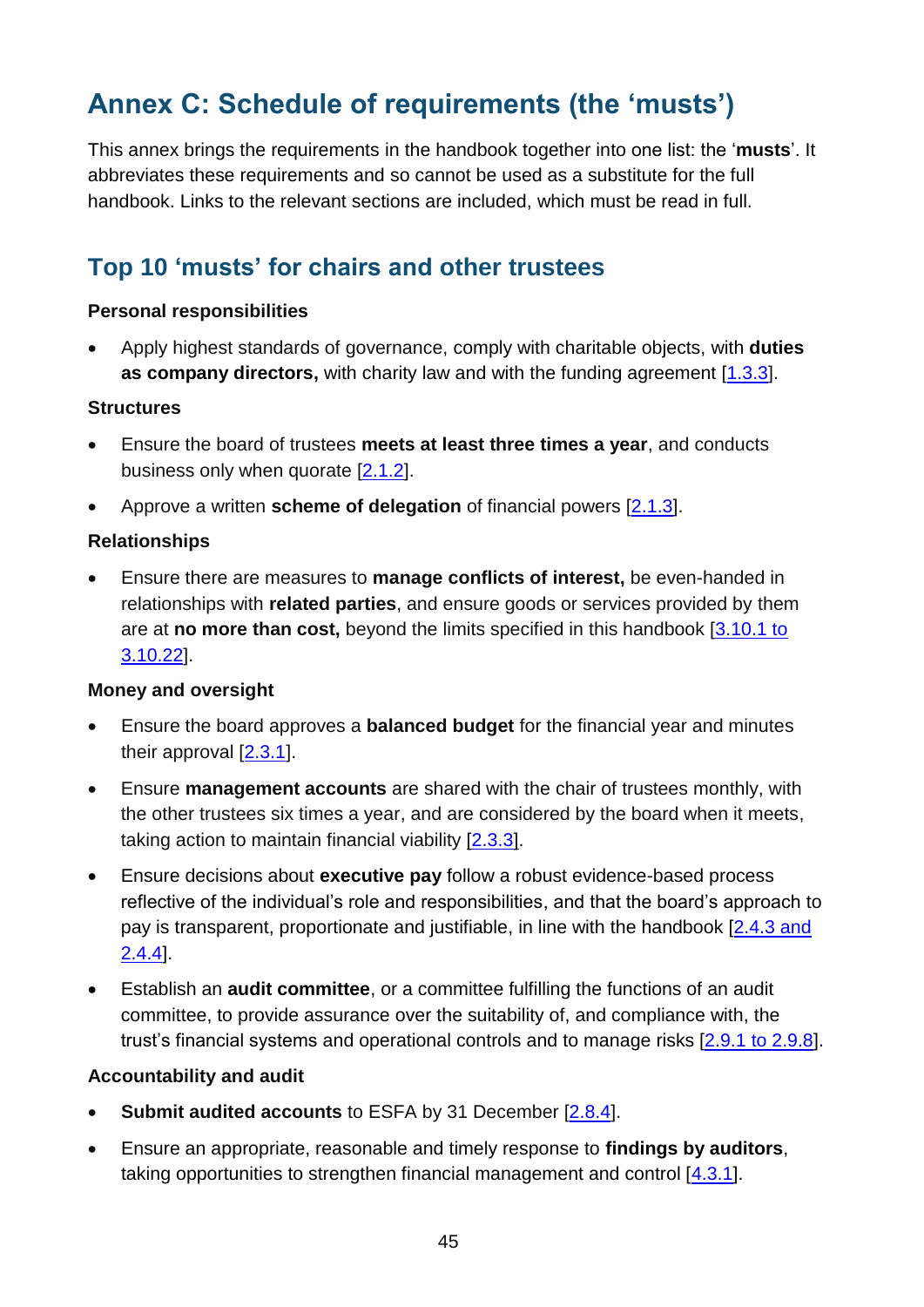# Annex C: Schedule of requirements (the 'musts')

This annex brings the requirements in the handbook together into one list: the '**musts**'. It abbreviates these requirements and so cannot be used as a substitute for the full handbook. Links to the relevant sections are included, which must be read in full.

## Top 10 'musts' for chairs and other trustees

**Personal responsibilities**

- Apply highest standards of governance, comply with charitable objects, with **duties as company directors,** with charity law and with the funding agreement [1.3.3].

**Structures**

- Ensure the board of trustees **meets at least three times a year**, and conducts business only when quorate [2.1.2].
- Approve a written **scheme of delegation** of financial powers [2.1.3].

**Relationships**

- Ensure there are measures to **manage conflicts of interest,** be even-handed in relationships with **related parties**, and ensure goods or services provided by them are at **no more than cost,** beyond the limits specified in this handbook [3.10.1 to 3.10.22].

**Money and oversight**

- Ensure the board approves a **balanced budget** for the financial year and minutes their approval [2.3.1].
- Ensure **management accounts** are shared with the chair of trustees monthly, with the other trustees six times a year, and are considered by the board when it meets, taking action to maintain financial viability [2.3.3].
- Ensure decisions about **executive pay** follow a robust evidence-based process reflective of the individual's role and responsibilities, and that the board's approach to pay is transparent, proportionate and justifiable, in line with the handbook [2.4.3 and 2.4.4].
- Establish an **audit committee**, or a committee fulfilling the functions of an audit committee, to provide assurance over the suitability of, and compliance with, the trust's financial systems and operational controls and to manage risks [2.9.1 to 2.9.8].

**Accountability and audit**

- **Submit audited accounts** to ESFA by 31 December [2.8.4].
- Ensure an appropriate, reasonable and timely response to **findings by auditors**, taking opportunities to strengthen financial management and control [4.3.1].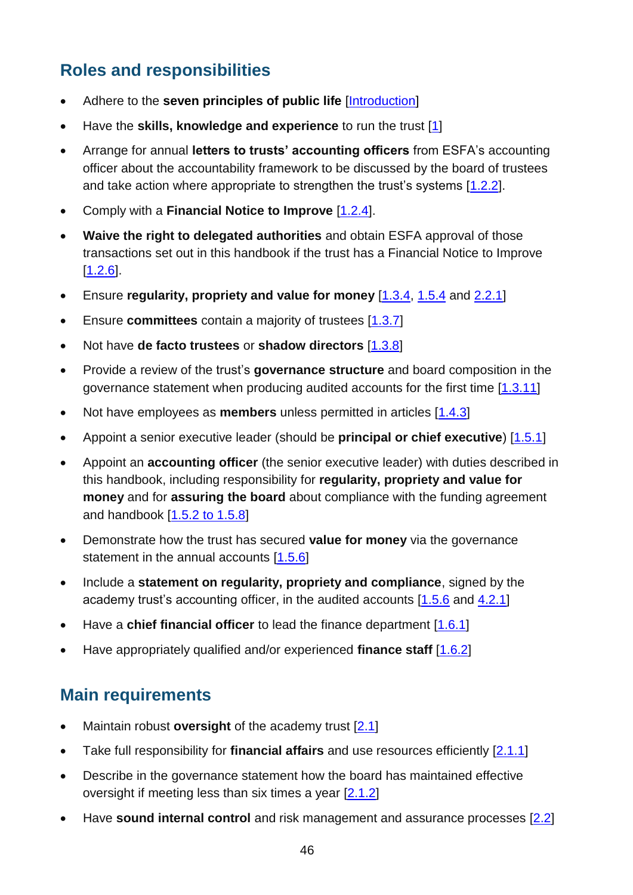## Roles and responsibilities

- Adhere to the **seven principles of public life** [Introduction]
- Have the **skills, knowledge and experience** to run the trust [1]
- Arrange for annual **letters to trusts' accounting officers** from ESFA's accounting officer about the accountability framework to be discussed by the board of trustees and take action where appropriate to strengthen the trust's systems [1.2.2].
- Comply with a **Financial Notice to Improve** [1.2.4].
- **Waive the right to delegated authorities** and obtain ESFA approval of those transactions set out in this handbook if the trust has a Financial Notice to Improve [1.2.6].
- Ensure **regularity, propriety and value for money** [1.3.4, 1.5.4 and 2.2.1]
- Ensure **committees** contain a majority of trustees [1.3.7]
- Not have **de facto trustees** or **shadow directors** [1.3.8]
- Provide a review of the trust's **governance structure** and board composition in the governance statement when producing audited accounts for the first time [1.3.11]
- Not have employees as **members** unless permitted in articles [1.4.3]
- Appoint a senior executive leader (should be **principal or chief executive**) [1.5.1]
- Appoint an **accounting officer** (the senior executive leader) with duties described in this handbook, including responsibility for **regularity, propriety and value for money** and for **assuring the board** about compliance with the funding agreement and handbook [1.5.2 to 1.5.8]
- Demonstrate how the trust has secured **value for money** via the governance statement in the annual accounts [1.5.6]
- Include a **statement on regularity, propriety and compliance**, signed by the academy trust's accounting officer, in the audited accounts [1.5.6 and 4.2.1]
- Have a **chief financial officer** to lead the finance department [1.6.1]
- Have appropriately qualified and/or experienced **finance staff** [1.6.2]

## Main requirements

- Maintain robust **oversight** of the academy trust [2.1]
- Take full responsibility for **financial affairs** and use resources efficiently [2.1.1]
- Describe in the governance statement how the board has maintained effective oversight if meeting less than six times a year [2.1.2]
- Have **sound internal control** and risk management and assurance processes [2.2]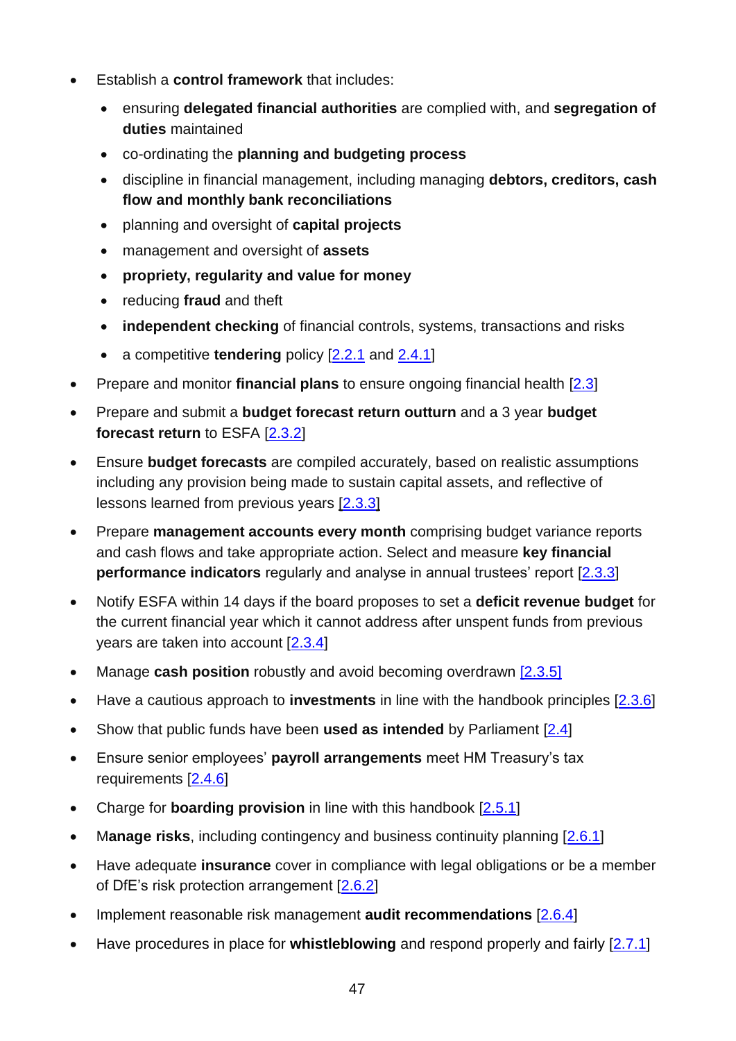- Establish a **control framework** that includes:
  - ensuring **delegated financial authorities** are complied with, and **segregation of duties** maintained
  - co-ordinating the **planning and budgeting process**
  - discipline in financial management, including managing **debtors, creditors, cash flow and monthly bank reconciliations**
  - planning and oversight of **capital projects**
  - management and oversight of **assets**
  - **propriety, regularity and value for money**
  - reducing **fraud** and theft
  - **independent checking** of financial controls, systems, transactions and risks
  - a competitive **tendering** policy [2.2.1 and 2.4.1]
- Prepare and monitor **financial plans** to ensure ongoing financial health [2.3]
- Prepare and submit a **budget forecast return outturn** and a 3 year **budget forecast return** to ESFA [2.3.2]
- Ensure **budget forecasts** are compiled accurately, based on realistic assumptions including any provision being made to sustain capital assets, and reflective of lessons learned from previous years [2.3.3]
- Prepare **management accounts every month** comprising budget variance reports and cash flows and take appropriate action. Select and measure **key financial performance indicators** regularly and analyse in annual trustees' report [2.3.3]
- Notify ESFA within 14 days if the board proposes to set a **deficit revenue budget** for the current financial year which it cannot address after unspent funds from previous years are taken into account [2.3.4]
- Manage **cash position** robustly and avoid becoming overdrawn [2.3.5]
- Have a cautious approach to **investments** in line with the handbook principles [2.3.6]
- Show that public funds have been **used as intended** by Parliament [2.4]
- Ensure senior employees' **payroll arrangements** meet HM Treasury's tax requirements [2.4.6]
- Charge for **boarding provision** in line with this handbook [2.5.1]
- **Manage risks**, including contingency and business continuity planning [2.6.1]
- Have adequate **insurance** cover in compliance with legal obligations or be a member of DfE's risk protection arrangement [2.6.2]
- Implement reasonable risk management **audit recommendations** [2.6.4]
- Have procedures in place for **whistleblowing** and respond properly and fairly [2.7.1]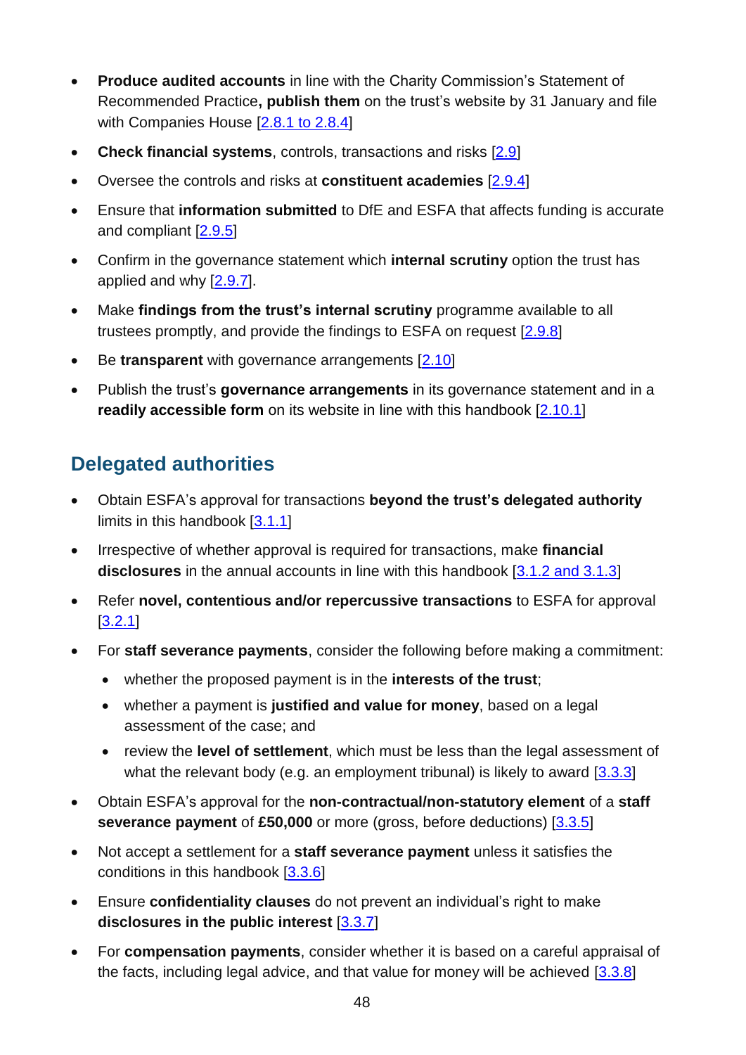- **Produce audited accounts** in line with the Charity Commission's Statement of Recommended Practice**, publish them** on the trust's website by 31 January and file with Companies House [2.8.1 to 2.8.4]
- **Check financial systems**, controls, transactions and risks [2.9]
- Oversee the controls and risks at **constituent academies** [2.9.4]
- Ensure that **information submitted** to DfE and ESFA that affects funding is accurate and compliant [2.9.5]
- Confirm in the governance statement which **internal scrutiny** option the trust has applied and why [2.9.7].
- Make **findings from the trust's internal scrutiny** programme available to all trustees promptly, and provide the findings to ESFA on request [2.9.8]
- Be **transparent** with governance arrangements [2.10]
- Publish the trust's **governance arrangements** in its governance statement and in a **readily accessible form** on its website in line with this handbook [2.10.1]

## Delegated authorities

- Obtain ESFA's approval for transactions **beyond the trust's delegated authority** limits in this handbook [3.1.1]
- Irrespective of whether approval is required for transactions, make **financial disclosures** in the annual accounts in line with this handbook [3.1.2 and 3.1.3]
- Refer **novel, contentious and/or repercussive transactions** to ESFA for approval [3.2.1]
- For **staff severance payments**, consider the following before making a commitment:
  - whether the proposed payment is in the **interests of the trust**;
  - whether a payment is **justified and value for money**, based on a legal assessment of the case; and
  - review the **level of settlement**, which must be less than the legal assessment of what the relevant body (e.g. an employment tribunal) is likely to award [3.3.3]
- Obtain ESFA's approval for the **non-contractual/non-statutory element** of a **staff severance payment** of **£50,000** or more (gross, before deductions) [3.3.5]
- Not accept a settlement for a **staff severance payment** unless it satisfies the conditions in this handbook [3.3.6]
- Ensure **confidentiality clauses** do not prevent an individual's right to make **disclosures in the public interest** [3.3.7]
- For **compensation payments**, consider whether it is based on a careful appraisal of the facts, including legal advice, and that value for money will be achieved [3.3.8]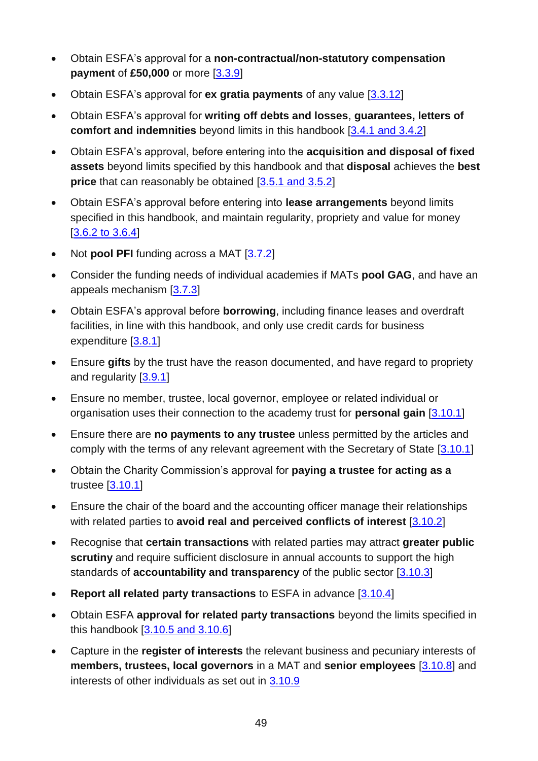- Obtain ESFA's approval for a **non-contractual/non-statutory compensation payment** of **£50,000** or more [3.3.9]
- Obtain ESFA's approval for **ex gratia payments** of any value [3.3.12]
- Obtain ESFA's approval for **writing off debts and losses**, **guarantees, letters of comfort and indemnities** beyond limits in this handbook [3.4.1 and 3.4.2]
- Obtain ESFA's approval, before entering into the **acquisition and disposal of fixed assets** beyond limits specified by this handbook and that **disposal** achieves the **best price** that can reasonably be obtained [3.5.1 and 3.5.2]
- Obtain ESFA's approval before entering into **lease arrangements** beyond limits specified in this handbook, and maintain regularity, propriety and value for money [3.6.2 to 3.6.4]
- Not **pool PFI** funding across a MAT [3.7.2]
- Consider the funding needs of individual academies if MATs **pool GAG**, and have an appeals mechanism [3.7.3]
- Obtain ESFA's approval before **borrowing**, including finance leases and overdraft facilities, in line with this handbook, and only use credit cards for business expenditure [3.8.1]
- Ensure **gifts** by the trust have the reason documented, and have regard to propriety and regularity [3.9.1]
- Ensure no member, trustee, local governor, employee or related individual or organisation uses their connection to the academy trust for **personal gain** [3.10.1]
- Ensure there are **no payments to any trustee** unless permitted by the articles and comply with the terms of any relevant agreement with the Secretary of State [3.10.1]
- Obtain the Charity Commission's approval for **paying a trustee for acting as a** trustee [3.10.1]
- Ensure the chair of the board and the accounting officer manage their relationships with related parties to **avoid real and perceived conflicts of interest** [3.10.2]
- Recognise that **certain transactions** with related parties may attract **greater public scrutiny** and require sufficient disclosure in annual accounts to support the high standards of **accountability and transparency** of the public sector [3.10.3]
- **Report all related party transactions** to ESFA in advance [3.10.4]
- Obtain ESFA **approval for related party transactions** beyond the limits specified in this handbook [3.10.5 and 3.10.6]
- Capture in the **register of interests** the relevant business and pecuniary interests of **members, trustees, local governors** in a MAT and **senior employees** [3.10.8] and interests of other individuals as set out in 3.10.9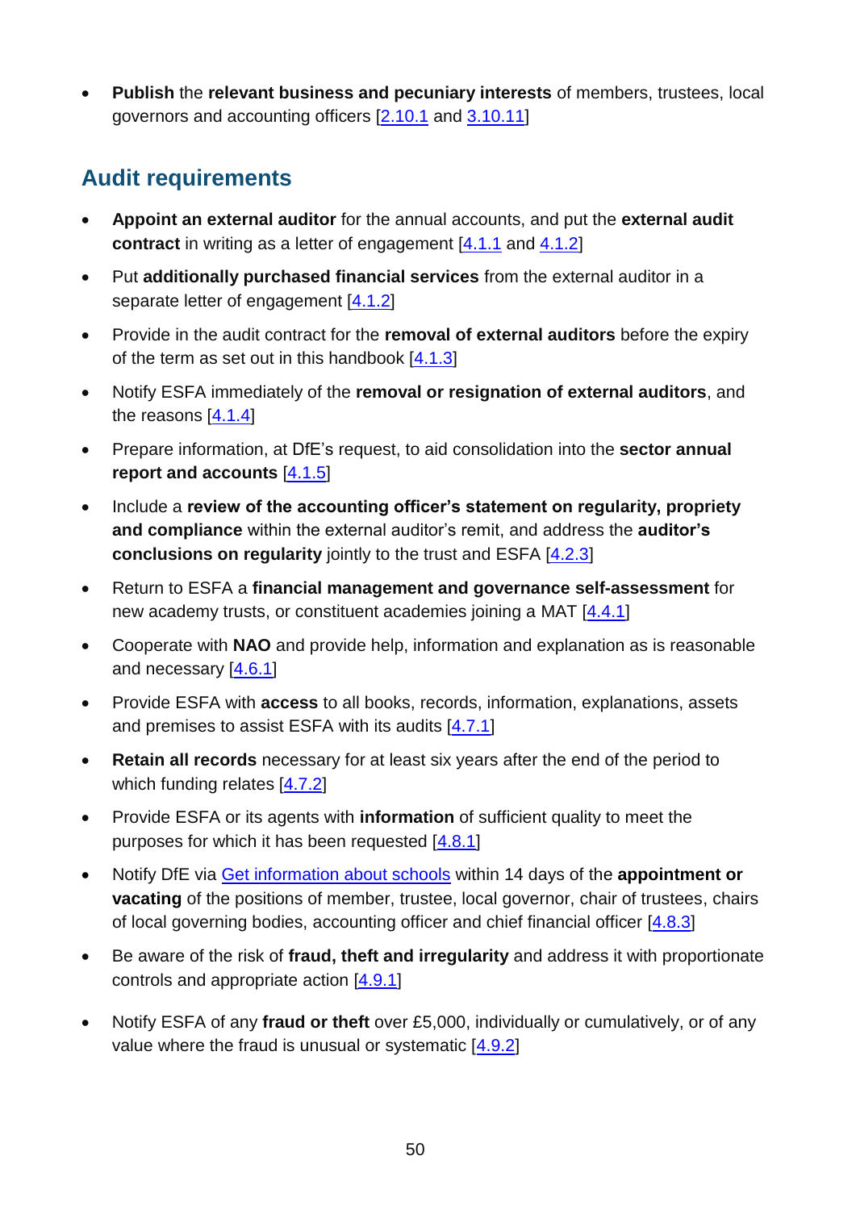- **Publish** the **relevant business and pecuniary interests** of members, trustees, local governors and accounting officers [2.10.1 and 3.10.11]

## Audit requirements

- **Appoint an external auditor** for the annual accounts, and put the **external audit contract** in writing as a letter of engagement [4.1.1 and 4.1.2]
- Put **additionally purchased financial services** from the external auditor in a separate letter of engagement [4.1.2]
- Provide in the audit contract for the **removal of external auditors** before the expiry of the term as set out in this handbook [4.1.3]
- Notify ESFA immediately of the **removal or resignation of external auditors**, and the reasons [4.1.4]
- Prepare information, at DfE's request, to aid consolidation into the **sector annual report and accounts** [4.1.5]
- Include a **review of the accounting officer's statement on regularity, propriety and compliance** within the external auditor's remit, and address the **auditor's conclusions on regularity** jointly to the trust and ESFA [4.2.3]
- Return to ESFA a **financial management and governance self-assessment** for new academy trusts, or constituent academies joining a MAT [4.4.1]
- Cooperate with **NAO** and provide help, information and explanation as is reasonable and necessary [4.6.1]
- Provide ESFA with **access** to all books, records, information, explanations, assets and premises to assist ESFA with its audits [4.7.1]
- **Retain all records** necessary for at least six years after the end of the period to which funding relates [4.7.2]
- Provide ESFA or its agents with **information** of sufficient quality to meet the purposes for which it has been requested [4.8.1]
- Notify DfE via Get information about schools within 14 days of the **appointment or vacating** of the positions of member, trustee, local governor, chair of trustees, chairs of local governing bodies, accounting officer and chief financial officer [4.8.3]
- Be aware of the risk of **fraud, theft and irregularity** and address it with proportionate controls and appropriate action [4.9.1]
- Notify ESFA of any **fraud or theft** over £5,000, individually or cumulatively, or of any value where the fraud is unusual or systematic [4.9.2]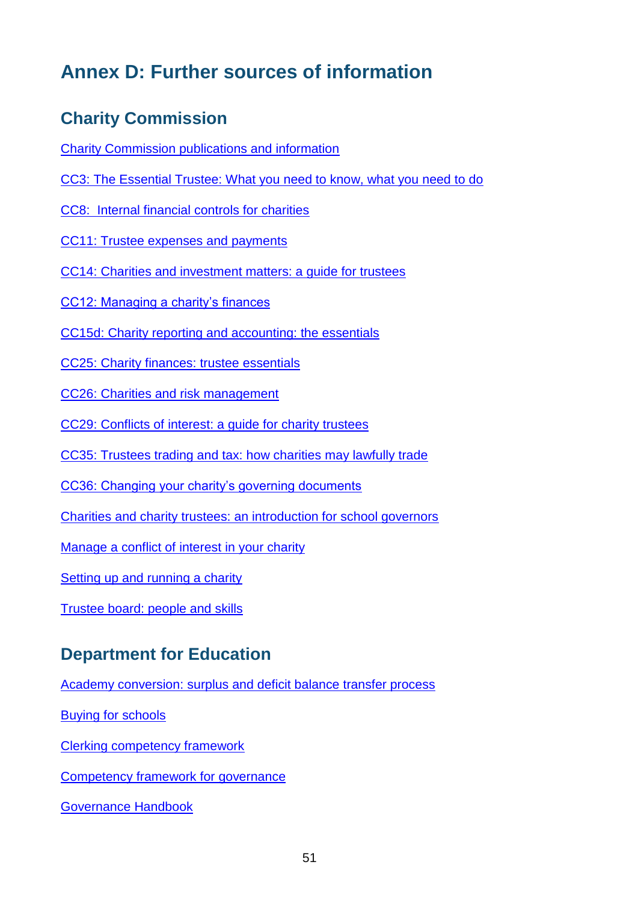# Annex D: Further sources of information

## Charity Commission

Charity Commission publications and information

CC3: The Essential Trustee: What you need to know, what you need to do

CC8: Internal financial controls for charities

CC11: Trustee expenses and payments

CC14: Charities and investment matters: a guide for trustees

CC12: Managing a charity's finances

CC15d: Charity reporting and accounting: the essentials

CC25: Charity finances: trustee essentials

CC26: Charities and risk management

CC29: Conflicts of interest: a guide for charity trustees

CC35: Trustees trading and tax: how charities may lawfully trade

CC36: Changing your charity's governing documents

Charities and charity trustees: an introduction for school governors

Manage a conflict of interest in your charity

Setting up and running a charity

Trustee board: people and skills

## Department for Education

Academy conversion: surplus and deficit balance transfer process

Buying for schools

Clerking competency framework

Competency framework for governance

Governance Handbook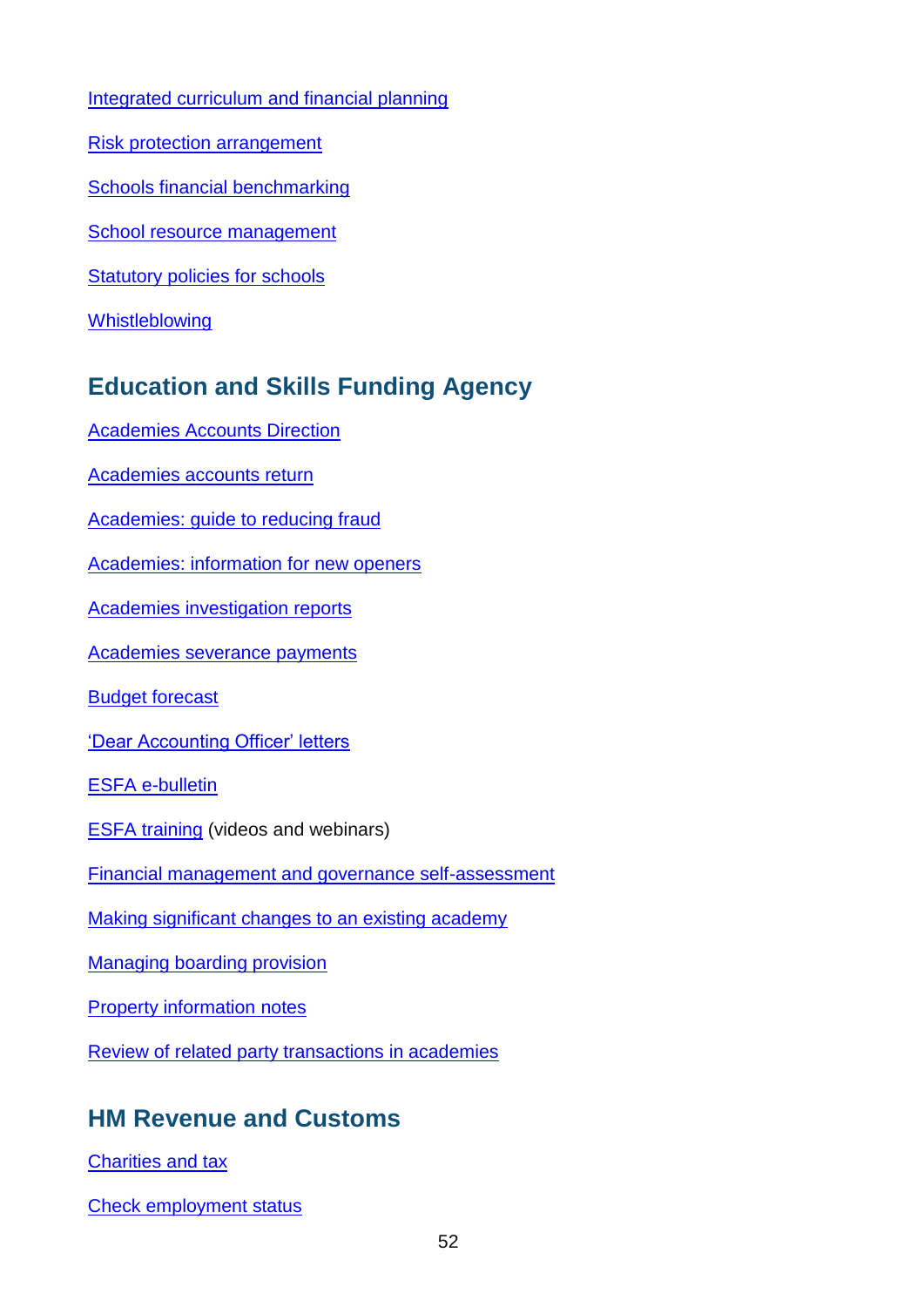Integrated curriculum and financial planning

Risk protection arrangement

Schools financial benchmarking

School resource management

Statutory policies for schools

Whistleblowing

## Education and Skills Funding Agency

Academies Accounts Direction

Academies accounts return

Academies: guide to reducing fraud

Academies: information for new openers

Academies investigation reports

Academies severance payments

Budget forecast

'Dear Accounting Officer' letters

ESFA e-bulletin

ESFA training (videos and webinars)

Financial management and governance self-assessment

Making significant changes to an existing academy

Managing boarding provision

Property information notes

Review of related party transactions in academies

## HM Revenue and Customs

Charities and tax

Check employment status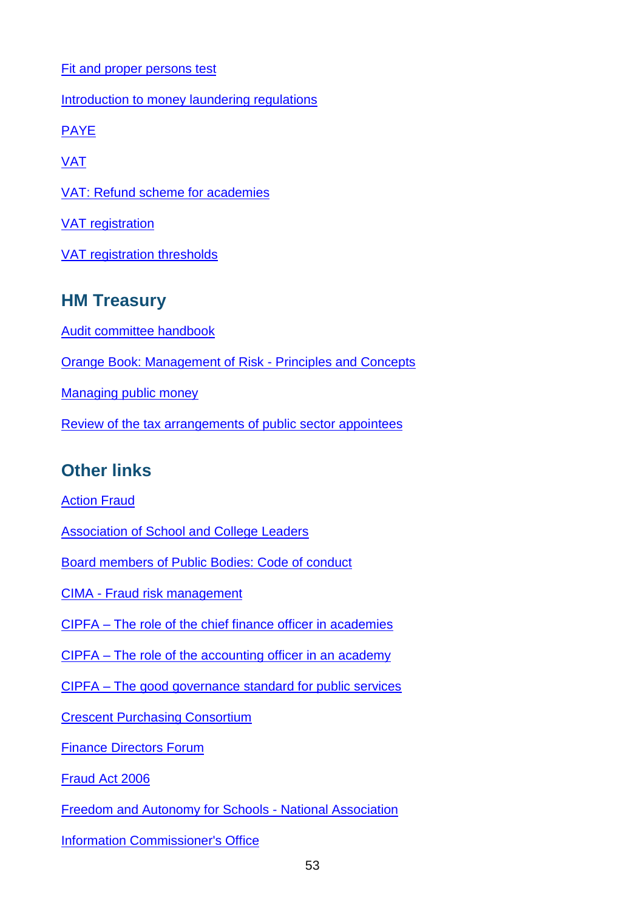Fit and proper persons test

Introduction to money laundering regulations

PAYE

VAT

VAT: Refund scheme for academies

VAT registration

VAT registration thresholds

## HM Treasury

Audit committee handbook

Orange Book: Management of Risk - Principles and Concepts

Managing public money

Review of the tax arrangements of public sector appointees

## Other links

Action Fraud

Association of School and College Leaders

Board members of Public Bodies: Code of conduct

CIMA - Fraud risk management

CIPFA – The role of the chief finance officer in academies

CIPFA – The role of the accounting officer in an academy

CIPFA – The good governance standard for public services

Crescent Purchasing Consortium

Finance Directors Forum

Fraud Act 2006

Freedom and Autonomy for Schools - National Association

Information Commissioner's Office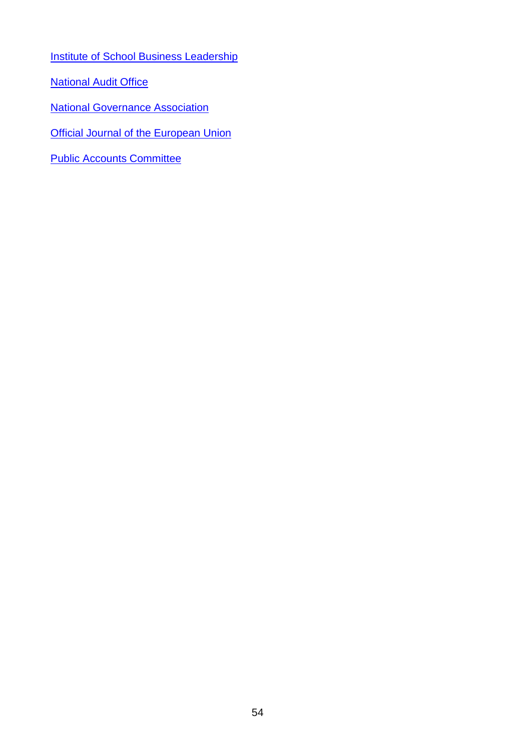[Institute of School Business Leadership]

[National Audit Office]

[National Governance Association]

[Official Journal of the European Union]

[Public Accounts Committee]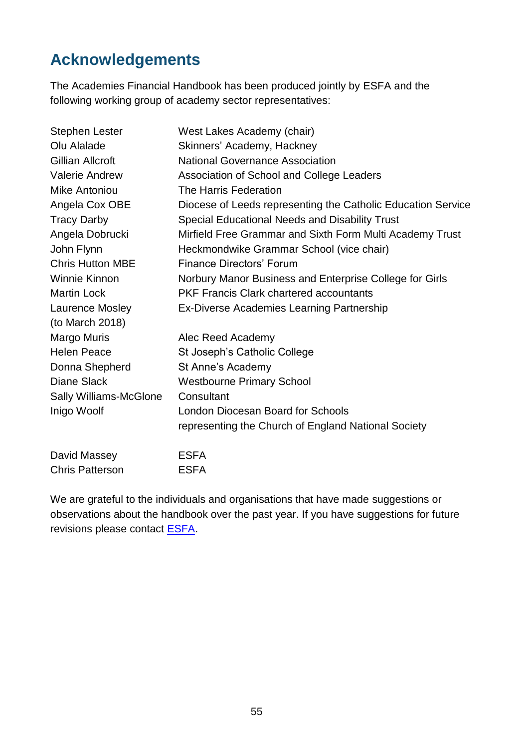## Acknowledgements

The Academies Financial Handbook has been produced jointly by ESFA and the following working group of academy sector representatives:

| | |
|---|---|
| Stephen Lester | West Lakes Academy (chair) |
| Olu Alalade | Skinners' Academy, Hackney |
| Gillian Allcroft | National Governance Association |
| Valerie Andrew | Association of School and College Leaders |
| Mike Antoniou | The Harris Federation |
| Angela Cox OBE | Diocese of Leeds representing the Catholic Education Service |
| Tracy Darby | Special Educational Needs and Disability Trust |
| Angela Dobrucki | Mirfield Free Grammar and Sixth Form Multi Academy Trust |
| John Flynn | Heckmondwike Grammar School (vice chair) |
| Chris Hutton MBE | Finance Directors' Forum |
| Winnie Kinnon | Norbury Manor Business and Enterprise College for Girls |
| Martin Lock | PKF Francis Clark chartered accountants |
| Laurence Mosley (to March 2018) | Ex-Diverse Academies Learning Partnership |
| Margo Muris | Alec Reed Academy |
| Helen Peace | St Joseph's Catholic College |
| Donna Shepherd | St Anne's Academy |
| Diane Slack | Westbourne Primary School |
| Sally Williams-McGlone | Consultant |
| Inigo Woolf | London Diocesan Board for Schools representing the Church of England National Society |
| | |
| David Massey | ESFA |
| Chris Patterson | ESFA |

We are grateful to the individuals and organisations that have made suggestions or observations about the handbook over the past year. If you have suggestions for future revisions please contact ESFA.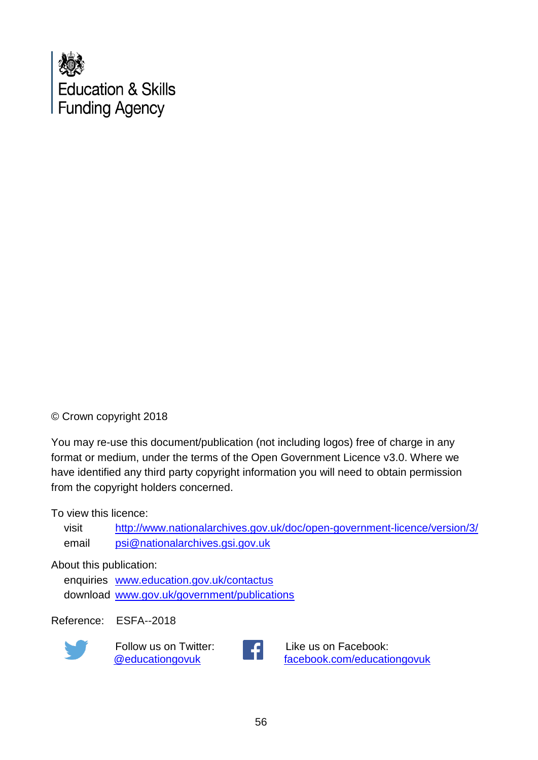Education & Skills Funding Agency

© Crown copyright 2018

You may re-use this document/publication (not including logos) free of charge in any format or medium, under the terms of the Open Government Licence v3.0. Where we have identified any third party copyright information you will need to obtain permission from the copyright holders concerned.

To view this licence:

visit [http://www.nationalarchives.gov.uk/doc/open-government-licence/version/3/](http://www.nationalarchives.gov.uk/doc/open-government-licence/version/3/)
email [psi@nationalarchives.gsi.gov.uk](mailto:psi@nationalarchives.gsi.gov.uk)

About this publication:

enquiries [www.education.gov.uk/contactus](http://www.education.gov.uk/contactus)
download [www.gov.uk/government/publications](http://www.gov.uk/government/publications)

Reference: ESFA--2018

Follow us on Twitter: [@educationgovuk](https://twitter.com/educationgovuk)

Like us on Facebook: [facebook.com/educationgovuk](https://facebook.com/educationgovuk)